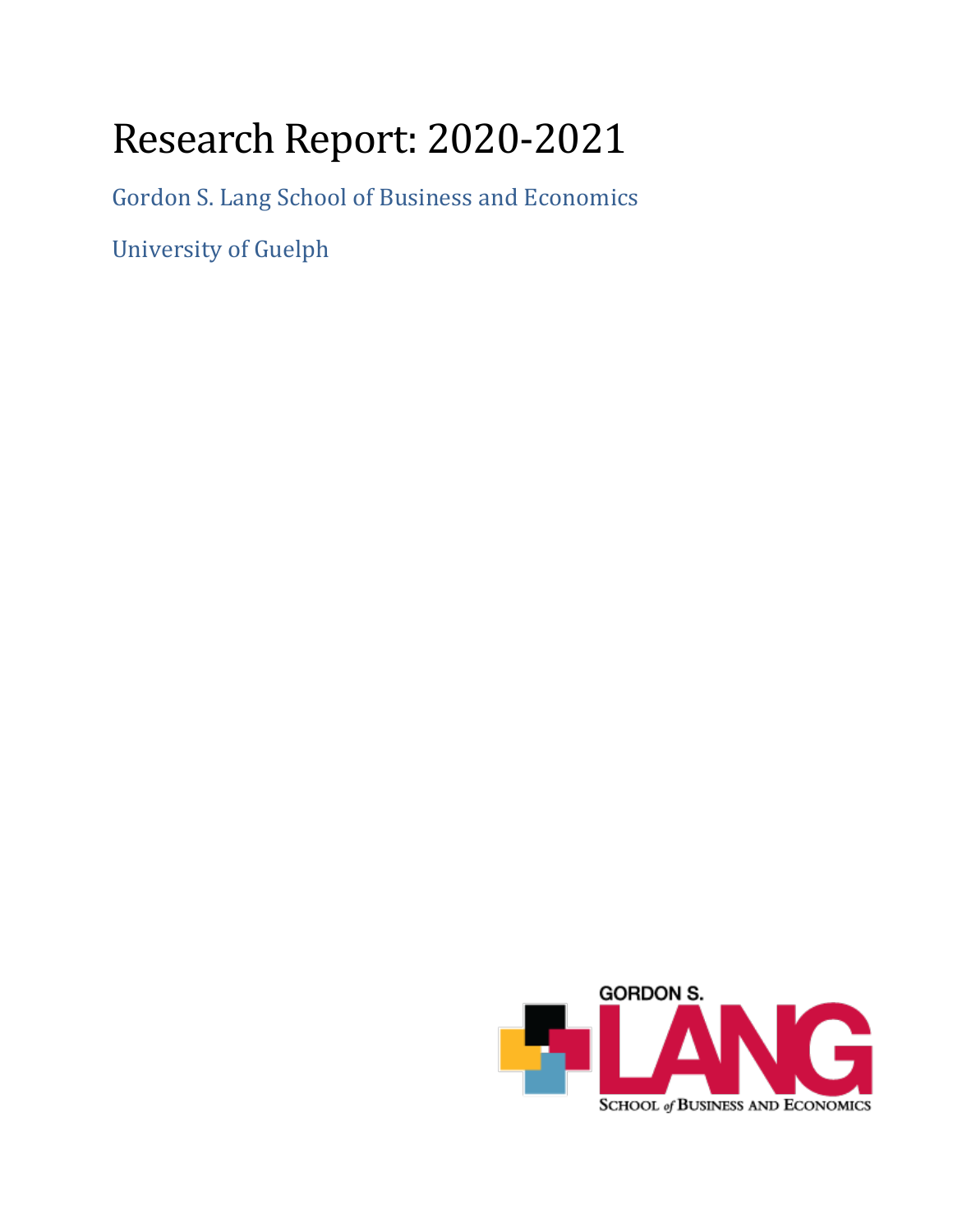# Research Report: 2020-2021

Gordon S. Lang School of Business and Economics

University of Guelph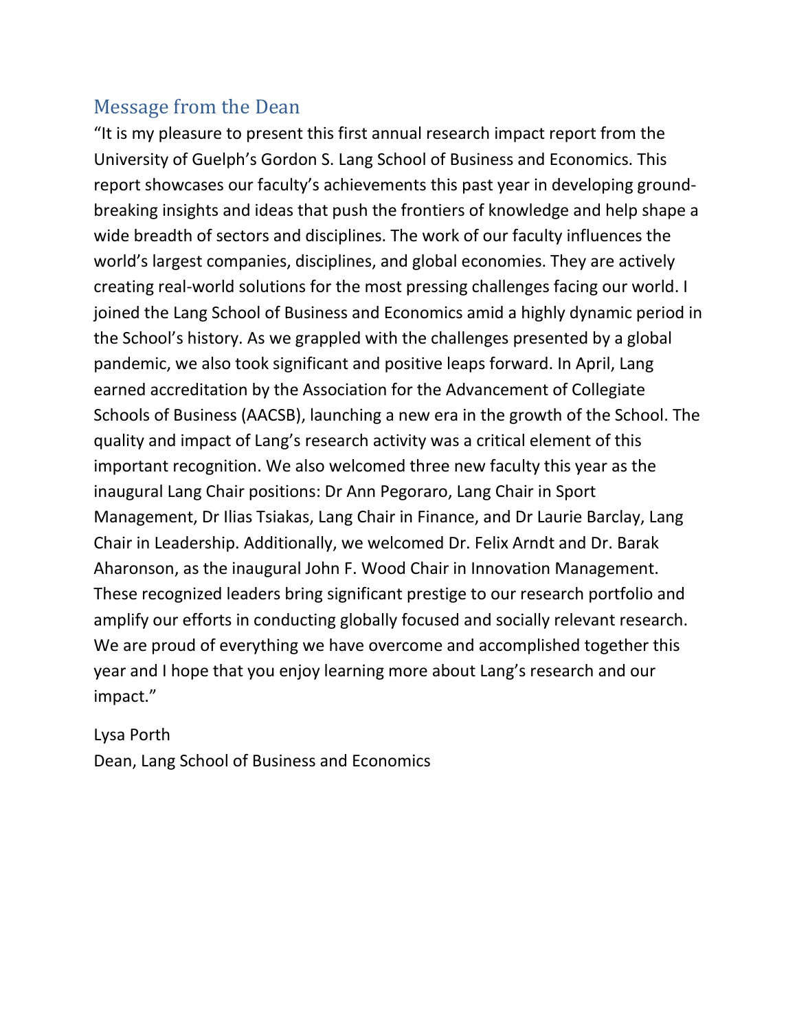## Message from the Dean

"It is my pleasure to present this first annual research impact report from the University of Guelph's Gordon S. Lang School of Business and Economics. This report showcases our faculty's achievements this past year in developing ground-breaking insights and ideas that push the frontiers of knowledge and help shape a wide breadth of sectors and disciplines. The work of our faculty influences the world's largest companies, disciplines, and global economies. They are actively creating real-world solutions for the most pressing challenges facing our world. I joined the Lang School of Business and Economics amid a highly dynamic period in the School's history. As we grappled with the challenges presented by a global pandemic, we also took significant and positive leaps forward. In April, Lang earned accreditation by the Association for the Advancement of Collegiate Schools of Business (AACSB), launching a new era in the growth of the School. The quality and impact of Lang's research activity was a critical element of this important recognition. We also welcomed three new faculty this year as the inaugural Lang Chair positions: Dr Ann Pegoraro, Lang Chair in Sport Management, Dr Ilias Tsiakas, Lang Chair in Finance, and Dr Laurie Barclay, Lang Chair in Leadership. Additionally, we welcomed Dr. Felix Arndt and Dr. Barak Aharonson, as the inaugural John F. Wood Chair in Innovation Management. These recognized leaders bring significant prestige to our research portfolio and amplify our efforts in conducting globally focused and socially relevant research. We are proud of everything we have overcome and accomplished together this year and I hope that you enjoy learning more about Lang's research and our impact."

Lysa Porth
Dean, Lang School of Business and Economics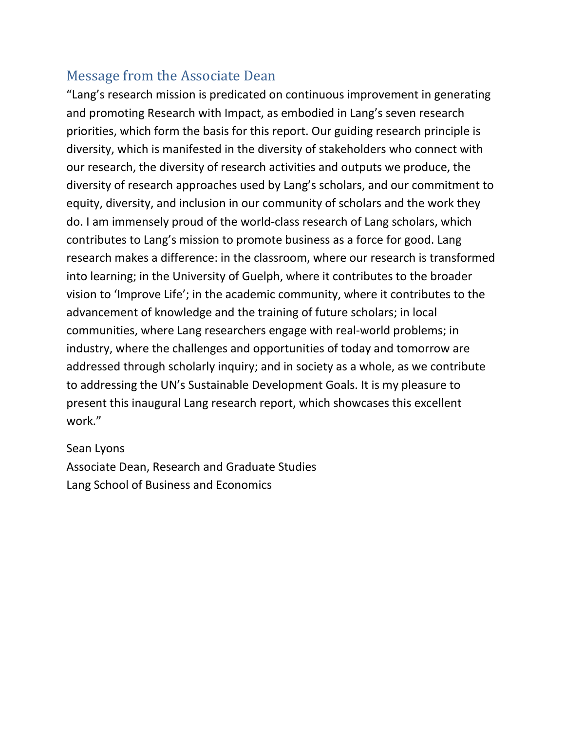## Message from the Associate Dean

"Lang's research mission is predicated on continuous improvement in generating and promoting Research with Impact, as embodied in Lang's seven research priorities, which form the basis for this report. Our guiding research principle is diversity, which is manifested in the diversity of stakeholders who connect with our research, the diversity of research activities and outputs we produce, the diversity of research approaches used by Lang's scholars, and our commitment to equity, diversity, and inclusion in our community of scholars and the work they do. I am immensely proud of the world-class research of Lang scholars, which contributes to Lang's mission to promote business as a force for good. Lang research makes a difference: in the classroom, where our research is transformed into learning; in the University of Guelph, where it contributes to the broader vision to 'Improve Life'; in the academic community, where it contributes to the advancement of knowledge and the training of future scholars; in local communities, where Lang researchers engage with real-world problems; in industry, where the challenges and opportunities of today and tomorrow are addressed through scholarly inquiry; and in society as a whole, as we contribute to addressing the UN's Sustainable Development Goals. It is my pleasure to present this inaugural Lang research report, which showcases this excellent work."

Sean Lyons  
Associate Dean, Research and Graduate Studies  
Lang School of Business and Economics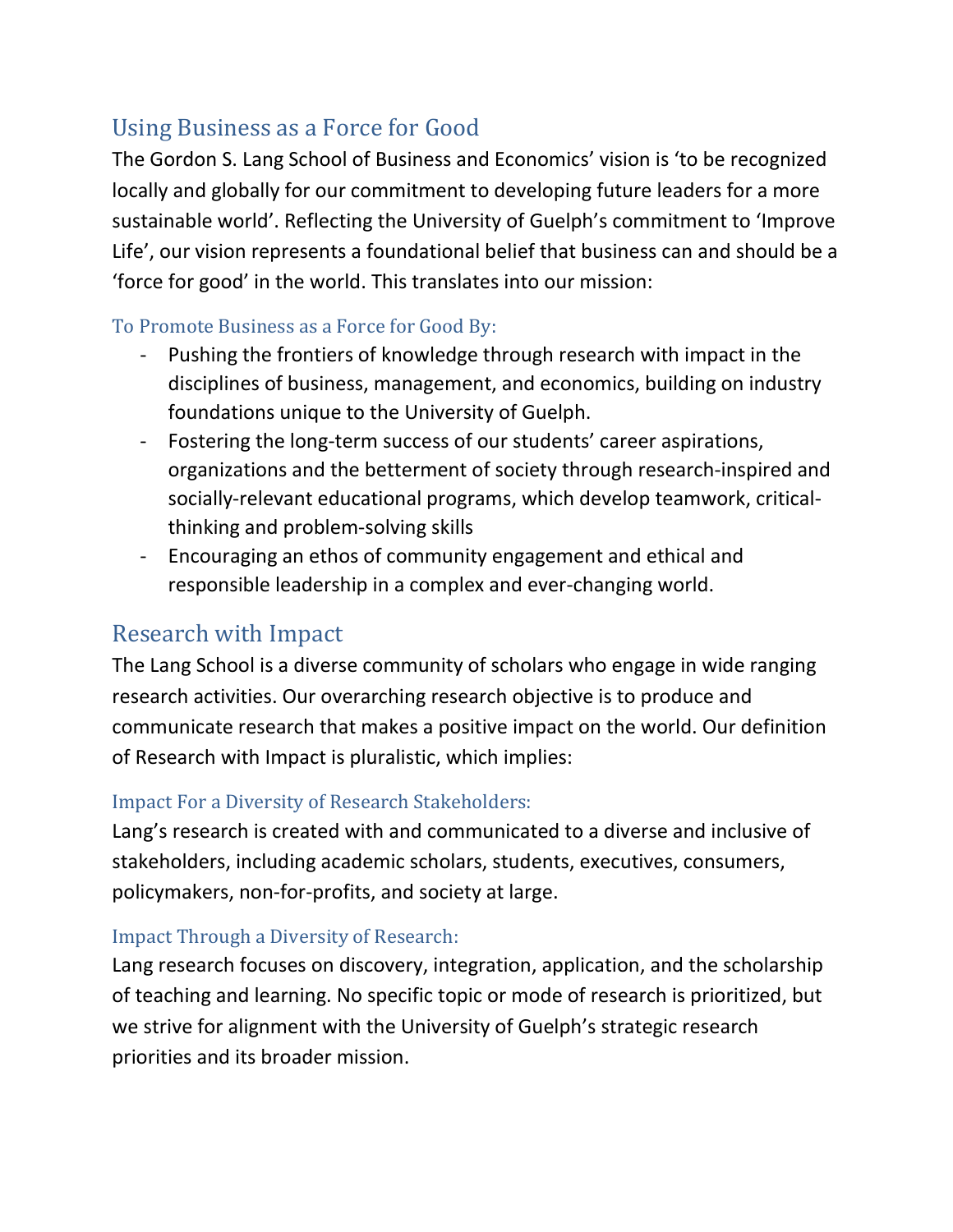## Using Business as a Force for Good

The Gordon S. Lang School of Business and Economics' vision is 'to be recognized locally and globally for our commitment to developing future leaders for a more sustainable world'. Reflecting the University of Guelph's commitment to 'Improve Life', our vision represents a foundational belief that business can and should be a 'force for good' in the world. This translates into our mission:

### To Promote Business as a Force for Good By:

- Pushing the frontiers of knowledge through research with impact in the disciplines of business, management, and economics, building on industry foundations unique to the University of Guelph.
- Fostering the long-term success of our students' career aspirations, organizations and the betterment of society through research-inspired and socially-relevant educational programs, which develop teamwork, critical-thinking and problem-solving skills
- Encouraging an ethos of community engagement and ethical and responsible leadership in a complex and ever-changing world.

## Research with Impact

The Lang School is a diverse community of scholars who engage in wide ranging research activities. Our overarching research objective is to produce and communicate research that makes a positive impact on the world. Our definition of Research with Impact is pluralistic, which implies:

### Impact For a Diversity of Research Stakeholders:

Lang's research is created with and communicated to a diverse and inclusive of stakeholders, including academic scholars, students, executives, consumers, policymakers, non-for-profits, and society at large.

### Impact Through a Diversity of Research:

Lang research focuses on discovery, integration, application, and the scholarship of teaching and learning. No specific topic or mode of research is prioritized, but we strive for alignment with the University of Guelph's strategic research priorities and its broader mission.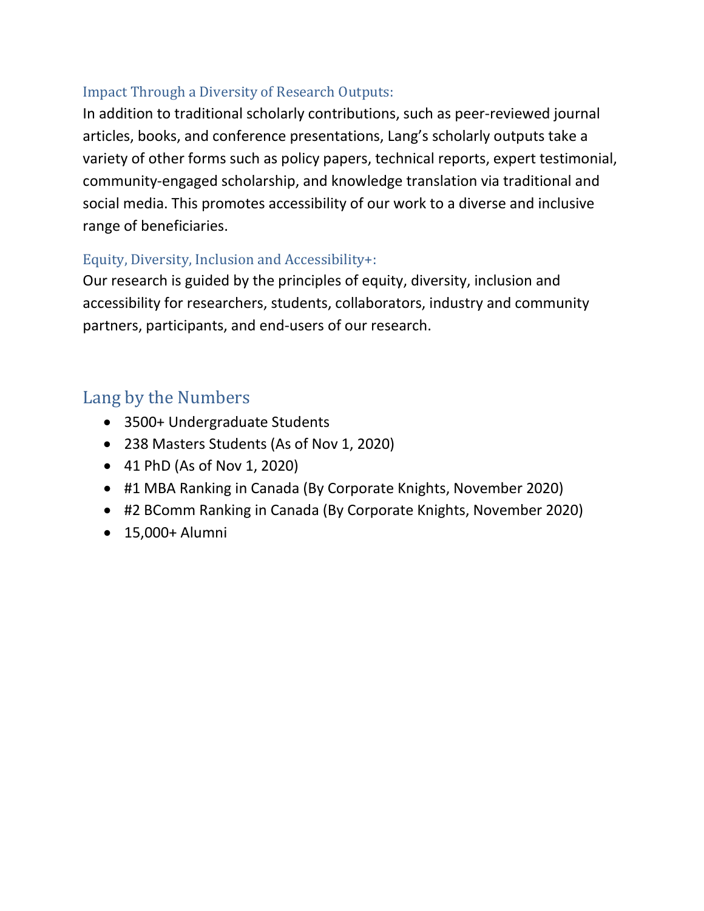### Impact Through a Diversity of Research Outputs:

In addition to traditional scholarly contributions, such as peer-reviewed journal articles, books, and conference presentations, Lang's scholarly outputs take a variety of other forms such as policy papers, technical reports, expert testimonial, community-engaged scholarship, and knowledge translation via traditional and social media. This promotes accessibility of our work to a diverse and inclusive range of beneficiaries.

### Equity, Diversity, Inclusion and Accessibility+:

Our research is guided by the principles of equity, diversity, inclusion and accessibility for researchers, students, collaborators, industry and community partners, participants, and end-users of our research.

## Lang by the Numbers

- 3500+ Undergraduate Students
- 238 Masters Students (As of Nov 1, 2020)
- 41 PhD (As of Nov 1, 2020)
- #1 MBA Ranking in Canada (By Corporate Knights, November 2020)
- #2 BComm Ranking in Canada (By Corporate Knights, November 2020)
- 15,000+ Alumni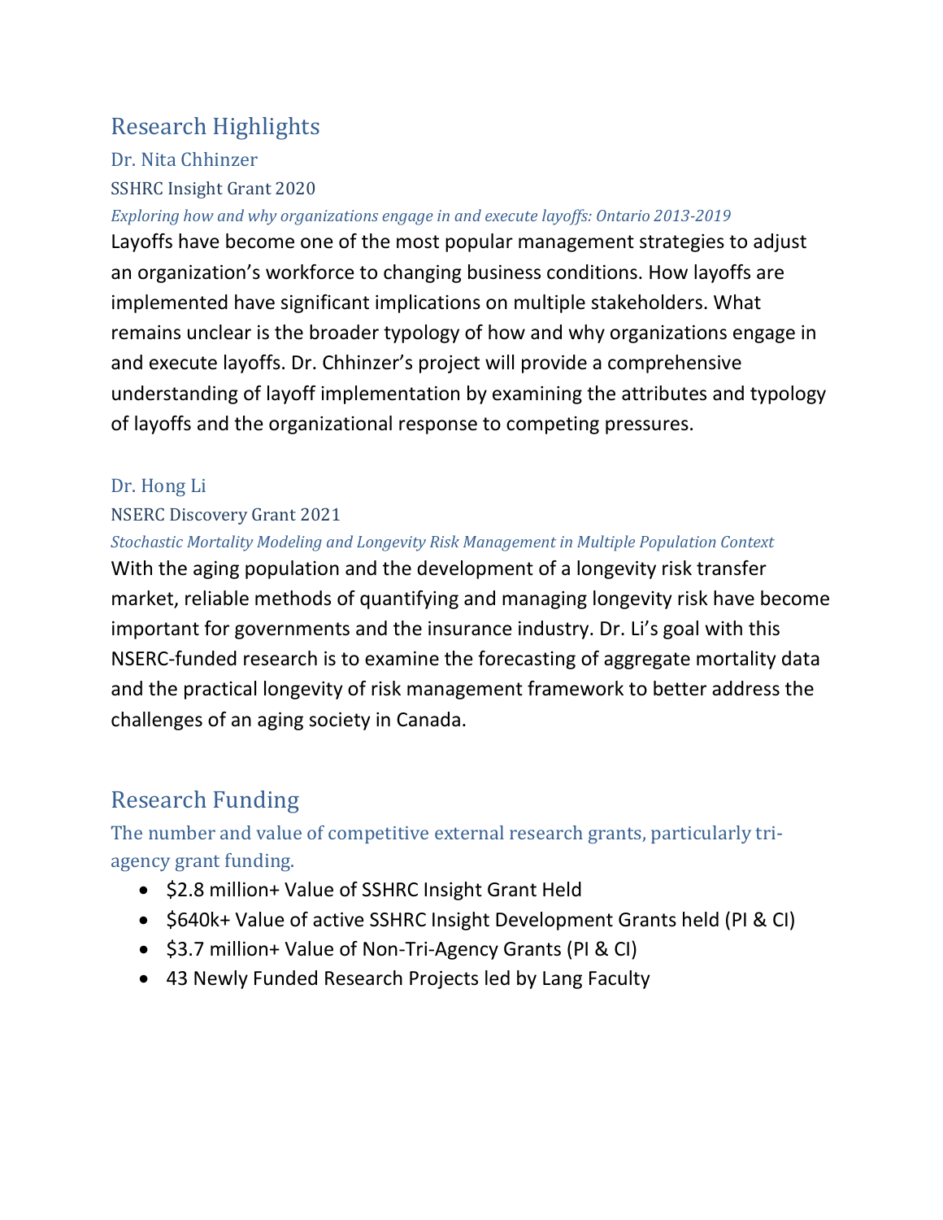## Research Highlights

### Dr. Nita Chhinzer

### SSHRC Insight Grant 2020

*Exploring how and why organizations engage in and execute layoffs: Ontario 2013-2019*

Layoffs have become one of the most popular management strategies to adjust an organization's workforce to changing business conditions. How layoffs are implemented have significant implications on multiple stakeholders. What remains unclear is the broader typology of how and why organizations engage in and execute layoffs. Dr. Chhinzer's project will provide a comprehensive understanding of layoff implementation by examining the attributes and typology of layoffs and the organizational response to competing pressures.

### Dr. Hong Li

### NSERC Discovery Grant 2021

*Stochastic Mortality Modeling and Longevity Risk Management in Multiple Population Context*

With the aging population and the development of a longevity risk transfer market, reliable methods of quantifying and managing longevity risk have become important for governments and the insurance industry. Dr. Li's goal with this NSERC-funded research is to examine the forecasting of aggregate mortality data and the practical longevity of risk management framework to better address the challenges of an aging society in Canada.

## Research Funding

### The number and value of competitive external research grants, particularly tri-agency grant funding.

- $2.8 million+ Value of SSHRC Insight Grant Held
- $640k+ Value of active SSHRC Insight Development Grants held (PI & CI)
- $3.7 million+ Value of Non-Tri-Agency Grants (PI & CI)
- 43 Newly Funded Research Projects led by Lang Faculty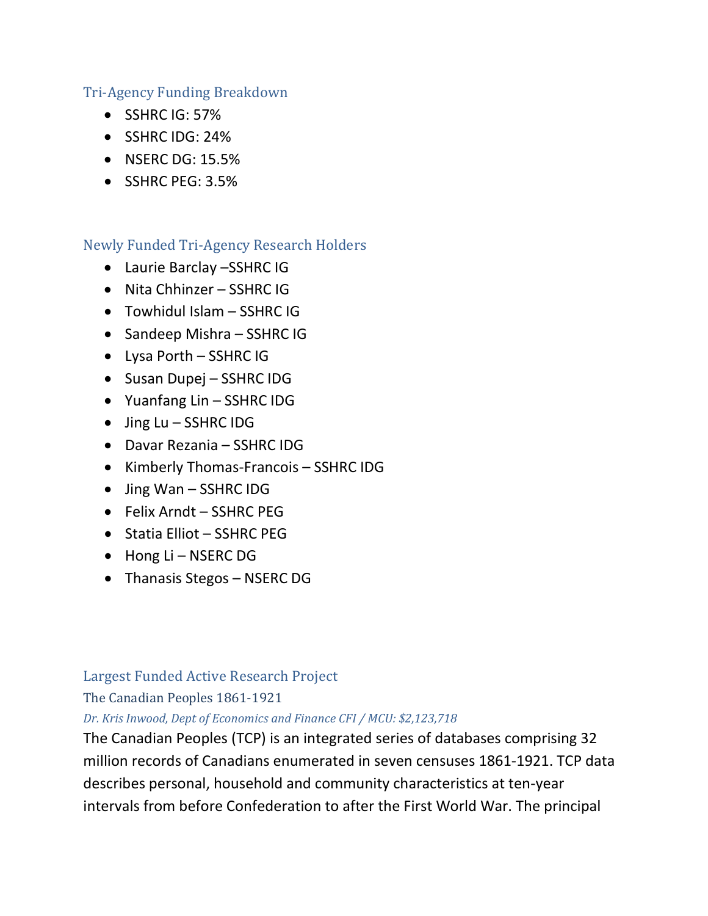## Tri-Agency Funding Breakdown

- SSHRC IG: 57%
- SSHRC IDG: 24%
- NSERC DG: 15.5%
- SSHRC PEG: 3.5%

## Newly Funded Tri-Agency Research Holders

- Laurie Barclay –SSHRC IG
- Nita Chhinzer – SSHRC IG
- Towhidul Islam – SSHRC IG
- Sandeep Mishra – SSHRC IG
- Lysa Porth – SSHRC IG
- Susan Dupej – SSHRC IDG
- Yuanfang Lin – SSHRC IDG
- Jing Lu – SSHRC IDG
- Davar Rezania – SSHRC IDG
- Kimberly Thomas-Francois – SSHRC IDG
- Jing Wan – SSHRC IDG
- Felix Arndt – SSHRC PEG
- Statia Elliot – SSHRC PEG
- Hong Li – NSERC DG
- Thanasis Stegos – NSERC DG

## Largest Funded Active Research Project

### The Canadian Peoples 1861-1921

*Dr. Kris Inwood, Dept of Economics and Finance CFI / MCU: $2,123,718*

The Canadian Peoples (TCP) is an integrated series of databases comprising 32 million records of Canadians enumerated in seven censuses 1861-1921. TCP data describes personal, household and community characteristics at ten-year intervals from before Confederation to after the First World War. The principal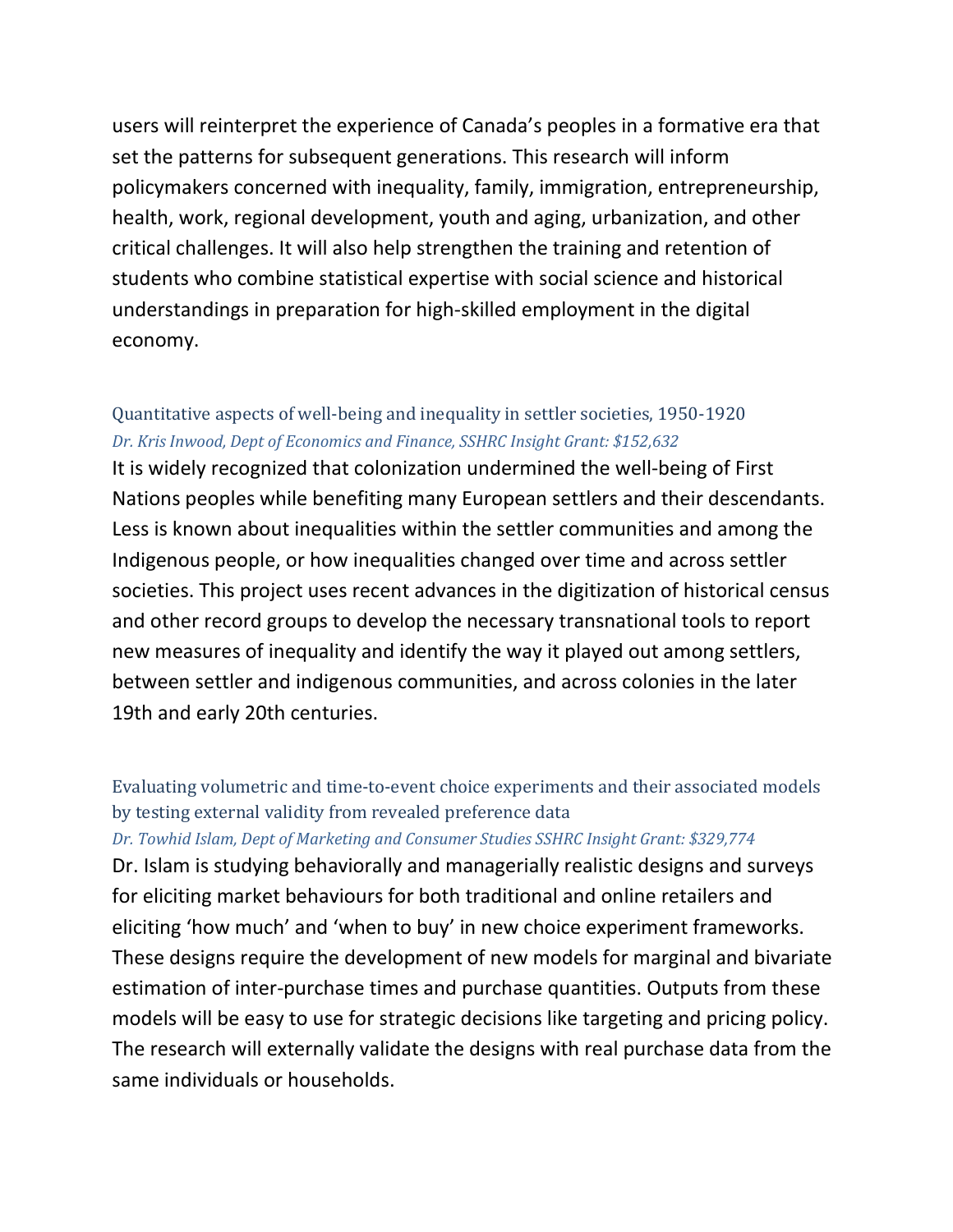users will reinterpret the experience of Canada's peoples in a formative era that set the patterns for subsequent generations. This research will inform policymakers concerned with inequality, family, immigration, entrepreneurship, health, work, regional development, youth and aging, urbanization, and other critical challenges. It will also help strengthen the training and retention of students who combine statistical expertise with social science and historical understandings in preparation for high-skilled employment in the digital economy.

### Quantitative aspects of well-being and inequality in settler societies, 1950-1920

*Dr. Kris Inwood, Dept of Economics and Finance, SSHRC Insight Grant: $152,632*

It is widely recognized that colonization undermined the well-being of First Nations peoples while benefiting many European settlers and their descendants. Less is known about inequalities within the settler communities and among the Indigenous people, or how inequalities changed over time and across settler societies. This project uses recent advances in the digitization of historical census and other record groups to develop the necessary transnational tools to report new measures of inequality and identify the way it played out among settlers, between settler and indigenous communities, and across colonies in the later 19th and early 20th centuries.

### Evaluating volumetric and time-to-event choice experiments and their associated models by testing external validity from revealed preference data

*Dr. Towhid Islam, Dept of Marketing and Consumer Studies SSHRC Insight Grant: $329,774*

Dr. Islam is studying behaviorally and managerially realistic designs and surveys for eliciting market behaviours for both traditional and online retailers and eliciting 'how much' and 'when to buy' in new choice experiment frameworks. These designs require the development of new models for marginal and bivariate estimation of inter-purchase times and purchase quantities. Outputs from these models will be easy to use for strategic decisions like targeting and pricing policy. The research will externally validate the designs with real purchase data from the same individuals or households.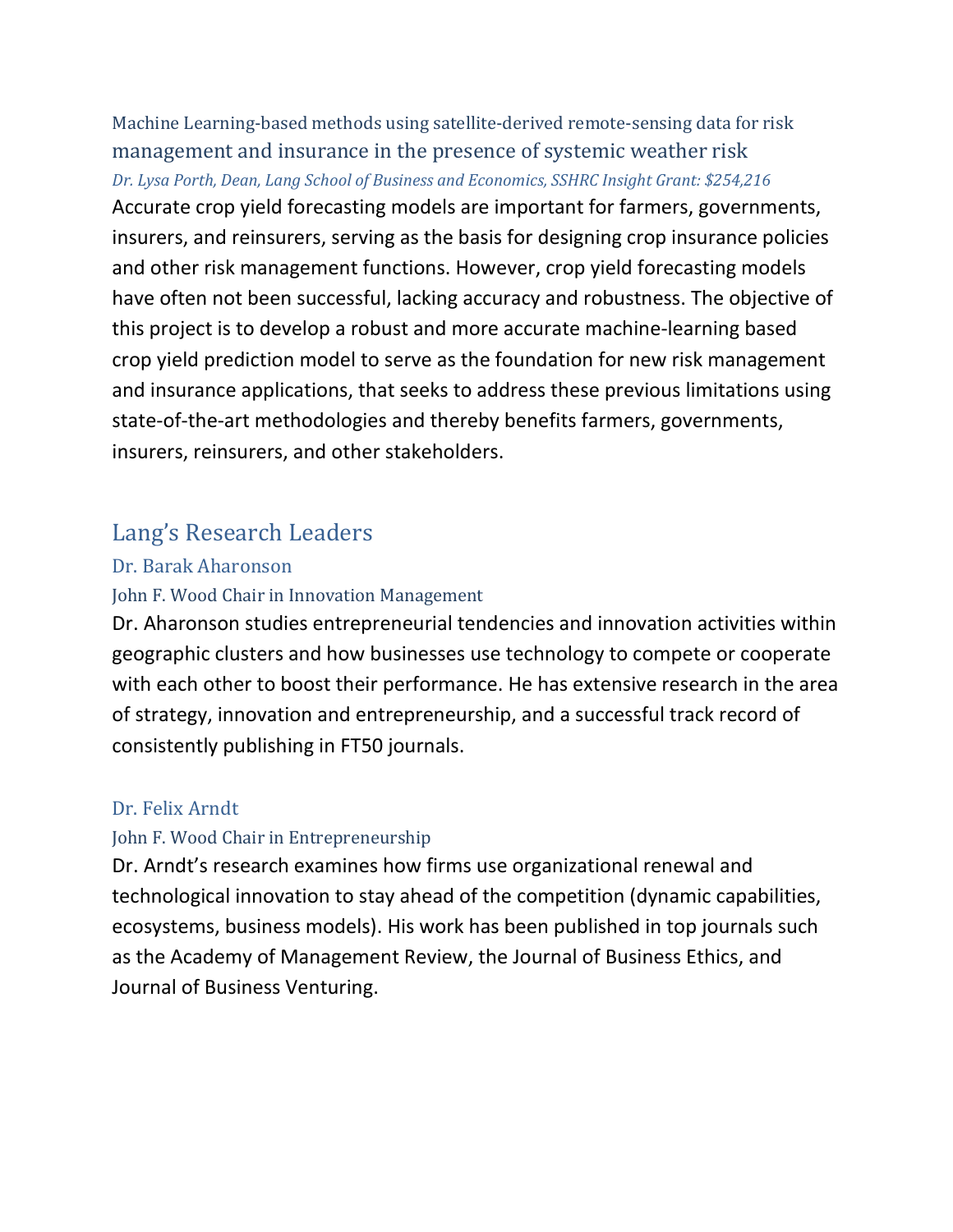### Machine Learning-based methods using satellite-derived remote-sensing data for risk management and insurance in the presence of systemic weather risk

*Dr. Lysa Porth, Dean, Lang School of Business and Economics, SSHRC Insight Grant: $254,216*

Accurate crop yield forecasting models are important for farmers, governments, insurers, and reinsurers, serving as the basis for designing crop insurance policies and other risk management functions. However, crop yield forecasting models have often not been successful, lacking accuracy and robustness. The objective of this project is to develop a robust and more accurate machine-learning based crop yield prediction model to serve as the foundation for new risk management and insurance applications, that seeks to address these previous limitations using state-of-the-art methodologies and thereby benefits farmers, governments, insurers, reinsurers, and other stakeholders.

## Lang's Research Leaders

### Dr. Barak Aharonson

#### John F. Wood Chair in Innovation Management

Dr. Aharonson studies entrepreneurial tendencies and innovation activities within geographic clusters and how businesses use technology to compete or cooperate with each other to boost their performance. He has extensive research in the area of strategy, innovation and entrepreneurship, and a successful track record of consistently publishing in FT50 journals.

### Dr. Felix Arndt

#### John F. Wood Chair in Entrepreneurship

Dr. Arndt's research examines how firms use organizational renewal and technological innovation to stay ahead of the competition (dynamic capabilities, ecosystems, business models). His work has been published in top journals such as the Academy of Management Review, the Journal of Business Ethics, and Journal of Business Venturing.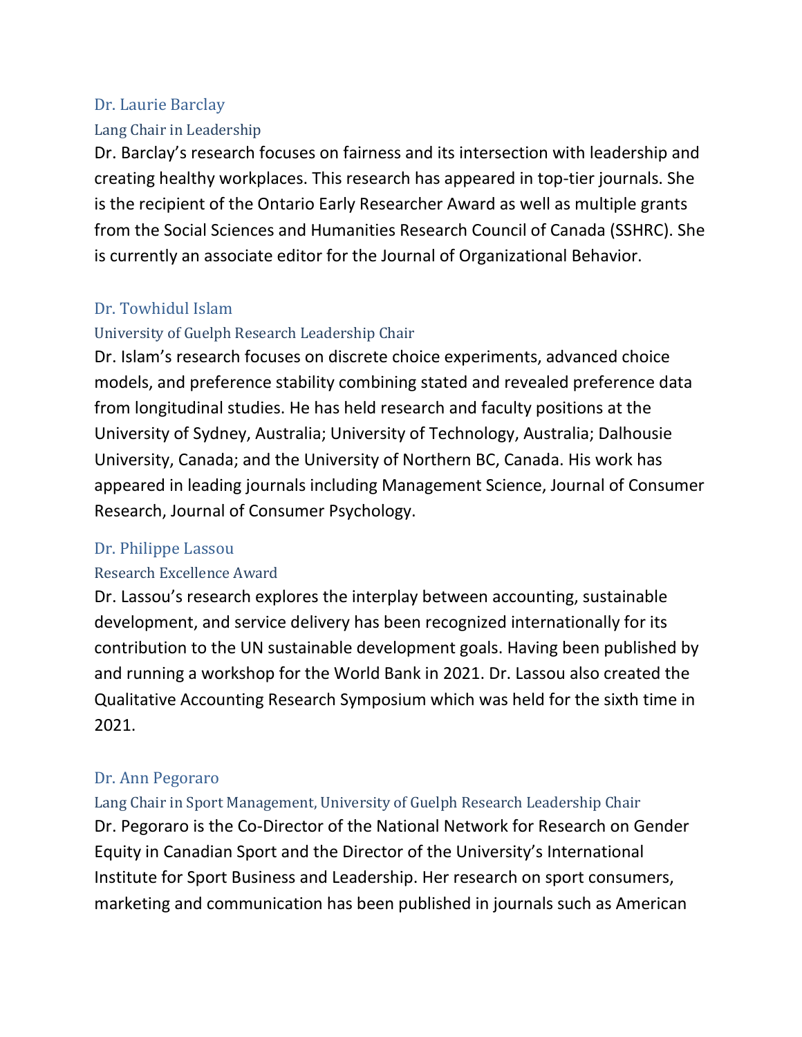### Dr. Laurie Barclay

#### Lang Chair in Leadership

Dr. Barclay's research focuses on fairness and its intersection with leadership and creating healthy workplaces. This research has appeared in top-tier journals. She is the recipient of the Ontario Early Researcher Award as well as multiple grants from the Social Sciences and Humanities Research Council of Canada (SSHRC). She is currently an associate editor for the Journal of Organizational Behavior.

### Dr. Towhidul Islam

#### University of Guelph Research Leadership Chair

Dr. Islam's research focuses on discrete choice experiments, advanced choice models, and preference stability combining stated and revealed preference data from longitudinal studies. He has held research and faculty positions at the University of Sydney, Australia; University of Technology, Australia; Dalhousie University, Canada; and the University of Northern BC, Canada. His work has appeared in leading journals including Management Science, Journal of Consumer Research, Journal of Consumer Psychology.

### Dr. Philippe Lassou

#### Research Excellence Award

Dr. Lassou's research explores the interplay between accounting, sustainable development, and service delivery has been recognized internationally for its contribution to the UN sustainable development goals. Having been published by and running a workshop for the World Bank in 2021. Dr. Lassou also created the Qualitative Accounting Research Symposium which was held for the sixth time in 2021.

### Dr. Ann Pegoraro

#### Lang Chair in Sport Management, University of Guelph Research Leadership Chair

Dr. Pegoraro is the Co-Director of the National Network for Research on Gender Equity in Canadian Sport and the Director of the University's International Institute for Sport Business and Leadership. Her research on sport consumers, marketing and communication has been published in journals such as American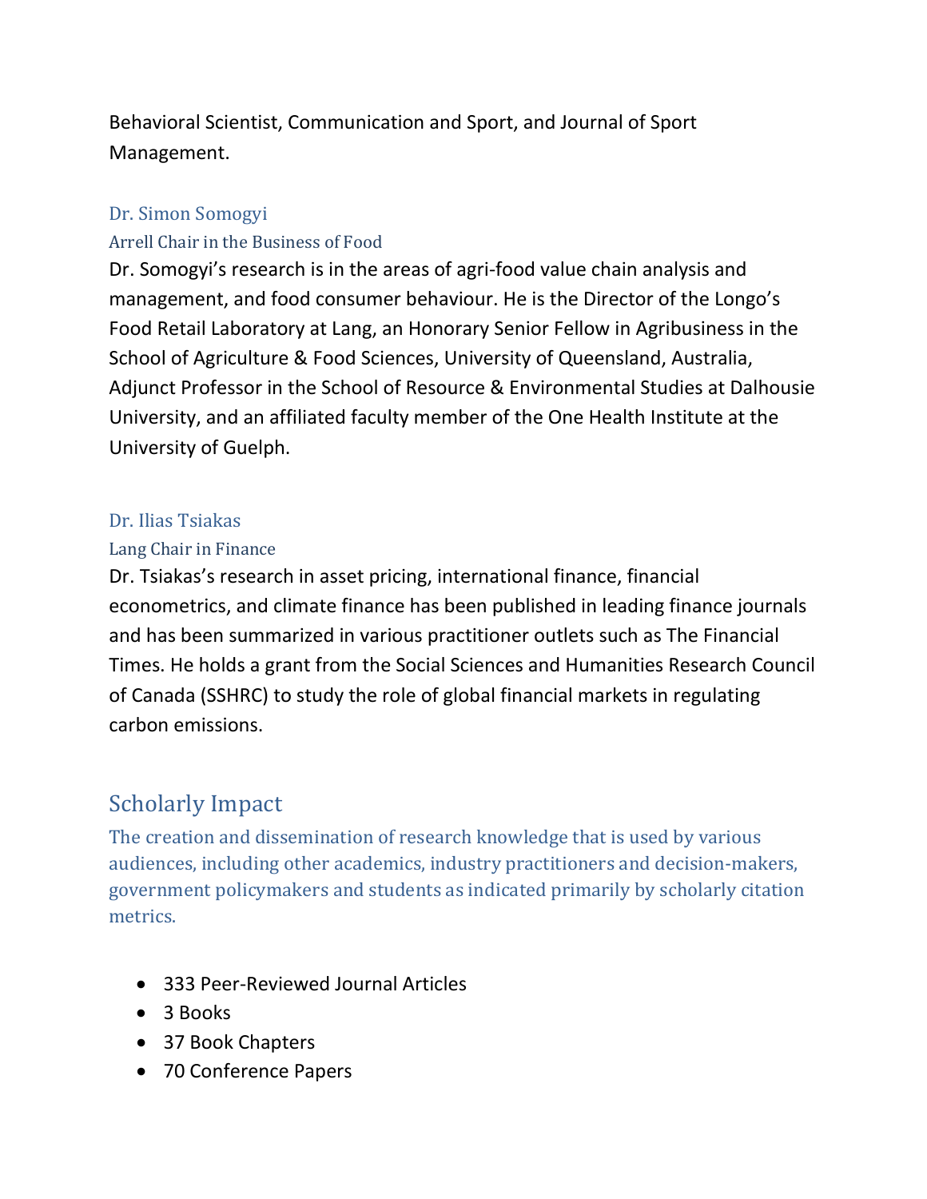Behavioral Scientist, Communication and Sport, and Journal of Sport Management.

### Dr. Simon Somogyi

#### Arrell Chair in the Business of Food

Dr. Somogyi's research is in the areas of agri-food value chain analysis and management, and food consumer behaviour. He is the Director of the Longo's Food Retail Laboratory at Lang, an Honorary Senior Fellow in Agribusiness in the School of Agriculture & Food Sciences, University of Queensland, Australia, Adjunct Professor in the School of Resource & Environmental Studies at Dalhousie University, and an affiliated faculty member of the One Health Institute at the University of Guelph.

### Dr. Ilias Tsiakas

#### Lang Chair in Finance

Dr. Tsiakas's research in asset pricing, international finance, financial econometrics, and climate finance has been published in leading finance journals and has been summarized in various practitioner outlets such as The Financial Times. He holds a grant from the Social Sciences and Humanities Research Council of Canada (SSHRC) to study the role of global financial markets in regulating carbon emissions.

## Scholarly Impact

The creation and dissemination of research knowledge that is used by various audiences, including other academics, industry practitioners and decision-makers, government policymakers and students as indicated primarily by scholarly citation metrics.

- 333 Peer-Reviewed Journal Articles
- 3 Books
- 37 Book Chapters
- 70 Conference Papers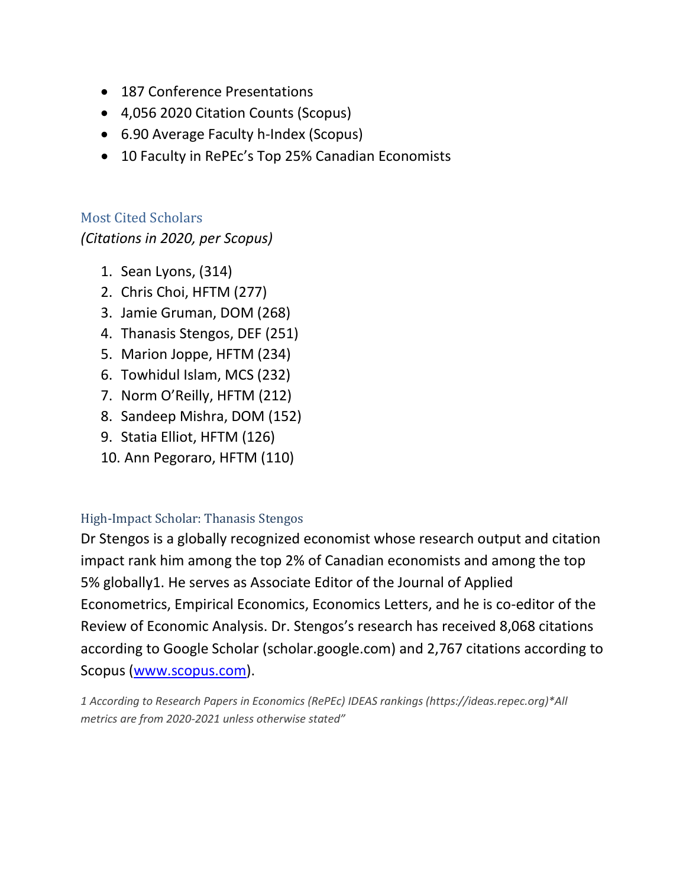- 187 Conference Presentations
- 4,056 2020 Citation Counts (Scopus)
- 6.90 Average Faculty h-Index (Scopus)
- 10 Faculty in RePEc's Top 25% Canadian Economists

## Most Cited Scholars

*(Citations in 2020, per Scopus)*

1. Sean Lyons, (314)
2. Chris Choi, HFTM (277)
3. Jamie Gruman, DOM (268)
4. Thanasis Stengos, DEF (251)
5. Marion Joppe, HFTM (234)
6. Towhidul Islam, MCS (232)
7. Norm O'Reilly, HFTM (212)
8. Sandeep Mishra, DOM (152)
9. Statia Elliot, HFTM (126)
10. Ann Pegoraro, HFTM (110)

## High-Impact Scholar: Thanasis Stengos

Dr Stengos is a globally recognized economist whose research output and citation impact rank him among the top 2% of Canadian economists and among the top 5% globally[1]. He serves as Associate Editor of the Journal of Applied Econometrics, Empirical Economics, Economics Letters, and he is co-editor of the Review of Economic Analysis. Dr. Stengos's research has received 8,068 citations according to Google Scholar (scholar.google.com) and 2,767 citations according to Scopus ([www.scopus.com](http://www.scopus.com)).

*1 According to Research Papers in Economics (RePEc) IDEAS rankings (https://ideas.repec.org)*All metrics are from 2020-2021 unless otherwise stated"*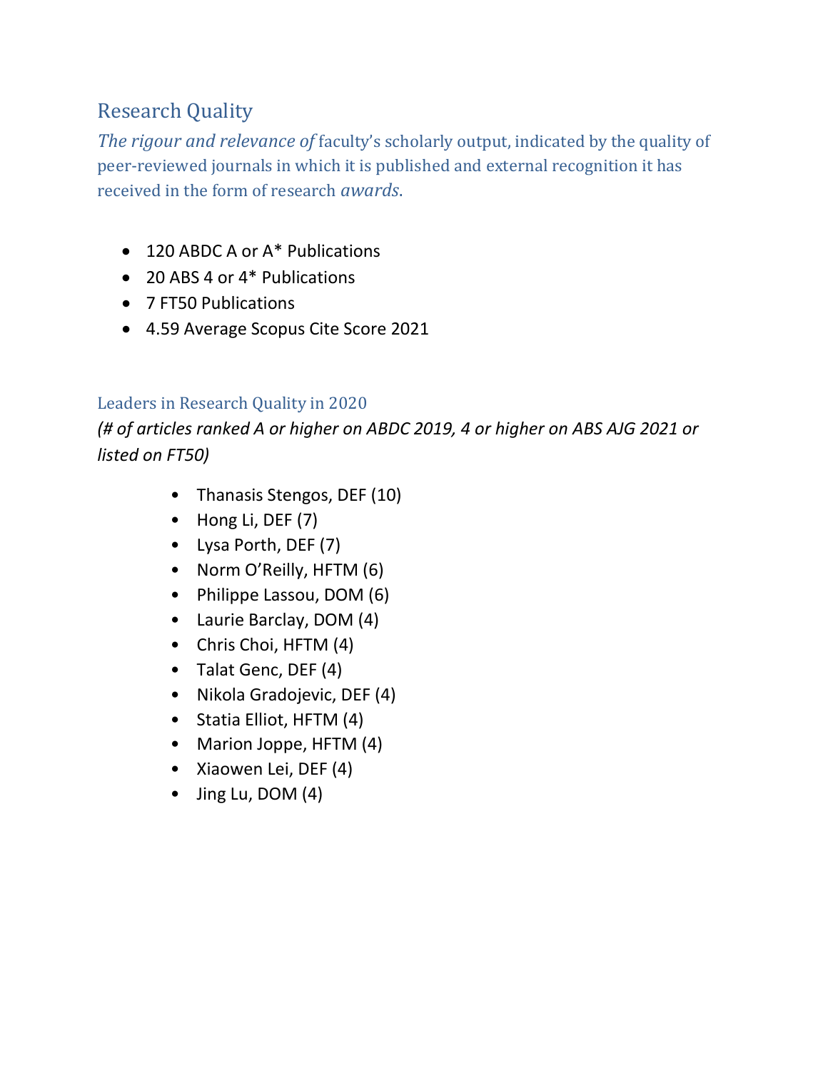## Research Quality

*The rigour and relevance of* faculty's scholarly output, indicated by the quality of peer-reviewed journals in which it is published and external recognition it has received in the form of research *awards*.

- 120 ABDC A or A* Publications
- 20 ABS 4 or 4* Publications
- 7 FT50 Publications
- 4.59 Average Scopus Cite Score 2021

### Leaders in Research Quality in 2020

*(# of articles ranked A or higher on ABDC 2019, 4 or higher on ABS AJG 2021 or listed on FT50)*

- Thanasis Stengos, DEF (10)
- Hong Li, DEF (7)
- Lysa Porth, DEF (7)
- Norm O'Reilly, HFTM (6)
- Philippe Lassou, DOM (6)
- Laurie Barclay, DOM (4)
- Chris Choi, HFTM (4)
- Talat Genc, DEF (4)
- Nikola Gradojevic, DEF (4)
- Statia Elliot, HFTM (4)
- Marion Joppe, HFTM (4)
- Xiaowen Lei, DEF (4)
- Jing Lu, DOM (4)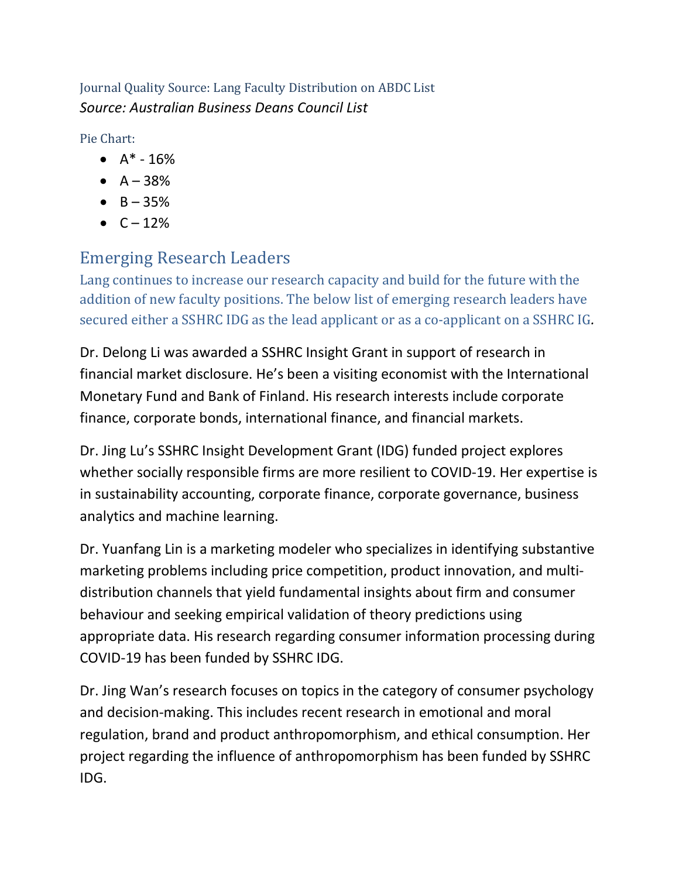Journal Quality Source: Lang Faculty Distribution on ABDC List

*Source: Australian Business Deans Council List*

Pie Chart:

- A* - 16%
- A – 38%
- B – 35%
- C – 12%

## Emerging Research Leaders

Lang continues to increase our research capacity and build for the future with the addition of new faculty positions. The below list of emerging research leaders have secured either a SSHRC IDG as the lead applicant or as a co-applicant on a SSHRC IG.

Dr. Delong Li was awarded a SSHRC Insight Grant in support of research in financial market disclosure. He's been a visiting economist with the International Monetary Fund and Bank of Finland. His research interests include corporate finance, corporate bonds, international finance, and financial markets.

Dr. Jing Lu's SSHRC Insight Development Grant (IDG) funded project explores whether socially responsible firms are more resilient to COVID-19. Her expertise is in sustainability accounting, corporate finance, corporate governance, business analytics and machine learning.

Dr. Yuanfang Lin is a marketing modeler who specializes in identifying substantive marketing problems including price competition, product innovation, and multi-distribution channels that yield fundamental insights about firm and consumer behaviour and seeking empirical validation of theory predictions using appropriate data. His research regarding consumer information processing during COVID-19 has been funded by SSHRC IDG.

Dr. Jing Wan's research focuses on topics in the category of consumer psychology and decision-making. This includes recent research in emotional and moral regulation, brand and product anthropomorphism, and ethical consumption. Her project regarding the influence of anthropomorphism has been funded by SSHRC IDG.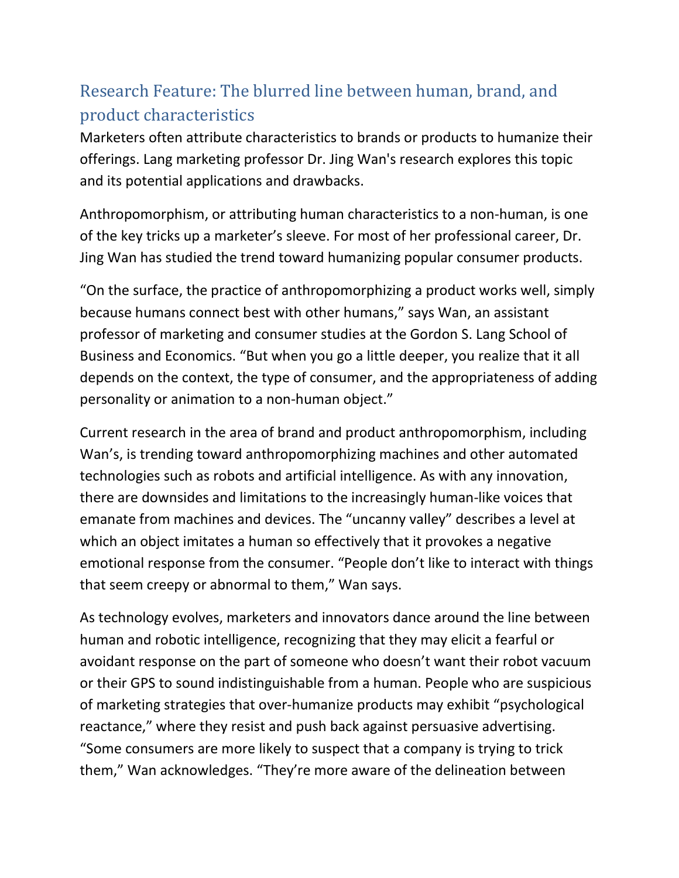## Research Feature: The blurred line between human, brand, and product characteristics

Marketers often attribute characteristics to brands or products to humanize their offerings. Lang marketing professor Dr. Jing Wan's research explores this topic and its potential applications and drawbacks.

Anthropomorphism, or attributing human characteristics to a non-human, is one of the key tricks up a marketer's sleeve. For most of her professional career, Dr. Jing Wan has studied the trend toward humanizing popular consumer products.

"On the surface, the practice of anthropomorphizing a product works well, simply because humans connect best with other humans," says Wan, an assistant professor of marketing and consumer studies at the Gordon S. Lang School of Business and Economics. "But when you go a little deeper, you realize that it all depends on the context, the type of consumer, and the appropriateness of adding personality or animation to a non-human object."

Current research in the area of brand and product anthropomorphism, including Wan's, is trending toward anthropomorphizing machines and other automated technologies such as robots and artificial intelligence. As with any innovation, there are downsides and limitations to the increasingly human-like voices that emanate from machines and devices. The "uncanny valley" describes a level at which an object imitates a human so effectively that it provokes a negative emotional response from the consumer. "People don't like to interact with things that seem creepy or abnormal to them," Wan says.

As technology evolves, marketers and innovators dance around the line between human and robotic intelligence, recognizing that they may elicit a fearful or avoidant response on the part of someone who doesn't want their robot vacuum or their GPS to sound indistinguishable from a human. People who are suspicious of marketing strategies that over-humanize products may exhibit "psychological reactance," where they resist and push back against persuasive advertising. "Some consumers are more likely to suspect that a company is trying to trick them," Wan acknowledges. "They're more aware of the delineation between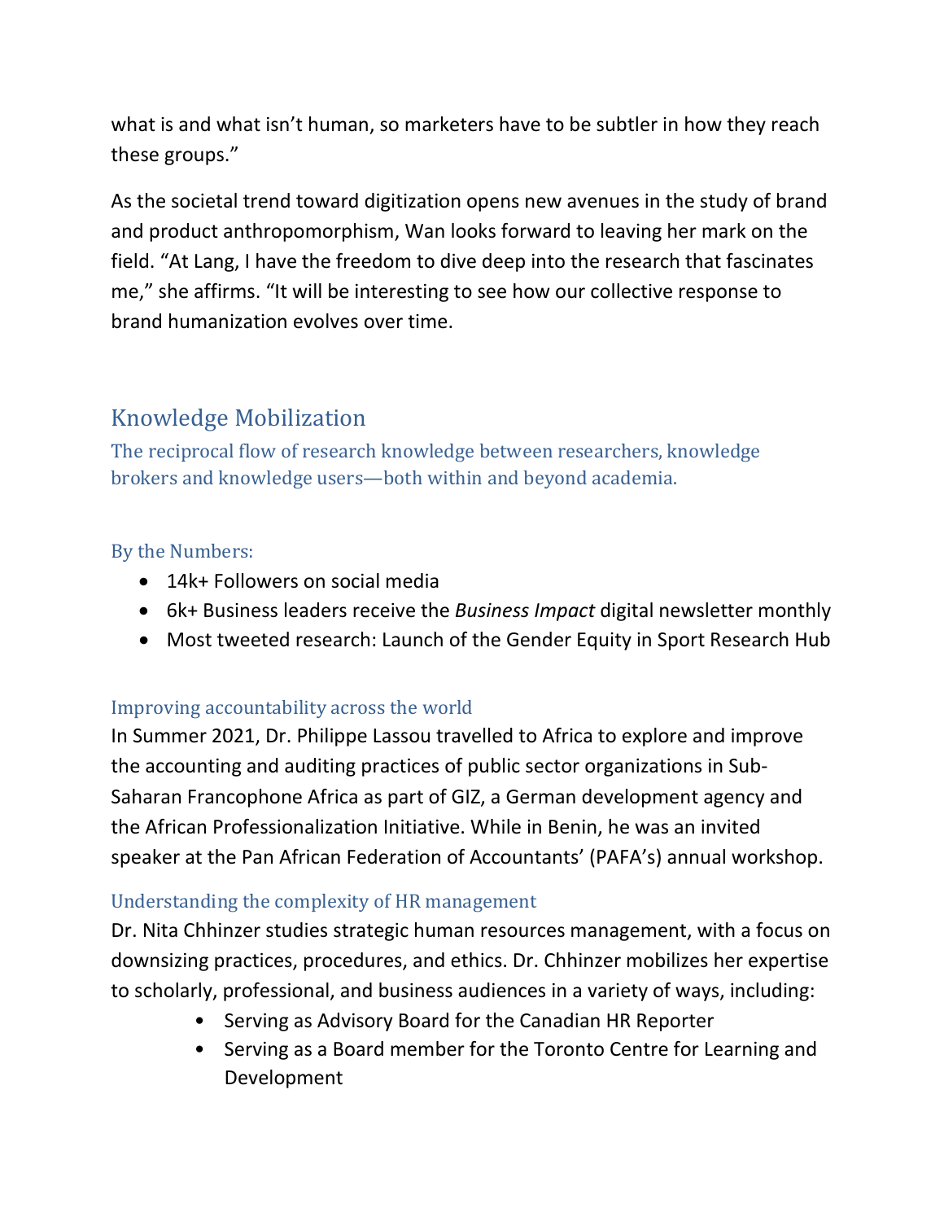what is and what isn't human, so marketers have to be subtler in how they reach these groups."

As the societal trend toward digitization opens new avenues in the study of brand and product anthropomorphism, Wan looks forward to leaving her mark on the field. "At Lang, I have the freedom to dive deep into the research that fascinates me," she affirms. "It will be interesting to see how our collective response to brand humanization evolves over time.

## Knowledge Mobilization

The reciprocal flow of research knowledge between researchers, knowledge brokers and knowledge users—both within and beyond academia.

### By the Numbers:

- 14k+ Followers on social media
- 6k+ Business leaders receive the *Business Impact* digital newsletter monthly
- Most tweeted research: Launch of the Gender Equity in Sport Research Hub

### Improving accountability across the world

In Summer 2021, Dr. Philippe Lassou travelled to Africa to explore and improve the accounting and auditing practices of public sector organizations in Sub-Saharan Francophone Africa as part of GIZ, a German development agency and the African Professionalization Initiative. While in Benin, he was an invited speaker at the Pan African Federation of Accountants' (PAFA's) annual workshop.

### Understanding the complexity of HR management

Dr. Nita Chhinzer studies strategic human resources management, with a focus on downsizing practices, procedures, and ethics. Dr. Chhinzer mobilizes her expertise to scholarly, professional, and business audiences in a variety of ways, including:

- Serving as Advisory Board for the Canadian HR Reporter
- Serving as a Board member for the Toronto Centre for Learning and Development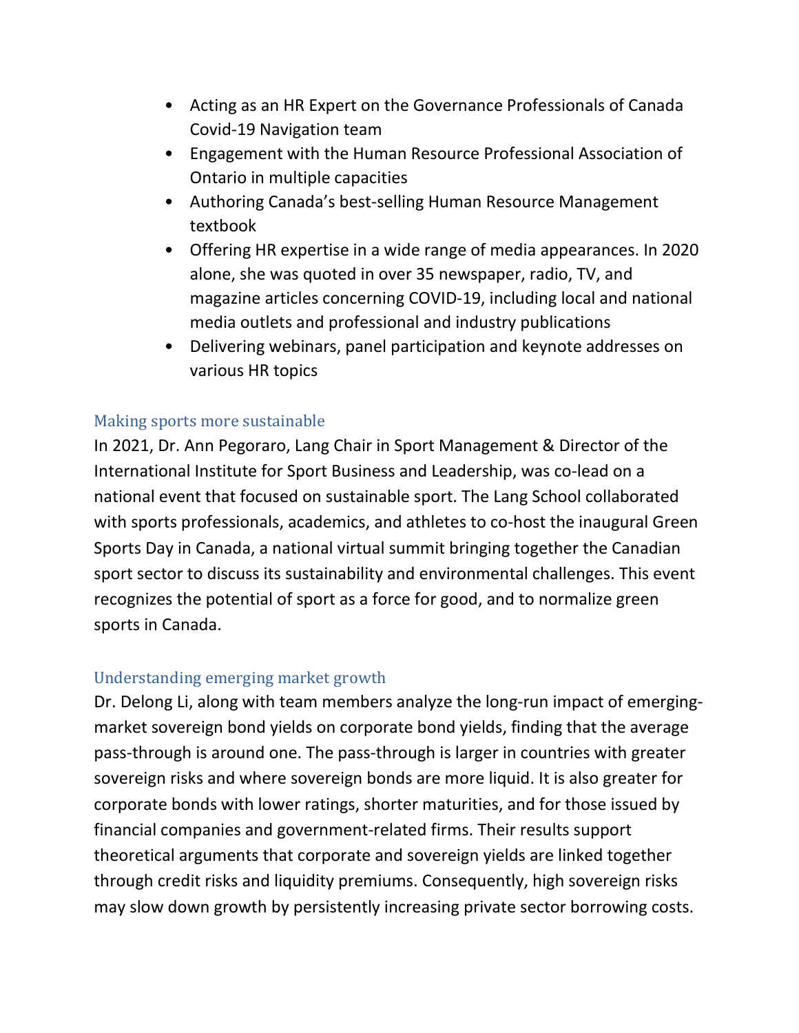- Acting as an HR Expert on the Governance Professionals of Canada Covid-19 Navigation team
- Engagement with the Human Resource Professional Association of Ontario in multiple capacities
- Authoring Canada's best-selling Human Resource Management textbook
- Offering HR expertise in a wide range of media appearances. In 2020 alone, she was quoted in over 35 newspaper, radio, TV, and magazine articles concerning COVID-19, including local and national media outlets and professional and industry publications
- Delivering webinars, panel participation and keynote addresses on various HR topics

### Making sports more sustainable

In 2021, Dr. Ann Pegoraro, Lang Chair in Sport Management & Director of the International Institute for Sport Business and Leadership, was co-lead on a national event that focused on sustainable sport. The Lang School collaborated with sports professionals, academics, and athletes to co-host the inaugural Green Sports Day in Canada, a national virtual summit bringing together the Canadian sport sector to discuss its sustainability and environmental challenges. This event recognizes the potential of sport as a force for good, and to normalize green sports in Canada.

### Understanding emerging market growth

Dr. Delong Li, along with team members analyze the long-run impact of emerging-market sovereign bond yields on corporate bond yields, finding that the average pass-through is around one. The pass-through is larger in countries with greater sovereign risks and where sovereign bonds are more liquid. It is also greater for corporate bonds with lower ratings, shorter maturities, and for those issued by financial companies and government-related firms. Their results support theoretical arguments that corporate and sovereign yields are linked together through credit risks and liquidity premiums. Consequently, high sovereign risks may slow down growth by persistently increasing private sector borrowing costs.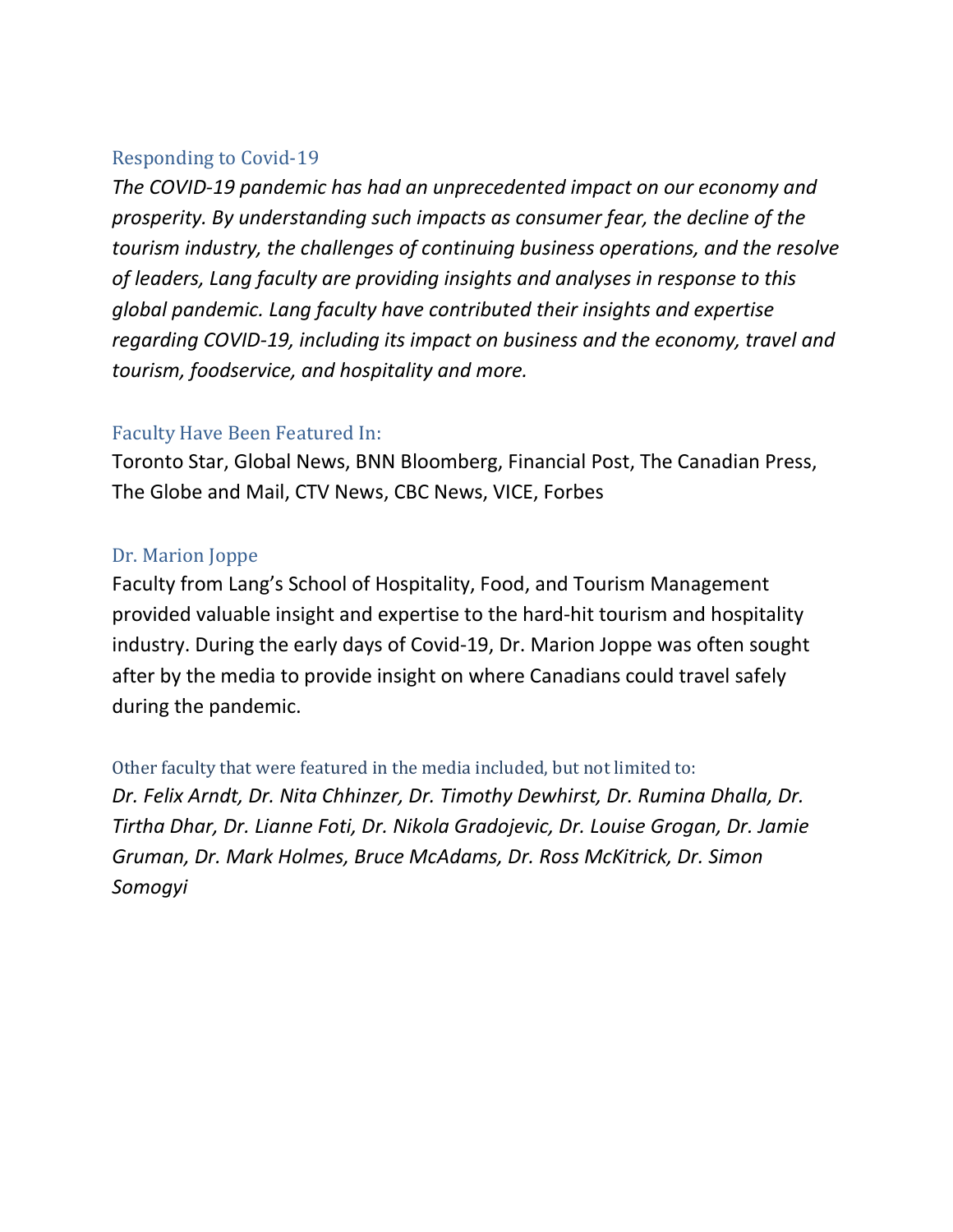## Responding to Covid-19

*The COVID-19 pandemic has had an unprecedented impact on our economy and prosperity. By understanding such impacts as consumer fear, the decline of the tourism industry, the challenges of continuing business operations, and the resolve of leaders, Lang faculty are providing insights and analyses in response to this global pandemic. Lang faculty have contributed their insights and expertise regarding COVID-19, including its impact on business and the economy, travel and tourism, foodservice, and hospitality and more.*

## Faculty Have Been Featured In:

Toronto Star, Global News, BNN Bloomberg, Financial Post, The Canadian Press, The Globe and Mail, CTV News, CBC News, VICE, Forbes

## Dr. Marion Joppe

Faculty from Lang's School of Hospitality, Food, and Tourism Management provided valuable insight and expertise to the hard-hit tourism and hospitality industry. During the early days of Covid-19, Dr. Marion Joppe was often sought after by the media to provide insight on where Canadians could travel safely during the pandemic.

### Other faculty that were featured in the media included, but not limited to:

*Dr. Felix Arndt, Dr. Nita Chhinzer, Dr. Timothy Dewhirst, Dr. Rumina Dhalla, Dr. Tirtha Dhar, Dr. Lianne Foti, Dr. Nikola Gradojevic, Dr. Louise Grogan, Dr. Jamie Gruman, Dr. Mark Holmes, Bruce McAdams, Dr. Ross McKitrick, Dr. Simon Somogyi*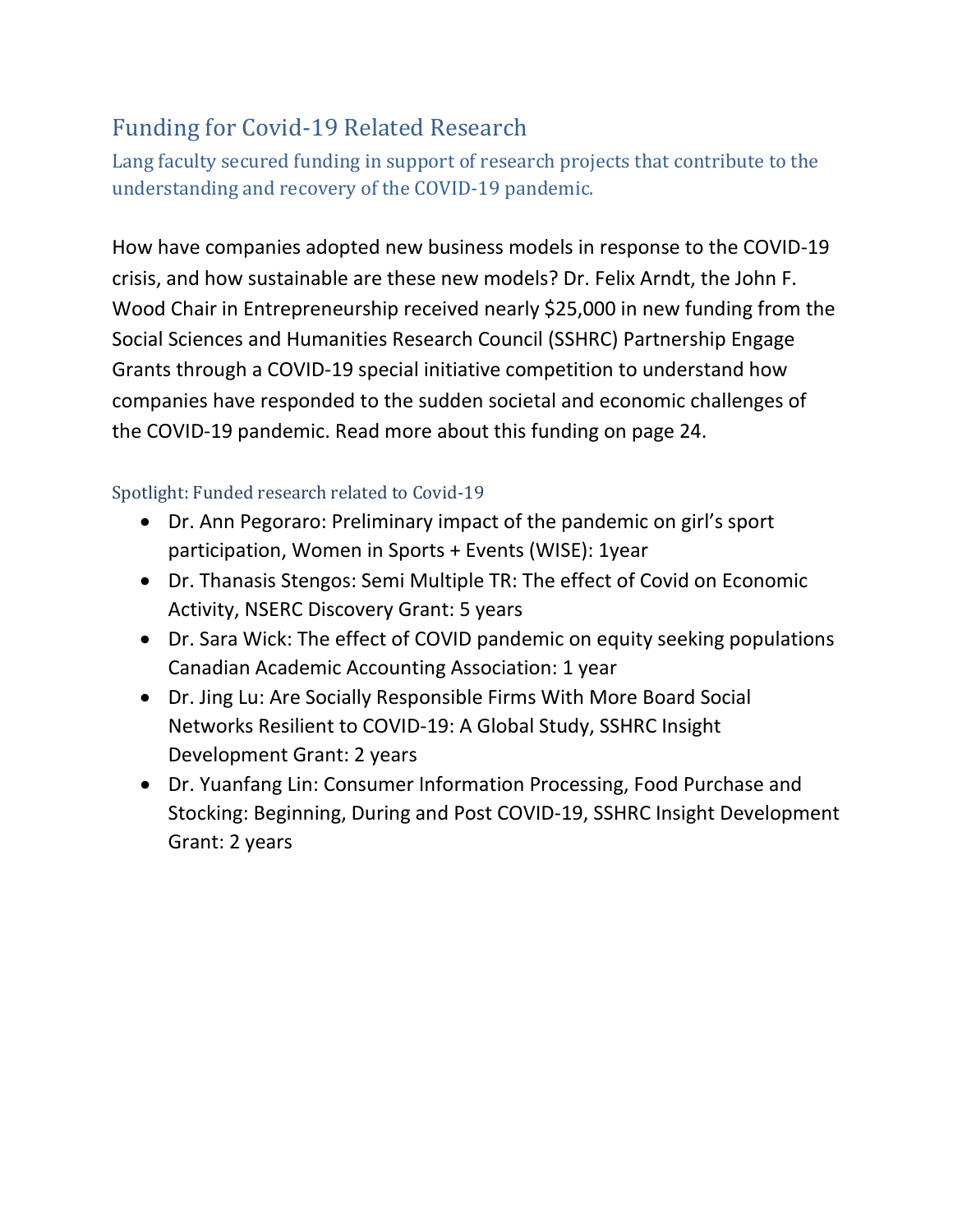## Funding for Covid-19 Related Research

### Lang faculty secured funding in support of research projects that contribute to the understanding and recovery of the COVID-19 pandemic.

How have companies adopted new business models in response to the COVID-19 crisis, and how sustainable are these new models? Dr. Felix Arndt, the John F. Wood Chair in Entrepreneurship received nearly $25,000 in new funding from the Social Sciences and Humanities Research Council (SSHRC) Partnership Engage Grants through a COVID-19 special initiative competition to understand how companies have responded to the sudden societal and economic challenges of the COVID-19 pandemic. Read more about this funding on page 24.

#### Spotlight: Funded research related to Covid-19

- Dr. Ann Pegoraro: Preliminary impact of the pandemic on girl's sport participation, Women in Sports + Events (WISE): 1year
- Dr. Thanasis Stengos: Semi Multiple TR: The effect of Covid on Economic Activity, NSERC Discovery Grant: 5 years
- Dr. Sara Wick: The effect of COVID pandemic on equity seeking populations Canadian Academic Accounting Association: 1 year
- Dr. Jing Lu: Are Socially Responsible Firms With More Board Social Networks Resilient to COVID-19: A Global Study, SSHRC Insight Development Grant: 2 years
- Dr. Yuanfang Lin: Consumer Information Processing, Food Purchase and Stocking: Beginning, During and Post COVID-19, SSHRC Insight Development Grant: 2 years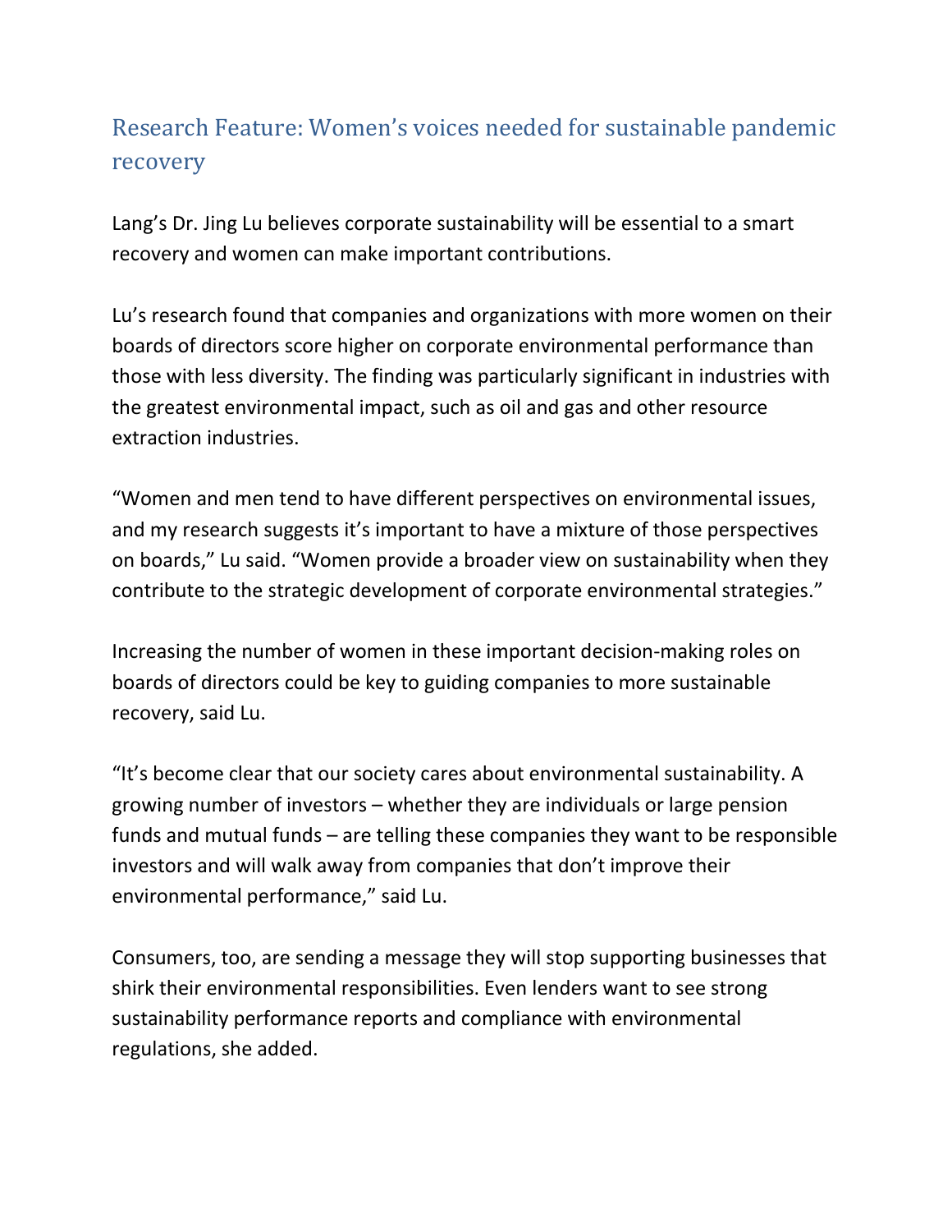## Research Feature: Women's voices needed for sustainable pandemic recovery

Lang's Dr. Jing Lu believes corporate sustainability will be essential to a smart recovery and women can make important contributions.

Lu's research found that companies and organizations with more women on their boards of directors score higher on corporate environmental performance than those with less diversity. The finding was particularly significant in industries with the greatest environmental impact, such as oil and gas and other resource extraction industries.

"Women and men tend to have different perspectives on environmental issues, and my research suggests it's important to have a mixture of those perspectives on boards," Lu said. "Women provide a broader view on sustainability when they contribute to the strategic development of corporate environmental strategies."

Increasing the number of women in these important decision-making roles on boards of directors could be key to guiding companies to more sustainable recovery, said Lu.

"It's become clear that our society cares about environmental sustainability. A growing number of investors – whether they are individuals or large pension funds and mutual funds – are telling these companies they want to be responsible investors and will walk away from companies that don't improve their environmental performance," said Lu.

Consumers, too, are sending a message they will stop supporting businesses that shirk their environmental responsibilities. Even lenders want to see strong sustainability performance reports and compliance with environmental regulations, she added.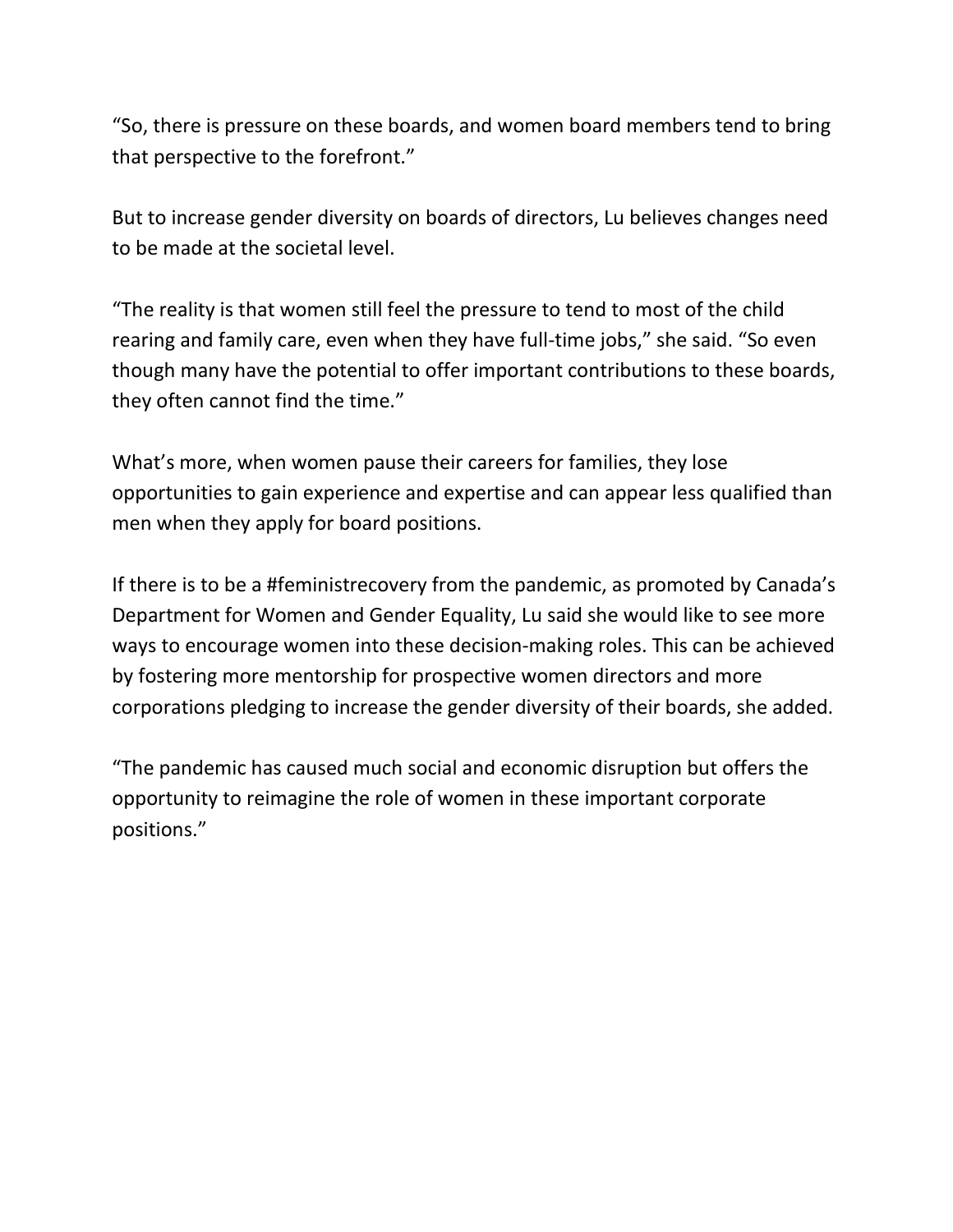“So, there is pressure on these boards, and women board members tend to bring that perspective to the forefront.”

But to increase gender diversity on boards of directors, Lu believes changes need to be made at the societal level.

“The reality is that women still feel the pressure to tend to most of the child rearing and family care, even when they have full-time jobs,” she said. “So even though many have the potential to offer important contributions to these boards, they often cannot find the time.”

What’s more, when women pause their careers for families, they lose opportunities to gain experience and expertise and can appear less qualified than men when they apply for board positions.

If there is to be a #feministrecovery from the pandemic, as promoted by Canada’s Department for Women and Gender Equality, Lu said she would like to see more ways to encourage women into these decision-making roles. This can be achieved by fostering more mentorship for prospective women directors and more corporations pledging to increase the gender diversity of their boards, she added.

“The pandemic has caused much social and economic disruption but offers the opportunity to reimagine the role of women in these important corporate positions.”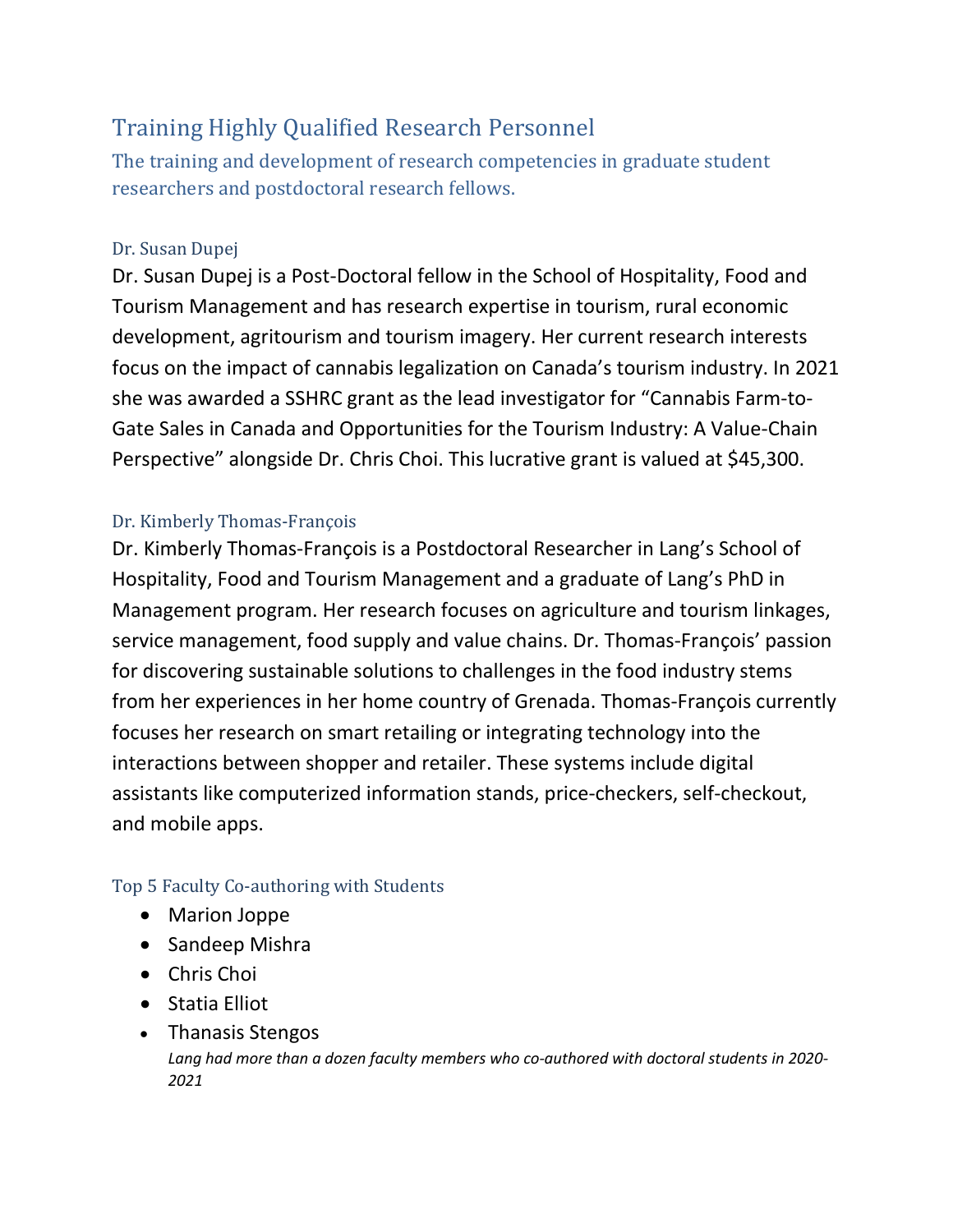# Training Highly Qualified Research Personnel

## The training and development of research competencies in graduate student researchers and postdoctoral research fellows.

### Dr. Susan Dupej

Dr. Susan Dupej is a Post-Doctoral fellow in the School of Hospitality, Food and Tourism Management and has research expertise in tourism, rural economic development, agritourism and tourism imagery. Her current research interests focus on the impact of cannabis legalization on Canada's tourism industry. In 2021 she was awarded a SSHRC grant as the lead investigator for "Cannabis Farm-to-Gate Sales in Canada and Opportunities for the Tourism Industry: A Value-Chain Perspective" alongside Dr. Chris Choi. This lucrative grant is valued at $45,300.

### Dr. Kimberly Thomas-François

Dr. Kimberly Thomas-François is a Postdoctoral Researcher in Lang's School of Hospitality, Food and Tourism Management and a graduate of Lang's PhD in Management program. Her research focuses on agriculture and tourism linkages, service management, food supply and value chains. Dr. Thomas-François' passion for discovering sustainable solutions to challenges in the food industry stems from her experiences in her home country of Grenada. Thomas-François currently focuses her research on smart retailing or integrating technology into the interactions between shopper and retailer. These systems include digital assistants like computerized information stands, price-checkers, self-checkout, and mobile apps.

### Top 5 Faculty Co-authoring with Students

- Marion Joppe
- Sandeep Mishra
- Chris Choi
- Statia Elliot
- Thanasis Stengos

*Lang had more than a dozen faculty members who co-authored with doctoral students in 2020-2021*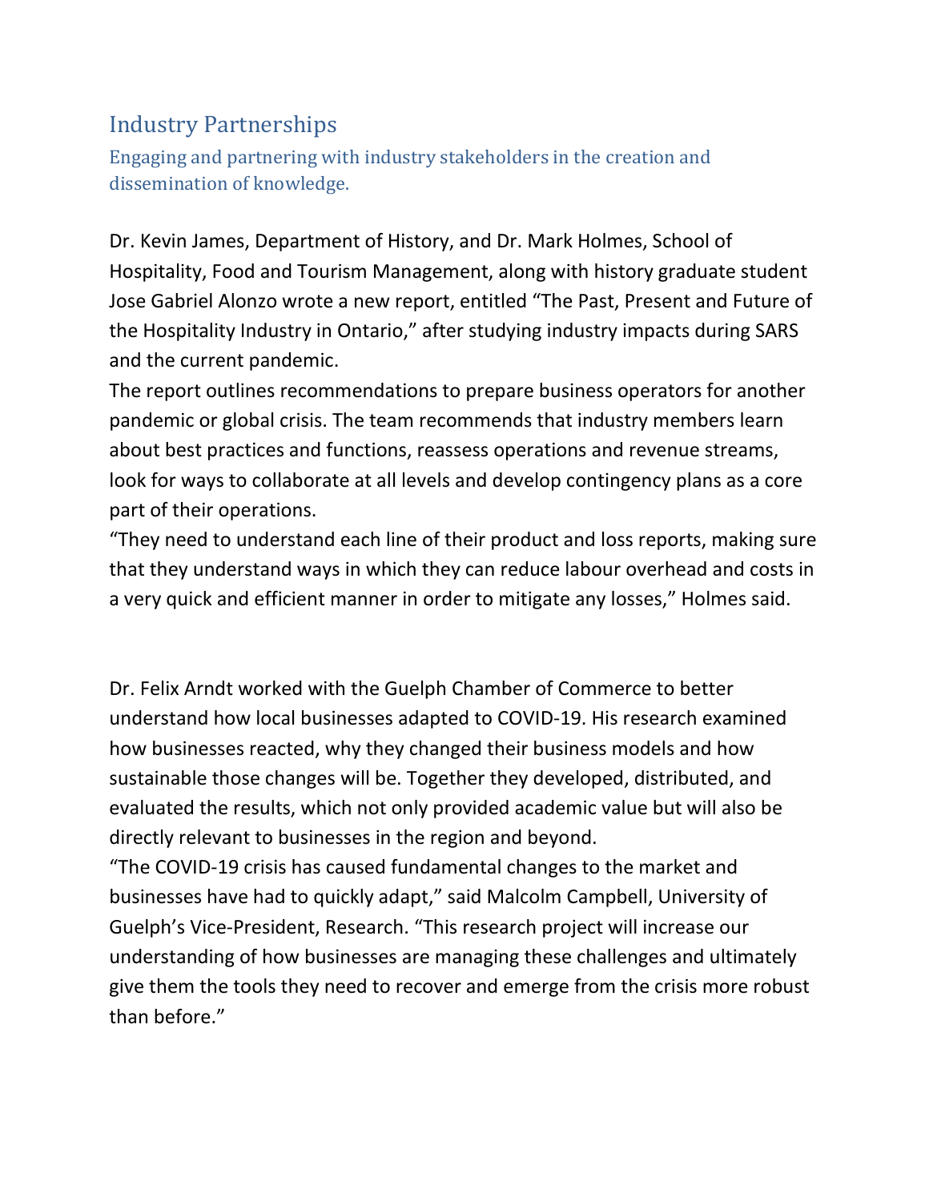## Industry Partnerships

### Engaging and partnering with industry stakeholders in the creation and dissemination of knowledge.

Dr. Kevin James, Department of History, and Dr. Mark Holmes, School of Hospitality, Food and Tourism Management, along with history graduate student Jose Gabriel Alonzo wrote a new report, entitled "The Past, Present and Future of the Hospitality Industry in Ontario," after studying industry impacts during SARS and the current pandemic.

The report outlines recommendations to prepare business operators for another pandemic or global crisis. The team recommends that industry members learn about best practices and functions, reassess operations and revenue streams, look for ways to collaborate at all levels and develop contingency plans as a core part of their operations.

"They need to understand each line of their product and loss reports, making sure that they understand ways in which they can reduce labour overhead and costs in a very quick and efficient manner in order to mitigate any losses," Holmes said.

Dr. Felix Arndt worked with the Guelph Chamber of Commerce to better understand how local businesses adapted to COVID-19. His research examined how businesses reacted, why they changed their business models and how sustainable those changes will be. Together they developed, distributed, and evaluated the results, which not only provided academic value but will also be directly relevant to businesses in the region and beyond.

"The COVID-19 crisis has caused fundamental changes to the market and businesses have had to quickly adapt," said Malcolm Campbell, University of Guelph's Vice-President, Research. "This research project will increase our understanding of how businesses are managing these challenges and ultimately give them the tools they need to recover and emerge from the crisis more robust than before."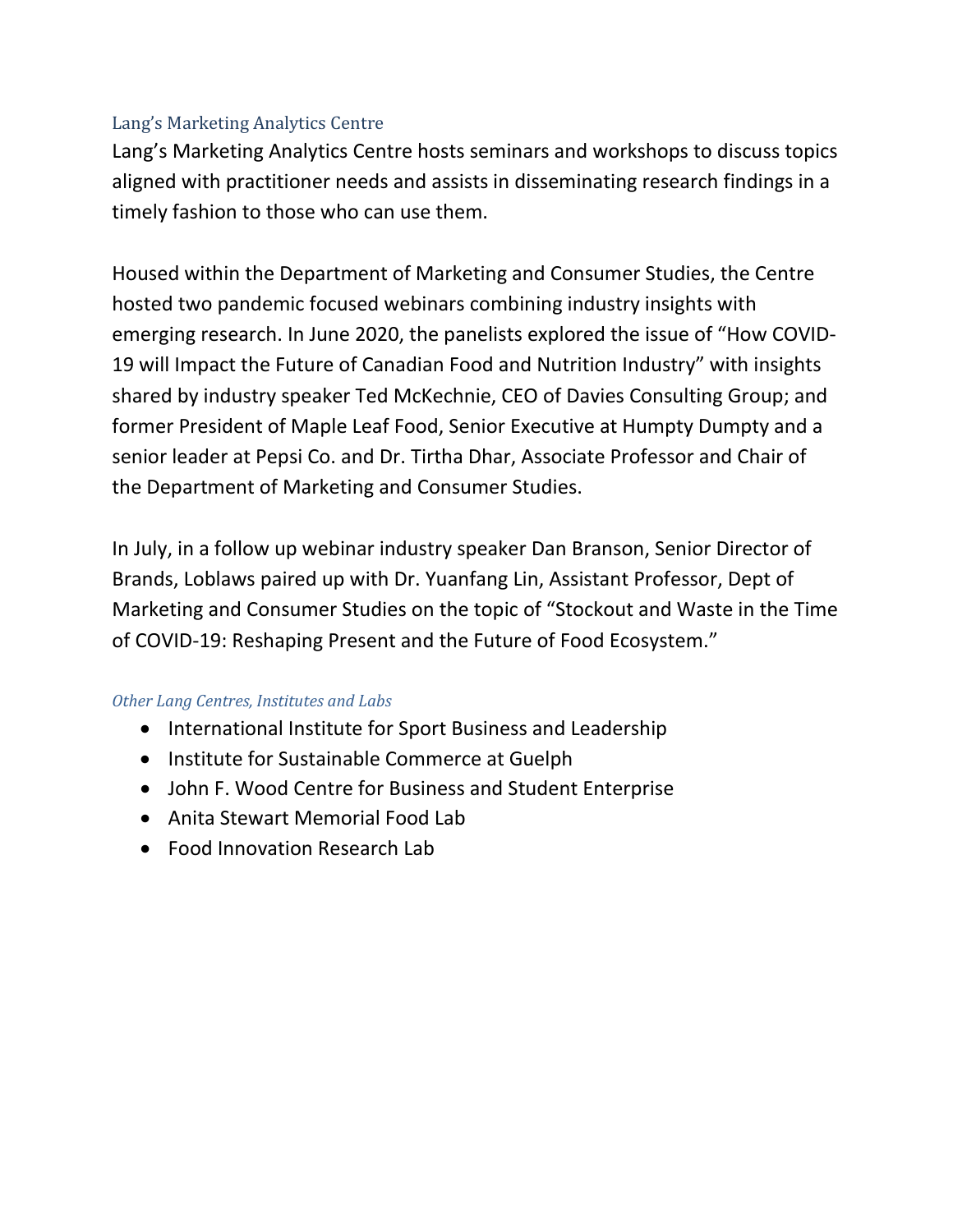## Lang's Marketing Analytics Centre

Lang's Marketing Analytics Centre hosts seminars and workshops to discuss topics aligned with practitioner needs and assists in disseminating research findings in a timely fashion to those who can use them.

Housed within the Department of Marketing and Consumer Studies, the Centre hosted two pandemic focused webinars combining industry insights with emerging research. In June 2020, the panelists explored the issue of "How COVID-19 will Impact the Future of Canadian Food and Nutrition Industry" with insights shared by industry speaker Ted McKechnie, CEO of Davies Consulting Group; and former President of Maple Leaf Food, Senior Executive at Humpty Dumpty and a senior leader at Pepsi Co. and Dr. Tirtha Dhar, Associate Professor and Chair of the Department of Marketing and Consumer Studies.

In July, in a follow up webinar industry speaker Dan Branson, Senior Director of Brands, Loblaws paired up with Dr. Yuanfang Lin, Assistant Professor, Dept of Marketing and Consumer Studies on the topic of "Stockout and Waste in the Time of COVID-19: Reshaping Present and the Future of Food Ecosystem."

### *Other Lang Centres, Institutes and Labs*

- International Institute for Sport Business and Leadership
- Institute for Sustainable Commerce at Guelph
- John F. Wood Centre for Business and Student Enterprise
- Anita Stewart Memorial Food Lab
- Food Innovation Research Lab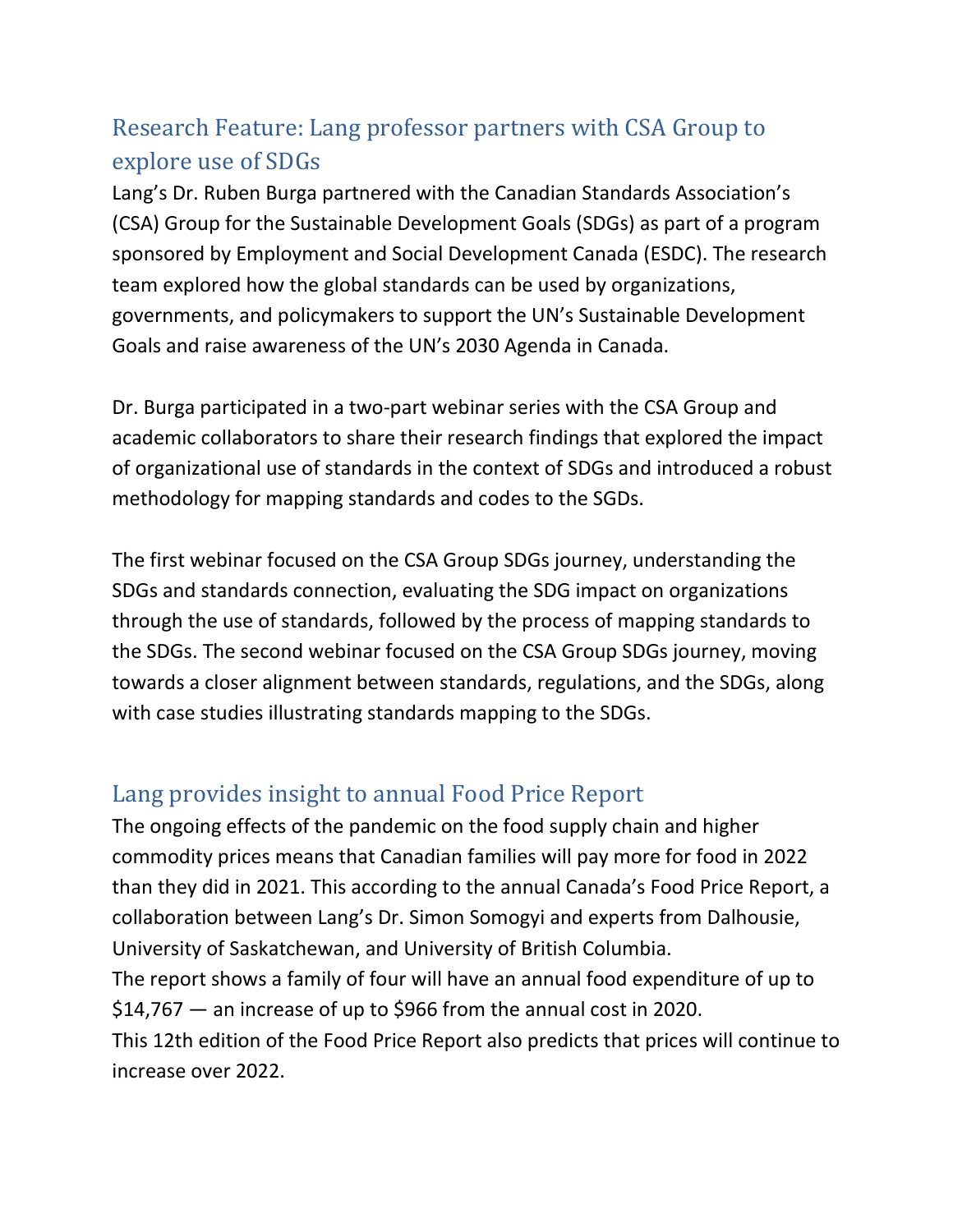## Research Feature: Lang professor partners with CSA Group to explore use of SDGs

Lang's Dr. Ruben Burga partnered with the Canadian Standards Association's (CSA) Group for the Sustainable Development Goals (SDGs) as part of a program sponsored by Employment and Social Development Canada (ESDC). The research team explored how the global standards can be used by organizations, governments, and policymakers to support the UN's Sustainable Development Goals and raise awareness of the UN's 2030 Agenda in Canada.

Dr. Burga participated in a two-part webinar series with the CSA Group and academic collaborators to share their research findings that explored the impact of organizational use of standards in the context of SDGs and introduced a robust methodology for mapping standards and codes to the SGDs.

The first webinar focused on the CSA Group SDGs journey, understanding the SDGs and standards connection, evaluating the SDG impact on organizations through the use of standards, followed by the process of mapping standards to the SDGs. The second webinar focused on the CSA Group SDGs journey, moving towards a closer alignment between standards, regulations, and the SDGs, along with case studies illustrating standards mapping to the SDGs.

## Lang provides insight to annual Food Price Report

The ongoing effects of the pandemic on the food supply chain and higher commodity prices means that Canadian families will pay more for food in 2022 than they did in 2021. This according to the annual Canada's Food Price Report, a collaboration between Lang's Dr. Simon Somogyi and experts from Dalhousie, University of Saskatchewan, and University of British Columbia.

The report shows a family of four will have an annual food expenditure of up to $14,767 — an increase of up to $966 from the annual cost in 2020.

This 12th edition of the Food Price Report also predicts that prices will continue to increase over 2022.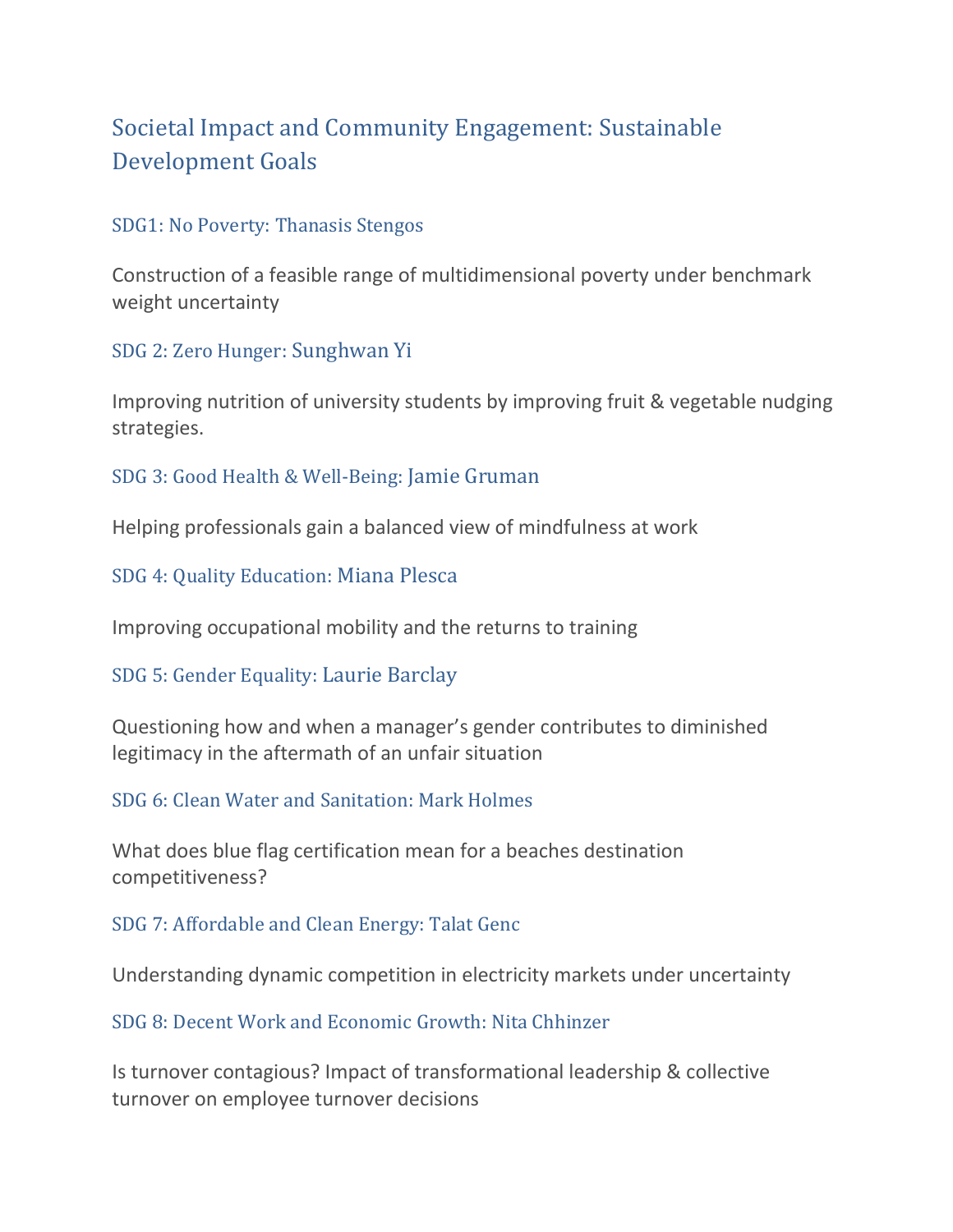## Societal Impact and Community Engagement: Sustainable Development Goals

### SDG1: No Poverty: Thanasis Stengos

Construction of a feasible range of multidimensional poverty under benchmark weight uncertainty

### SDG 2: Zero Hunger: Sunghwan Yi

Improving nutrition of university students by improving fruit & vegetable nudging strategies.

### SDG 3: Good Health & Well-Being: Jamie Gruman

Helping professionals gain a balanced view of mindfulness at work

### SDG 4: Quality Education: Miana Plesca

Improving occupational mobility and the returns to training

### SDG 5: Gender Equality: Laurie Barclay

Questioning how and when a manager's gender contributes to diminished legitimacy in the aftermath of an unfair situation

### SDG 6: Clean Water and Sanitation: Mark Holmes

What does blue flag certification mean for a beaches destination competitiveness?

### SDG 7: Affordable and Clean Energy: Talat Genc

Understanding dynamic competition in electricity markets under uncertainty

### SDG 8: Decent Work and Economic Growth: Nita Chhinzer

Is turnover contagious? Impact of transformational leadership & collective turnover on employee turnover decisions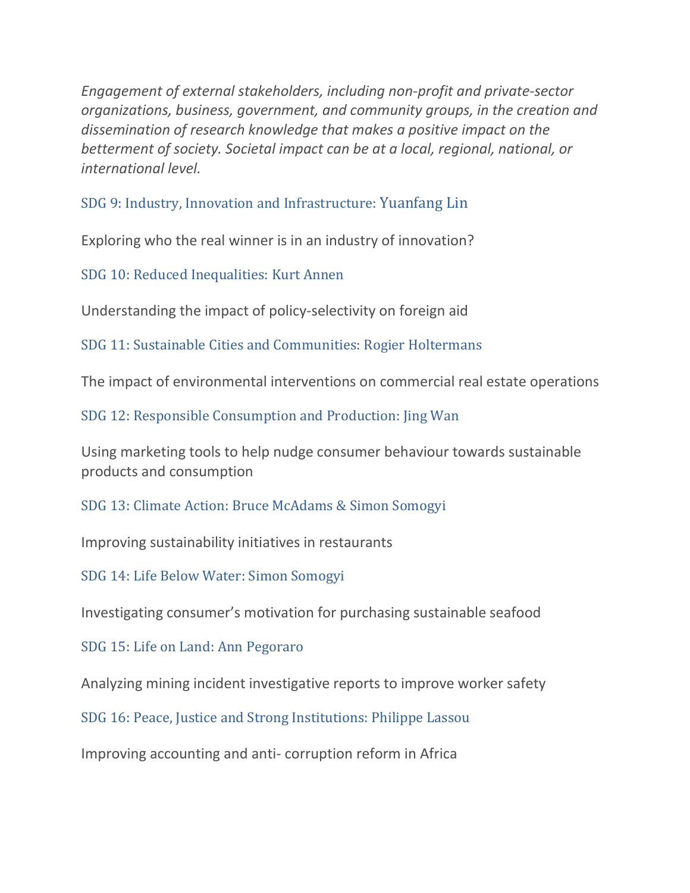*Engagement of external stakeholders, including non-profit and private-sector organizations, business, government, and community groups, in the creation and dissemination of research knowledge that makes a positive impact on the betterment of society. Societal impact can be at a local, regional, national, or international level.*

SDG 9: Industry, Innovation and Infrastructure: Yuanfang Lin

Exploring who the real winner is in an industry of innovation?

SDG 10: Reduced Inequalities: Kurt Annen

Understanding the impact of policy-selectivity on foreign aid

SDG 11: Sustainable Cities and Communities: Rogier Holtermans

The impact of environmental interventions on commercial real estate operations

SDG 12: Responsible Consumption and Production: Jing Wan

Using marketing tools to help nudge consumer behaviour towards sustainable products and consumption

SDG 13: Climate Action: Bruce McAdams & Simon Somogyi

Improving sustainability initiatives in restaurants

SDG 14: Life Below Water: Simon Somogyi

Investigating consumer's motivation for purchasing sustainable seafood

SDG 15: Life on Land: Ann Pegoraro

Analyzing mining incident investigative reports to improve worker safety

SDG 16: Peace, Justice and Strong Institutions: Philippe Lassou

Improving accounting and anti- corruption reform in Africa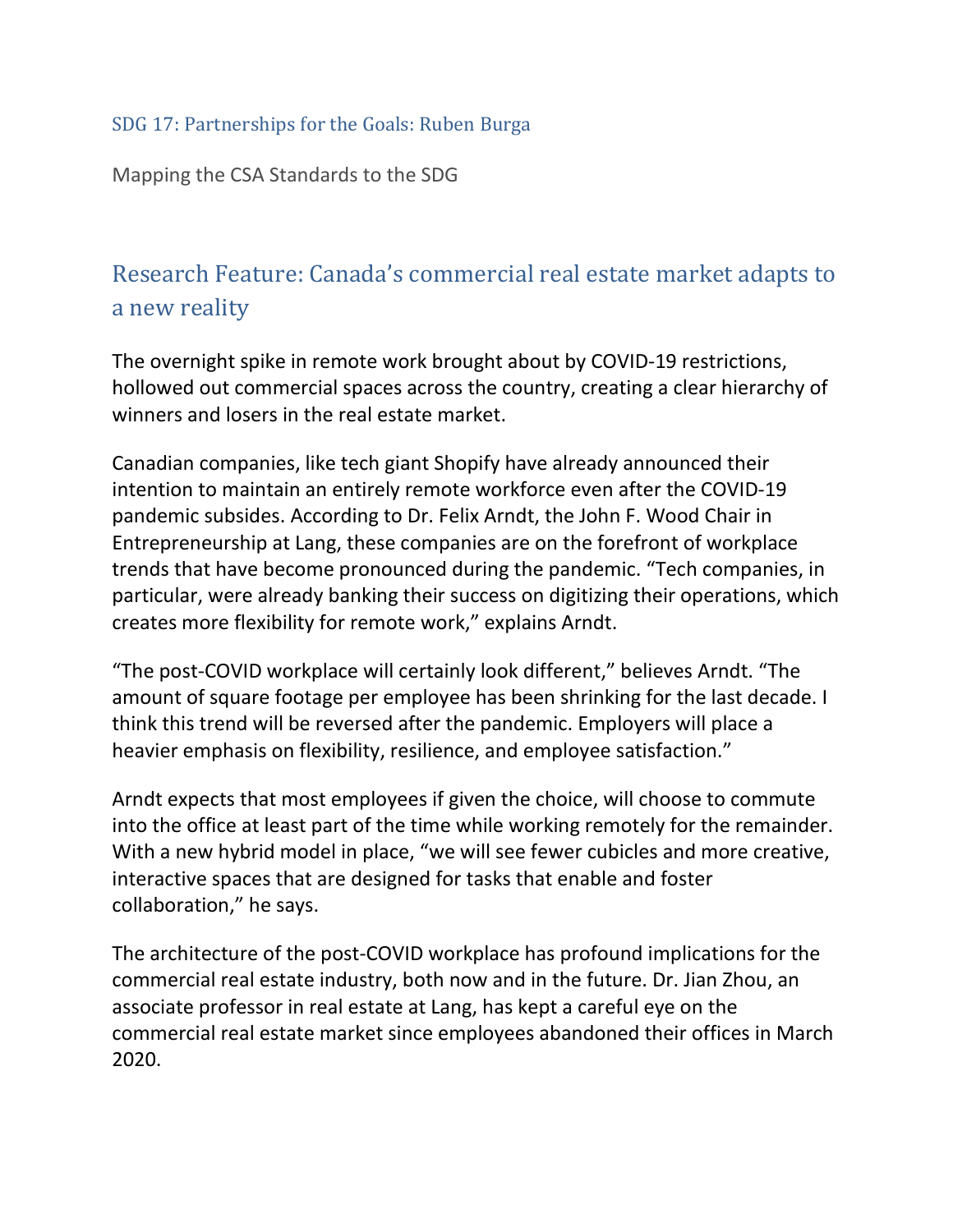SDG 17: Partnerships for the Goals: Ruben Burga

Mapping the CSA Standards to the SDG

## Research Feature: Canada's commercial real estate market adapts to a new reality

The overnight spike in remote work brought about by COVID-19 restrictions, hollowed out commercial spaces across the country, creating a clear hierarchy of winners and losers in the real estate market.

Canadian companies, like tech giant Shopify have already announced their intention to maintain an entirely remote workforce even after the COVID-19 pandemic subsides. According to Dr. Felix Arndt, the John F. Wood Chair in Entrepreneurship at Lang, these companies are on the forefront of workplace trends that have become pronounced during the pandemic. "Tech companies, in particular, were already banking their success on digitizing their operations, which creates more flexibility for remote work," explains Arndt.

"The post-COVID workplace will certainly look different," believes Arndt. "The amount of square footage per employee has been shrinking for the last decade. I think this trend will be reversed after the pandemic. Employers will place a heavier emphasis on flexibility, resilience, and employee satisfaction."

Arndt expects that most employees if given the choice, will choose to commute into the office at least part of the time while working remotely for the remainder. With a new hybrid model in place, "we will see fewer cubicles and more creative, interactive spaces that are designed for tasks that enable and foster collaboration," he says.

The architecture of the post-COVID workplace has profound implications for the commercial real estate industry, both now and in the future. Dr. Jian Zhou, an associate professor in real estate at Lang, has kept a careful eye on the commercial real estate market since employees abandoned their offices in March 2020.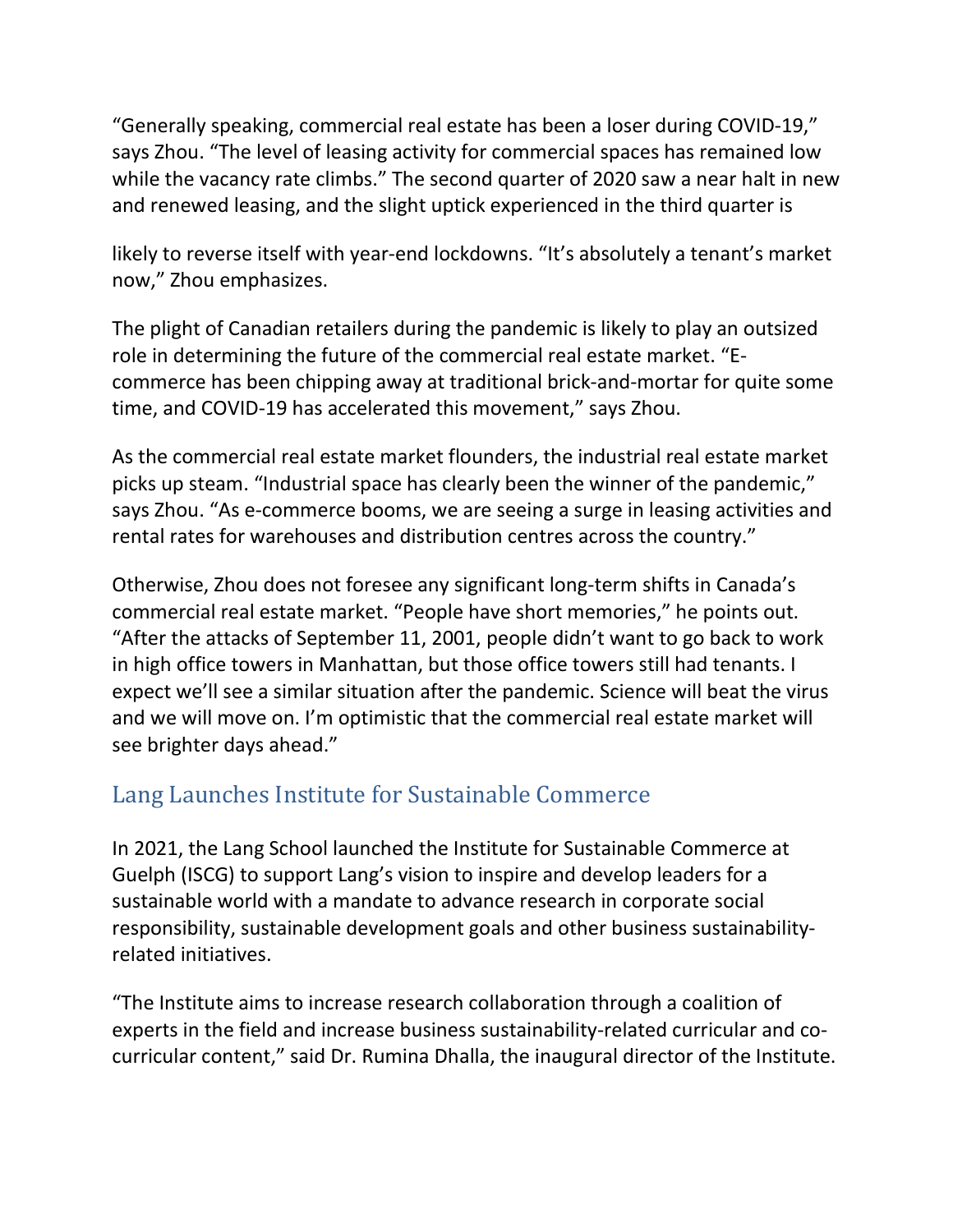"Generally speaking, commercial real estate has been a loser during COVID-19," says Zhou. "The level of leasing activity for commercial spaces has remained low while the vacancy rate climbs." The second quarter of 2020 saw a near halt in new and renewed leasing, and the slight uptick experienced in the third quarter is likely to reverse itself with year-end lockdowns. "It's absolutely a tenant's market now," Zhou emphasizes.

The plight of Canadian retailers during the pandemic is likely to play an outsized role in determining the future of the commercial real estate market. "E-commerce has been chipping away at traditional brick-and-mortar for quite some time, and COVID-19 has accelerated this movement," says Zhou.

As the commercial real estate market flounders, the industrial real estate market picks up steam. "Industrial space has clearly been the winner of the pandemic," says Zhou. "As e-commerce booms, we are seeing a surge in leasing activities and rental rates for warehouses and distribution centres across the country."

Otherwise, Zhou does not foresee any significant long-term shifts in Canada's commercial real estate market. "People have short memories," he points out. "After the attacks of September 11, 2001, people didn't want to go back to work in high office towers in Manhattan, but those office towers still had tenants. I expect we'll see a similar situation after the pandemic. Science will beat the virus and we will move on. I'm optimistic that the commercial real estate market will see brighter days ahead."

## Lang Launches Institute for Sustainable Commerce

In 2021, the Lang School launched the Institute for Sustainable Commerce at Guelph (ISCG) to support Lang's vision to inspire and develop leaders for a sustainable world with a mandate to advance research in corporate social responsibility, sustainable development goals and other business sustainability-related initiatives.

"The Institute aims to increase research collaboration through a coalition of experts in the field and increase business sustainability-related curricular and co-curricular content," said Dr. Rumina Dhalla, the inaugural director of the Institute.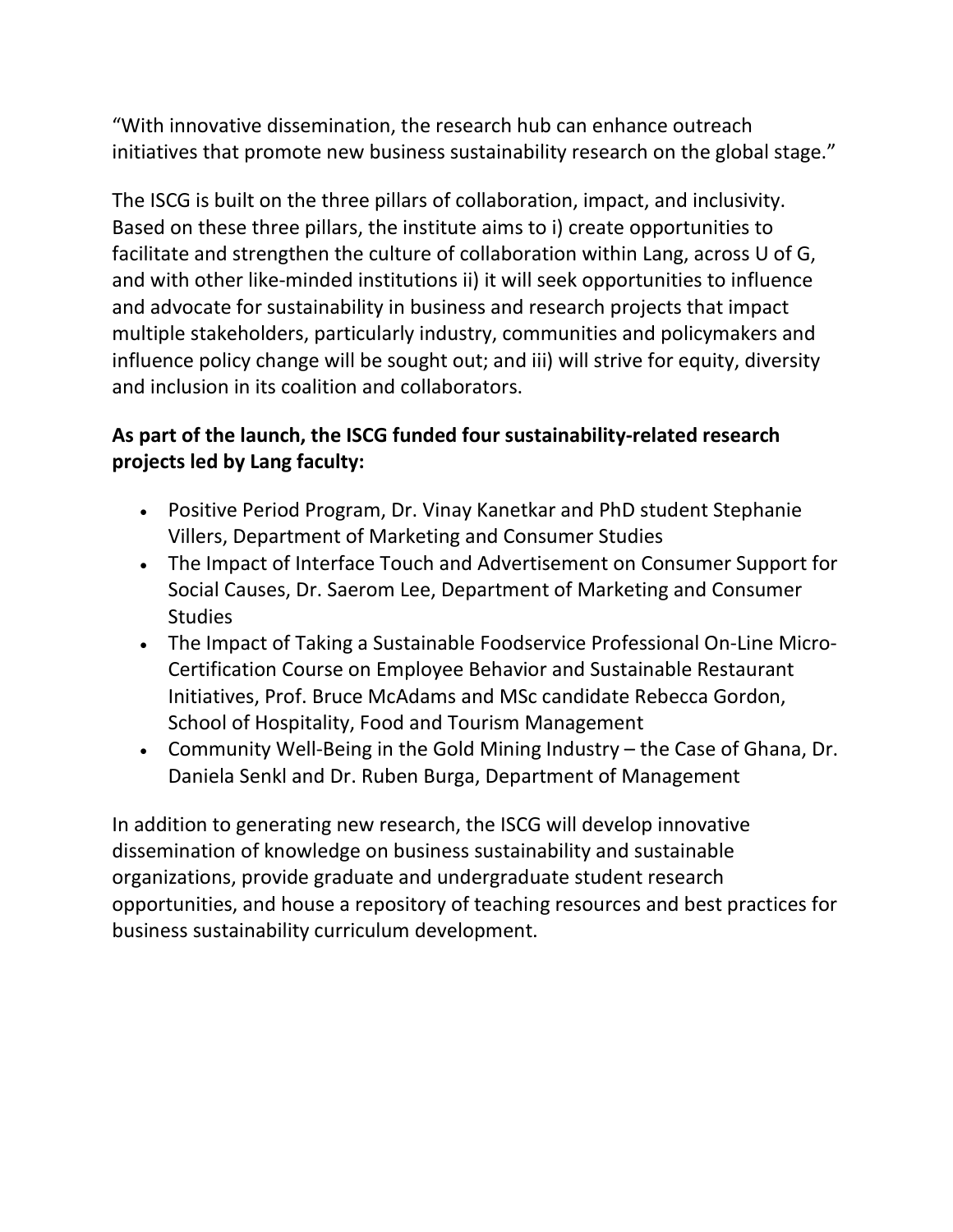"With innovative dissemination, the research hub can enhance outreach initiatives that promote new business sustainability research on the global stage."

The ISCG is built on the three pillars of collaboration, impact, and inclusivity. Based on these three pillars, the institute aims to i) create opportunities to facilitate and strengthen the culture of collaboration within Lang, across U of G, and with other like-minded institutions ii) it will seek opportunities to influence and advocate for sustainability in business and research projects that impact multiple stakeholders, particularly industry, communities and policymakers and influence policy change will be sought out; and iii) will strive for equity, diversity and inclusion in its coalition and collaborators.

**As part of the launch, the ISCG funded four sustainability-related research projects led by Lang faculty:**

- Positive Period Program, Dr. Vinay Kanetkar and PhD student Stephanie Villers, Department of Marketing and Consumer Studies
- The Impact of Interface Touch and Advertisement on Consumer Support for Social Causes, Dr. Saerom Lee, Department of Marketing and Consumer Studies
- The Impact of Taking a Sustainable Foodservice Professional On-Line Micro-Certification Course on Employee Behavior and Sustainable Restaurant Initiatives, Prof. Bruce McAdams and MSc candidate Rebecca Gordon, School of Hospitality, Food and Tourism Management
- Community Well-Being in the Gold Mining Industry – the Case of Ghana, Dr. Daniela Senkl and Dr. Ruben Burga, Department of Management

In addition to generating new research, the ISCG will develop innovative dissemination of knowledge on business sustainability and sustainable organizations, provide graduate and undergraduate student research opportunities, and house a repository of teaching resources and best practices for business sustainability curriculum development.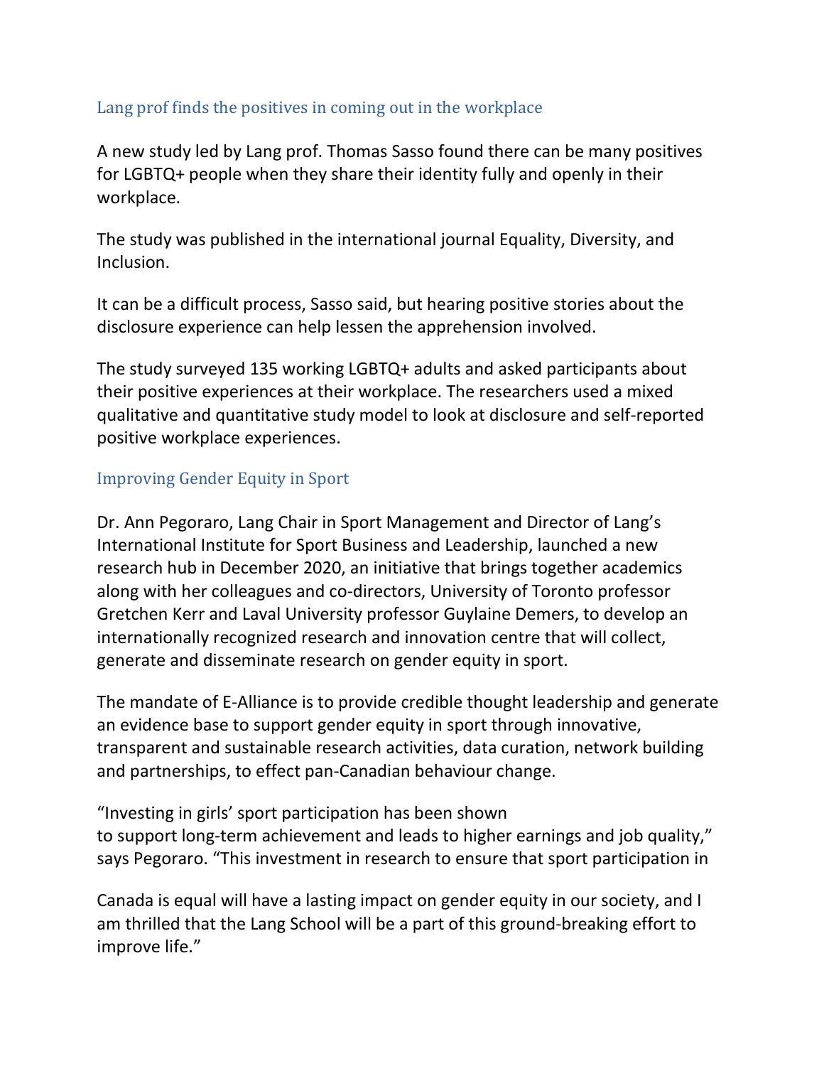## Lang prof finds the positives in coming out in the workplace

A new study led by Lang prof. Thomas Sasso found there can be many positives for LGBTQ+ people when they share their identity fully and openly in their workplace.

The study was published in the international journal Equality, Diversity, and Inclusion.

It can be a difficult process, Sasso said, but hearing positive stories about the disclosure experience can help lessen the apprehension involved.

The study surveyed 135 working LGBTQ+ adults and asked participants about their positive experiences at their workplace. The researchers used a mixed qualitative and quantitative study model to look at disclosure and self-reported positive workplace experiences.

## Improving Gender Equity in Sport

Dr. Ann Pegoraro, Lang Chair in Sport Management and Director of Lang's International Institute for Sport Business and Leadership, launched a new research hub in December 2020, an initiative that brings together academics along with her colleagues and co-directors, University of Toronto professor Gretchen Kerr and Laval University professor Guylaine Demers, to develop an internationally recognized research and innovation centre that will collect, generate and disseminate research on gender equity in sport.

The mandate of E-Alliance is to provide credible thought leadership and generate an evidence base to support gender equity in sport through innovative, transparent and sustainable research activities, data curation, network building and partnerships, to effect pan-Canadian behaviour change.

"Investing in girls' sport participation has been shown to support long-term achievement and leads to higher earnings and job quality," says Pegoraro. "This investment in research to ensure that sport participation in Canada is equal will have a lasting impact on gender equity in our society, and I am thrilled that the Lang School will be a part of this ground-breaking effort to improve life."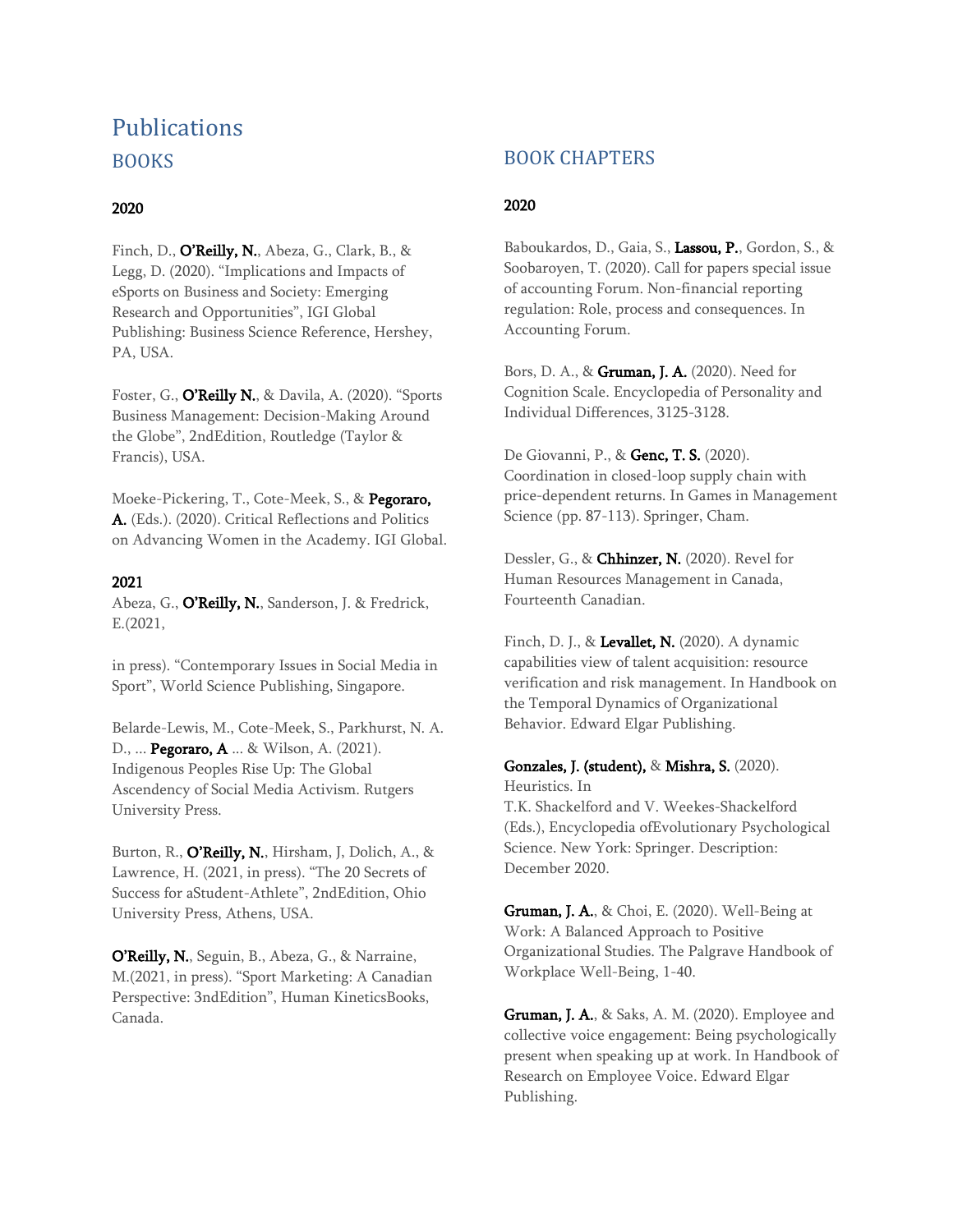# Publications

## BOOKS

### 2020

Finch, D., **O'Reilly, N.**, Abeza, G., Clark, B., & Legg, D. (2020). "Implications and Impacts of eSports on Business and Society: Emerging Research and Opportunities", IGI Global Publishing: Business Science Reference, Hershey, PA, USA.

Foster, G., **O'Reilly N.**, & Davila, A. (2020). "Sports Business Management: Decision-Making Around the Globe", 2ndEdition, Routledge (Taylor & Francis), USA.

Moeke-Pickering, T., Cote-Meek, S., & **Pegoraro, A.** (Eds.). (2020). Critical Reflections and Politics on Advancing Women in the Academy. IGI Global.

### 2021

Abeza, G., **O'Reilly, N.**, Sanderson, J. & Fredrick, E.(2021,

in press). "Contemporary Issues in Social Media in Sport", World Science Publishing, Singapore.

Belarde-Lewis, M., Cote-Meek, S., Parkhurst, N. A. D., ... **Pegoraro, A** ... & Wilson, A. (2021). Indigenous Peoples Rise Up: The Global Ascendency of Social Media Activism. Rutgers University Press.

Burton, R., **O'Reilly, N.**, Hirsham, J, Dolich, A., & Lawrence, H. (2021, in press). "The 20 Secrets of Success for aStudent-Athlete", 2ndEdition, Ohio University Press, Athens, USA.

**O'Reilly, N.**, Seguin, B., Abeza, G., & Narraine, M.(2021, in press). "Sport Marketing: A Canadian Perspective: 3ndEdition", Human KineticsBooks, Canada.

## BOOK CHAPTERS

### 2020

Baboukardos, D., Gaia, S., **Lassou, P.**, Gordon, S., & Soobaroyen, T. (2020). Call for papers special issue of accounting Forum. Non-financial reporting regulation: Role, process and consequences. In Accounting Forum.

Bors, D. A., & **Gruman, J. A.** (2020). Need for Cognition Scale. Encyclopedia of Personality and Individual Differences, 3125-3128.

De Giovanni, P., & **Genc, T. S.** (2020). Coordination in closed-loop supply chain with price-dependent returns. In Games in Management Science (pp. 87-113). Springer, Cham.

Dessler, G., & **Chhinzer, N.** (2020). Revel for Human Resources Management in Canada, Fourteenth Canadian.

Finch, D. J., & **Levallet, N.** (2020). A dynamic capabilities view of talent acquisition: resource verification and risk management. In Handbook on the Temporal Dynamics of Organizational Behavior. Edward Elgar Publishing.

**Gonzales, J. (student),** & **Mishra, S.** (2020). Heuristics. In T.K. Shackelford and V. Weekes-Shackelford (Eds.), Encyclopedia ofEvolutionary Psychological Science. New York: Springer. Description: December 2020.

**Gruman, J. A.**, & Choi, E. (2020). Well-Being at Work: A Balanced Approach to Positive Organizational Studies. The Palgrave Handbook of Workplace Well-Being, 1-40.

**Gruman, J. A.**, & Saks, A. M. (2020). Employee and collective voice engagement: Being psychologically present when speaking up at work. In Handbook of Research on Employee Voice. Edward Elgar Publishing.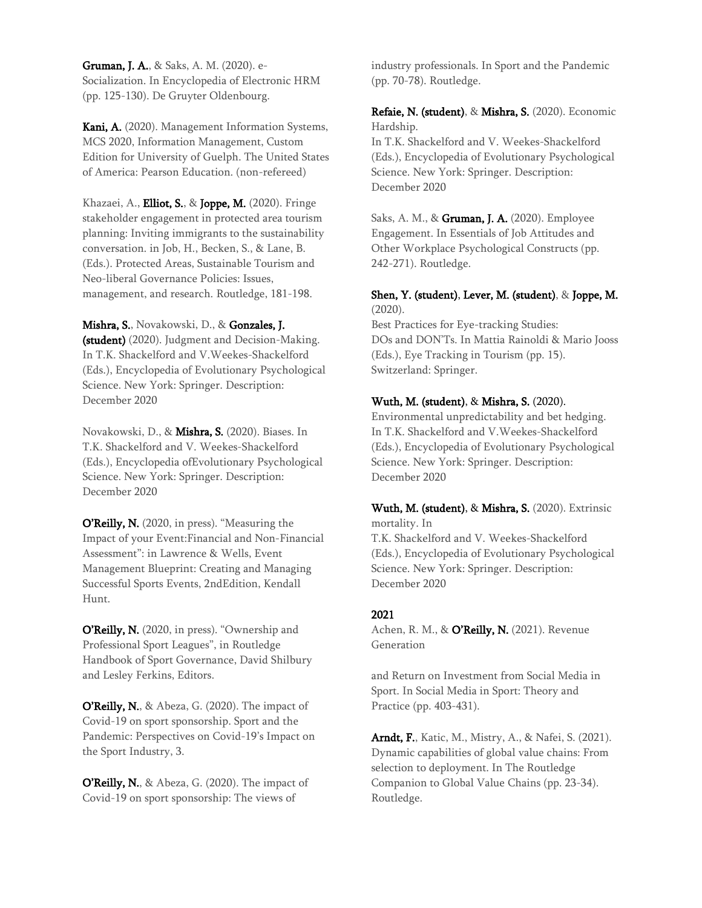**Gruman, J. A.**, & Saks, A. M. (2020). e-Socialization. In Encyclopedia of Electronic HRM (pp. 125-130). De Gruyter Oldenbourg.

**Kani, A.** (2020). Management Information Systems, MCS 2020, Information Management, Custom Edition for University of Guelph. The United States of America: Pearson Education. (non-refereed)

Khazaei, A., **Elliot, S.**, & **Joppe, M.** (2020). Fringe stakeholder engagement in protected area tourism planning: Inviting immigrants to the sustainability conversation. in Job, H., Becken, S., & Lane, B. (Eds.). Protected Areas, Sustainable Tourism and Neo-liberal Governance Policies: Issues, management, and research. Routledge, 181-198.

**Mishra, S.**, Novakowski, D., & **Gonzales, J. (student)** (2020). Judgment and Decision-Making. In T.K. Shackelford and V.Weekes-Shackelford (Eds.), Encyclopedia of Evolutionary Psychological Science. New York: Springer. Description: December 2020

Novakowski, D., & **Mishra, S.** (2020). Biases. In T.K. Shackelford and V. Weekes-Shackelford (Eds.), Encyclopedia ofEvolutionary Psychological Science. New York: Springer. Description: December 2020

**O'Reilly, N.** (2020, in press). "Measuring the Impact of your Event:Financial and Non-Financial Assessment": in Lawrence & Wells, Event Management Blueprint: Creating and Managing Successful Sports Events, 2ndEdition, Kendall Hunt.

**O'Reilly, N.** (2020, in press). "Ownership and Professional Sport Leagues", in Routledge Handbook of Sport Governance, David Shilbury and Lesley Ferkins, Editors.

**O'Reilly, N.**, & Abeza, G. (2020). The impact of Covid-19 on sport sponsorship. Sport and the Pandemic: Perspectives on Covid-19's Impact on the Sport Industry, 3.

**O'Reilly, N.**, & Abeza, G. (2020). The impact of Covid-19 on sport sponsorship: The views of industry professionals. In Sport and the Pandemic (pp. 70-78). Routledge.

**Refaie, N. (student)**, & **Mishra, S.** (2020). Economic Hardship.
In T.K. Shackelford and V. Weekes-Shackelford (Eds.), Encyclopedia of Evolutionary Psychological Science. New York: Springer. Description: December 2020

Saks, A. M., & **Gruman, J. A.** (2020). Employee Engagement. In Essentials of Job Attitudes and Other Workplace Psychological Constructs (pp. 242-271). Routledge.

**Shen, Y. (student)**, **Lever, M. (student)**, & **Joppe, M.** (2020).
Best Practices for Eye-tracking Studies: DOs and DON'Ts. In Mattia Rainoldi & Mario Jooss (Eds.), Eye Tracking in Tourism (pp. 15). Switzerland: Springer.

**Wuth, M. (student)**, & **Mishra, S.** (2020).
Environmental unpredictability and bet hedging. In T.K. Shackelford and V.Weekes-Shackelford (Eds.), Encyclopedia of Evolutionary Psychological Science. New York: Springer. Description: December 2020

**Wuth, M. (student)**, & **Mishra, S.** (2020). Extrinsic mortality. In
T.K. Shackelford and V. Weekes-Shackelford (Eds.), Encyclopedia of Evolutionary Psychological Science. New York: Springer. Description: December 2020

**2021**

Achen, R. M., & **O'Reilly, N.** (2021). Revenue Generation

and Return on Investment from Social Media in Sport. In Social Media in Sport: Theory and Practice (pp. 403-431).

**Arndt, F.**, Katic, M., Mistry, A., & Nafei, S. (2021). Dynamic capabilities of global value chains: From selection to deployment. In The Routledge Companion to Global Value Chains (pp. 23-34). Routledge.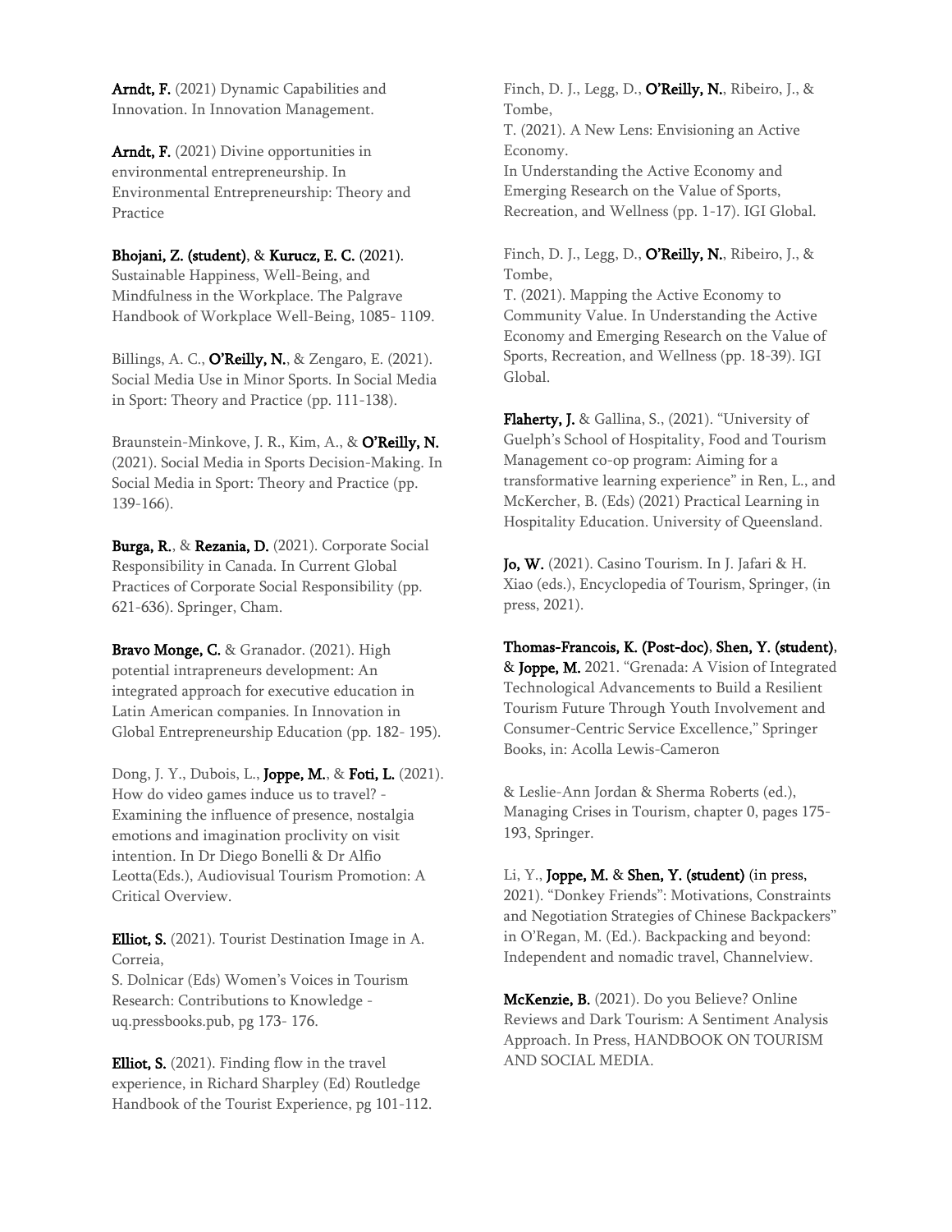**Arndt, F.** (2021) Dynamic Capabilities and Innovation. In Innovation Management.

**Arndt, F.** (2021) Divine opportunities in environmental entrepreneurship. In Environmental Entrepreneurship: Theory and Practice

**Bhojani, Z. (student)**, & **Kurucz, E. C.** (2021). Sustainable Happiness, Well-Being, and Mindfulness in the Workplace. The Palgrave Handbook of Workplace Well-Being, 1085- 1109.

Billings, A. C., **O'Reilly, N.**, & Zengaro, E. (2021). Social Media Use in Minor Sports. In Social Media in Sport: Theory and Practice (pp. 111-138).

Braunstein-Minkove, J. R., Kim, A., & **O'Reilly, N.** (2021). Social Media in Sports Decision-Making. In Social Media in Sport: Theory and Practice (pp. 139-166).

**Burga, R.**, & **Rezania, D.** (2021). Corporate Social Responsibility in Canada. In Current Global Practices of Corporate Social Responsibility (pp. 621-636). Springer, Cham.

**Bravo Monge, C.** & Granador. (2021). High potential intrapreneurs development: An integrated approach for executive education in Latin American companies. In Innovation in Global Entrepreneurship Education (pp. 182- 195).

Dong, J. Y., Dubois, L., **Joppe, M.**, & **Foti, L.** (2021). How do video games induce us to travel? - Examining the influence of presence, nostalgia emotions and imagination proclivity on visit intention. In Dr Diego Bonelli & Dr Alfio Leotta(Eds.), Audiovisual Tourism Promotion: A Critical Overview.

**Elliot, S.** (2021). Tourist Destination Image in A. Correia,
S. Dolnicar (Eds) Women's Voices in Tourism Research: Contributions to Knowledge - uq.pressbooks.pub, pg 173- 176.

**Elliot, S.** (2021). Finding flow in the travel experience, in Richard Sharpley (Ed) Routledge Handbook of the Tourist Experience, pg 101-112.

Finch, D. J., Legg, D., **O'Reilly, N.**, Ribeiro, J., & Tombe,
T. (2021). A New Lens: Envisioning an Active Economy.
In Understanding the Active Economy and Emerging Research on the Value of Sports, Recreation, and Wellness (pp. 1-17). IGI Global.

Finch, D. J., Legg, D., **O'Reilly, N.**, Ribeiro, J., & Tombe,
T. (2021). Mapping the Active Economy to Community Value. In Understanding the Active Economy and Emerging Research on the Value of Sports, Recreation, and Wellness (pp. 18-39). IGI Global.

**Flaherty, J.** & Gallina, S., (2021). "University of Guelph's School of Hospitality, Food and Tourism Management co-op program: Aiming for a transformative learning experience" in Ren, L., and McKercher, B. (Eds) (2021) Practical Learning in Hospitality Education. University of Queensland.

**Jo, W.** (2021). Casino Tourism. In J. Jafari & H. Xiao (eds.), Encyclopedia of Tourism, Springer, (in press, 2021).

**Thomas-Francois, K. (Post-doc)**, **Shen, Y. (student)**, & **Joppe, M.** 2021. "Grenada: A Vision of Integrated Technological Advancements to Build a Resilient Tourism Future Through Youth Involvement and Consumer-Centric Service Excellence," Springer Books, in: Acolla Lewis-Cameron

& Leslie-Ann Jordan & Sherma Roberts (ed.), Managing Crises in Tourism, chapter 0, pages 175-193, Springer.

Li, Y., **Joppe, M.** & **Shen, Y. (student)** (in press, 2021). "Donkey Friends": Motivations, Constraints and Negotiation Strategies of Chinese Backpackers" in O'Regan, M. (Ed.). Backpacking and beyond: Independent and nomadic travel, Channelview.

**McKenzie, B.** (2021). Do you Believe? Online Reviews and Dark Tourism: A Sentiment Analysis Approach. In Press, HANDBOOK ON TOURISM AND SOCIAL MEDIA.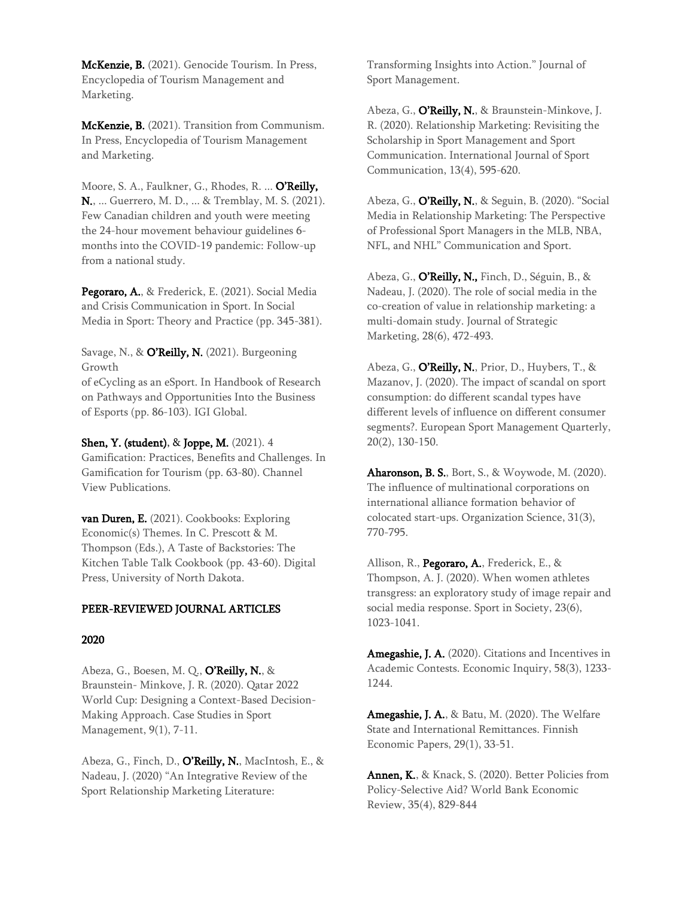**McKenzie, B.** (2021). Genocide Tourism. In Press, Encyclopedia of Tourism Management and Marketing.

**McKenzie, B.** (2021). Transition from Communism. In Press, Encyclopedia of Tourism Management and Marketing.

Moore, S. A., Faulkner, G., Rhodes, R. ... **O'Reilly, N.**, ... Guerrero, M. D., ... & Tremblay, M. S. (2021). Few Canadian children and youth were meeting the 24-hour movement behaviour guidelines 6-months into the COVID-19 pandemic: Follow-up from a national study.

**Pegoraro, A.**, & Frederick, E. (2021). Social Media and Crisis Communication in Sport. In Social Media in Sport: Theory and Practice (pp. 345-381).

Savage, N., & **O'Reilly, N.** (2021). Burgeoning Growth
of eCycling as an eSport. In Handbook of Research on Pathways and Opportunities Into the Business of Esports (pp. 86-103). IGI Global.

**Shen, Y. (student)**, & **Joppe, M.** (2021). 4 Gamification: Practices, Benefits and Challenges. In Gamification for Tourism (pp. 63-80). Channel View Publications.

**van Duren, E.** (2021). Cookbooks: Exploring Economic(s) Themes. In C. Prescott & M. Thompson (Eds.), A Taste of Backstories: The Kitchen Table Talk Cookbook (pp. 43-60). Digital Press, University of North Dakota.

## PEER-REVIEWED JOURNAL ARTICLES

### 2020

Abeza, G., Boesen, M. Q., **O'Reilly, N.**, & Braunstein- Minkove, J. R. (2020). Qatar 2022 World Cup: Designing a Context-Based Decision-Making Approach. Case Studies in Sport Management, 9(1), 7-11.

Abeza, G., Finch, D., **O'Reilly, N.**, MacIntosh, E., & Nadeau, J. (2020) "An Integrative Review of the Sport Relationship Marketing Literature: Transforming Insights into Action." Journal of Sport Management.

Abeza, G., **O'Reilly, N.**, & Braunstein-Minkove, J. R. (2020). Relationship Marketing: Revisiting the Scholarship in Sport Management and Sport Communication. International Journal of Sport Communication, 13(4), 595-620.

Abeza, G., **O'Reilly, N.**, & Seguin, B. (2020). "Social Media in Relationship Marketing: The Perspective of Professional Sport Managers in the MLB, NBA, NFL, and NHL" Communication and Sport.

Abeza, G., **O'Reilly, N.**, Finch, D., Séguin, B., & Nadeau, J. (2020). The role of social media in the co-creation of value in relationship marketing: a multi-domain study. Journal of Strategic Marketing, 28(6), 472-493.

Abeza, G., **O'Reilly, N.**, Prior, D., Huybers, T., & Mazanov, J. (2020). The impact of scandal on sport consumption: do different scandal types have different levels of influence on different consumer segments?. European Sport Management Quarterly, 20(2), 130-150.

**Aharonson, B. S.**, Bort, S., & Woywode, M. (2020). The influence of multinational corporations on international alliance formation behavior of colocated start-ups. Organization Science, 31(3), 770-795.

Allison, R., **Pegoraro, A.**, Frederick, E., & Thompson, A. J. (2020). When women athletes transgress: an exploratory study of image repair and social media response. Sport in Society, 23(6), 1023-1041.

**Amegashie, J. A.** (2020). Citations and Incentives in Academic Contests. Economic Inquiry, 58(3), 1233-1244.

**Amegashie, J. A.**, & Batu, M. (2020). The Welfare State and International Remittances. Finnish Economic Papers, 29(1), 33-51.

**Annen, K.**, & Knack, S. (2020). Better Policies from Policy-Selective Aid? World Bank Economic Review, 35(4), 829-844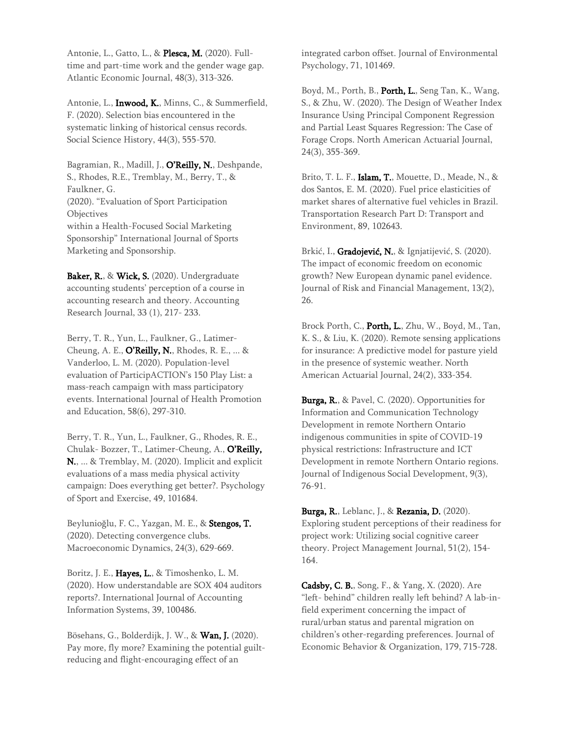Antonie, L., Gatto, L., & **Plesca, M.** (2020). Full-time and part-time work and the gender wage gap. Atlantic Economic Journal, 48(3), 313-326.

Antonie, L., **Inwood, K.**, Minns, C., & Summerfield, F. (2020). Selection bias encountered in the systematic linking of historical census records. Social Science History, 44(3), 555-570.

Bagramian, R., Madill, J., **O'Reilly, N.**, Deshpande, S., Rhodes, R.E., Tremblay, M., Berry, T., & Faulkner, G.
(2020). "Evaluation of Sport Participation Objectives
within a Health-Focused Social Marketing Sponsorship" International Journal of Sports Marketing and Sponsorship.

**Baker, R.**, & **Wick, S.** (2020). Undergraduate accounting students' perception of a course in accounting research and theory. Accounting Research Journal, 33 (1), 217- 233.

Berry, T. R., Yun, L., Faulkner, G., Latimer-Cheung, A. E., **O'Reilly, N.**, Rhodes, R. E., ... & Vanderloo, L. M. (2020). Population-level evaluation of ParticipACTION's 150 Play List: a mass-reach campaign with mass participatory events. International Journal of Health Promotion and Education, 58(6), 297-310.

Berry, T. R., Yun, L., Faulkner, G., Rhodes, R. E., Chulak- Bozzer, T., Latimer-Cheung, A., **O'Reilly, N.**, ... & Tremblay, M. (2020). Implicit and explicit evaluations of a mass media physical activity campaign: Does everything get better?. Psychology of Sport and Exercise, 49, 101684.

Beylunioğlu, F. C., Yazgan, M. E., & **Stengos, T.** (2020). Detecting convergence clubs. Macroeconomic Dynamics, 24(3), 629-669.

Boritz, J. E., **Hayes, L.**, & Timoshenko, L. M. (2020). How understandable are SOX 404 auditors reports?. International Journal of Accounting Information Systems, 39, 100486.

Bösehans, G., Bolderdijk, J. W., & **Wan, J.** (2020). Pay more, fly more? Examining the potential guilt-reducing and flight-encouraging effect of an integrated carbon offset. Journal of Environmental Psychology, 71, 101469.

Boyd, M., Porth, B., **Porth, L.**, Seng Tan, K., Wang, S., & Zhu, W. (2020). The Design of Weather Index Insurance Using Principal Component Regression and Partial Least Squares Regression: The Case of Forage Crops. North American Actuarial Journal, 24(3), 355-369.

Brito, T. L. F., **Islam, T.**, Mouette, D., Meade, N., & dos Santos, E. M. (2020). Fuel price elasticities of market shares of alternative fuel vehicles in Brazil. Transportation Research Part D: Transport and Environment, 89, 102643.

Brkić, I., **Gradojević, N.**, & Ignjatijević, S. (2020). The impact of economic freedom on economic growth? New European dynamic panel evidence. Journal of Risk and Financial Management, 13(2), 26.

Brock Porth, C., **Porth, L.**, Zhu, W., Boyd, M., Tan, K. S., & Liu, K. (2020). Remote sensing applications for insurance: A predictive model for pasture yield in the presence of systemic weather. North American Actuarial Journal, 24(2), 333-354.

**Burga, R.**, & Pavel, C. (2020). Opportunities for Information and Communication Technology Development in remote Northern Ontario indigenous communities in spite of COVID-19 physical restrictions: Infrastructure and ICT Development in remote Northern Ontario regions. Journal of Indigenous Social Development, 9(3), 76-91.

**Burga, R.**, Leblanc, J., & **Rezania, D.** (2020). Exploring student perceptions of their readiness for project work: Utilizing social cognitive career theory. Project Management Journal, 51(2), 154-164.

**Cadsby, C. B.**, Song, F., & Yang, X. (2020). Are "left- behind" children really left behind? A lab-in-field experiment concerning the impact of rural/urban status and parental migration on children's other-regarding preferences. Journal of Economic Behavior & Organization, 179, 715-728.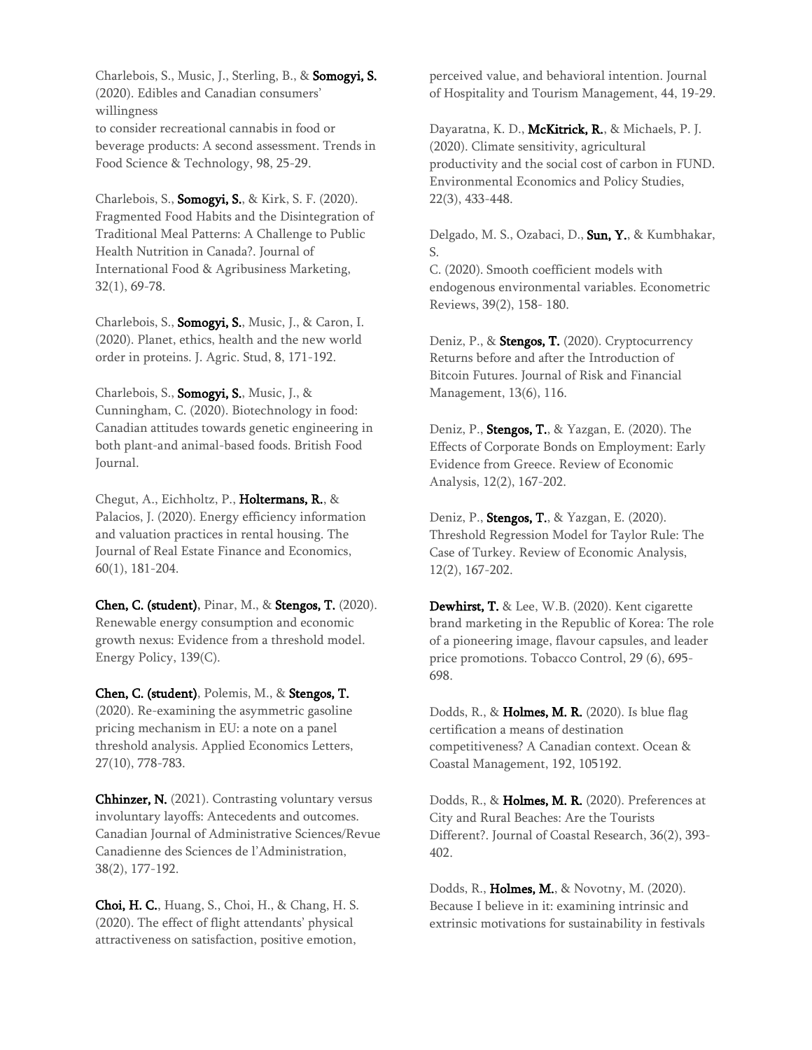Charlebois, S., Music, J., Sterling, B., & **Somogyi, S.** (2020). Edibles and Canadian consumers' willingness to consider recreational cannabis in food or beverage products: A second assessment. Trends in Food Science & Technology, 98, 25-29.

Charlebois, S., **Somogyi, S.**, & Kirk, S. F. (2020). Fragmented Food Habits and the Disintegration of Traditional Meal Patterns: A Challenge to Public Health Nutrition in Canada?. Journal of International Food & Agribusiness Marketing, 32(1), 69-78.

Charlebois, S., **Somogyi, S.**, Music, J., & Caron, I. (2020). Planet, ethics, health and the new world order in proteins. J. Agric. Stud, 8, 171-192.

Charlebois, S., **Somogyi, S.**, Music, J., & Cunningham, C. (2020). Biotechnology in food: Canadian attitudes towards genetic engineering in both plant-and animal-based foods. British Food Journal.

Chegut, A., Eichholtz, P., **Holtermans, R.**, & Palacios, J. (2020). Energy efficiency information and valuation practices in rental housing. The Journal of Real Estate Finance and Economics, 60(1), 181-204.

**Chen, C. (student)**, Pinar, M., & **Stengos, T.** (2020). Renewable energy consumption and economic growth nexus: Evidence from a threshold model. Energy Policy, 139(C).

**Chen, C. (student)**, Polemis, M., & **Stengos, T.** (2020). Re-examining the asymmetric gasoline pricing mechanism in EU: a note on a panel threshold analysis. Applied Economics Letters, 27(10), 778-783.

**Chhinzer, N.** (2021). Contrasting voluntary versus involuntary layoffs: Antecedents and outcomes. Canadian Journal of Administrative Sciences/Revue Canadienne des Sciences de l'Administration, 38(2), 177-192.

**Choi, H. C.**, Huang, S., Choi, H., & Chang, H. S. (2020). The effect of flight attendants' physical attractiveness on satisfaction, positive emotion, perceived value, and behavioral intention. Journal of Hospitality and Tourism Management, 44, 19-29.

Dayaratna, K. D., **McKitrick, R.**, & Michaels, P. J. (2020). Climate sensitivity, agricultural productivity and the social cost of carbon in FUND. Environmental Economics and Policy Studies, 22(3), 433-448.

Delgado, M. S., Ozabaci, D., **Sun, Y.**, & Kumbhakar, S. C. (2020). Smooth coefficient models with endogenous environmental variables. Econometric Reviews, 39(2), 158- 180.

Deniz, P., & **Stengos, T.** (2020). Cryptocurrency Returns before and after the Introduction of Bitcoin Futures. Journal of Risk and Financial Management, 13(6), 116.

Deniz, P., **Stengos, T.**, & Yazgan, E. (2020). The Effects of Corporate Bonds on Employment: Early Evidence from Greece. Review of Economic Analysis, 12(2), 167-202.

Deniz, P., **Stengos, T.**, & Yazgan, E. (2020). Threshold Regression Model for Taylor Rule: The Case of Turkey. Review of Economic Analysis, 12(2), 167-202.

**Dewhirst, T.** & Lee, W.B. (2020). Kent cigarette brand marketing in the Republic of Korea: The role of a pioneering image, flavour capsules, and leader price promotions. Tobacco Control, 29 (6), 695-698.

Dodds, R., & **Holmes, M. R.** (2020). Is blue flag certification a means of destination competitiveness? A Canadian context. Ocean & Coastal Management, 192, 105192.

Dodds, R., & **Holmes, M. R.** (2020). Preferences at City and Rural Beaches: Are the Tourists Different?. Journal of Coastal Research, 36(2), 393-402.

Dodds, R., **Holmes, M.**, & Novotny, M. (2020). Because I believe in it: examining intrinsic and extrinsic motivations for sustainability in festivals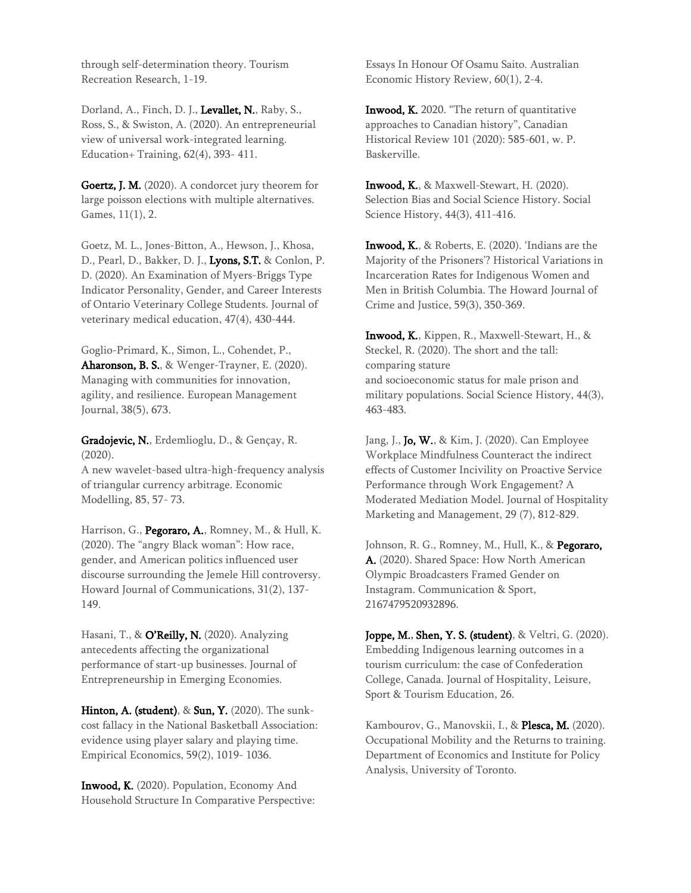through self-determination theory. Tourism Recreation Research, 1-19.

Dorland, A., Finch, D. J., **Levallet, N.**, Raby, S., Ross, S., & Swiston, A. (2020). An entrepreneurial view of universal work-integrated learning. Education+ Training, 62(4), 393- 411.

**Goertz, J. M.** (2020). A condorcet jury theorem for large poisson elections with multiple alternatives. Games, 11(1), 2.

Goetz, M. L., Jones-Bitton, A., Hewson, J., Khosa, D., Pearl, D., Bakker, D. J., **Lyons, S.T.** & Conlon, P. D. (2020). An Examination of Myers-Briggs Type Indicator Personality, Gender, and Career Interests of Ontario Veterinary College Students. Journal of veterinary medical education, 47(4), 430-444.

Goglio-Primard, K., Simon, L., Cohendet, P., **Aharonson, B. S.**, & Wenger-Trayner, E. (2020). Managing with communities for innovation, agility, and resilience. European Management Journal, 38(5), 673.

**Gradojevic, N.**, Erdemlioglu, D., & Gençay, R. (2020).
A new wavelet-based ultra-high-frequency analysis of triangular currency arbitrage. Economic Modelling, 85, 57- 73.

Harrison, G., **Pegoraro, A.**, Romney, M., & Hull, K. (2020). The "angry Black woman": How race, gender, and American politics influenced user discourse surrounding the Jemele Hill controversy. Howard Journal of Communications, 31(2), 137-149.

Hasani, T., & **O'Reilly, N.** (2020). Analyzing antecedents affecting the organizational performance of start-up businesses. Journal of Entrepreneurship in Emerging Economies.

**Hinton, A. (student)**, & **Sun, Y.** (2020). The sunk-cost fallacy in the National Basketball Association: evidence using player salary and playing time. Empirical Economics, 59(2), 1019- 1036.

**Inwood, K.** (2020). Population, Economy And Household Structure In Comparative Perspective: Essays In Honour Of Osamu Saito. Australian Economic History Review, 60(1), 2-4.

**Inwood, K.** 2020. "The return of quantitative approaches to Canadian history", Canadian Historical Review 101 (2020): 585-601, w. P. Baskerville.

**Inwood, K.**, & Maxwell-Stewart, H. (2020). Selection Bias and Social Science History. Social Science History, 44(3), 411-416.

**Inwood, K.**, & Roberts, E. (2020). 'Indians are the Majority of the Prisoners'? Historical Variations in Incarceration Rates for Indigenous Women and Men in British Columbia. The Howard Journal of Crime and Justice, 59(3), 350-369.

**Inwood, K.**, Kippen, R., Maxwell-Stewart, H., & Steckel, R. (2020). The short and the tall: comparing stature
and socioeconomic status for male prison and military populations. Social Science History, 44(3), 463-483.

Jang, J., **Jo, W.**, & Kim, J. (2020). Can Employee Workplace Mindfulness Counteract the indirect effects of Customer Incivility on Proactive Service Performance through Work Engagement? A Moderated Mediation Model. Journal of Hospitality Marketing and Management, 29 (7), 812-829.

Johnson, R. G., Romney, M., Hull, K., & **Pegoraro, A.** (2020). Shared Space: How North American Olympic Broadcasters Framed Gender on Instagram. Communication & Sport, 2167479520932896.

**Joppe, M.**, **Shen, Y. S. (student)**, & Veltri, G. (2020). Embedding Indigenous learning outcomes in a tourism curriculum: the case of Confederation College, Canada. Journal of Hospitality, Leisure, Sport & Tourism Education, 26.

Kambourov, G., Manovskii, I., & **Plesca, M.** (2020). Occupational Mobility and the Returns to training. Department of Economics and Institute for Policy Analysis, University of Toronto.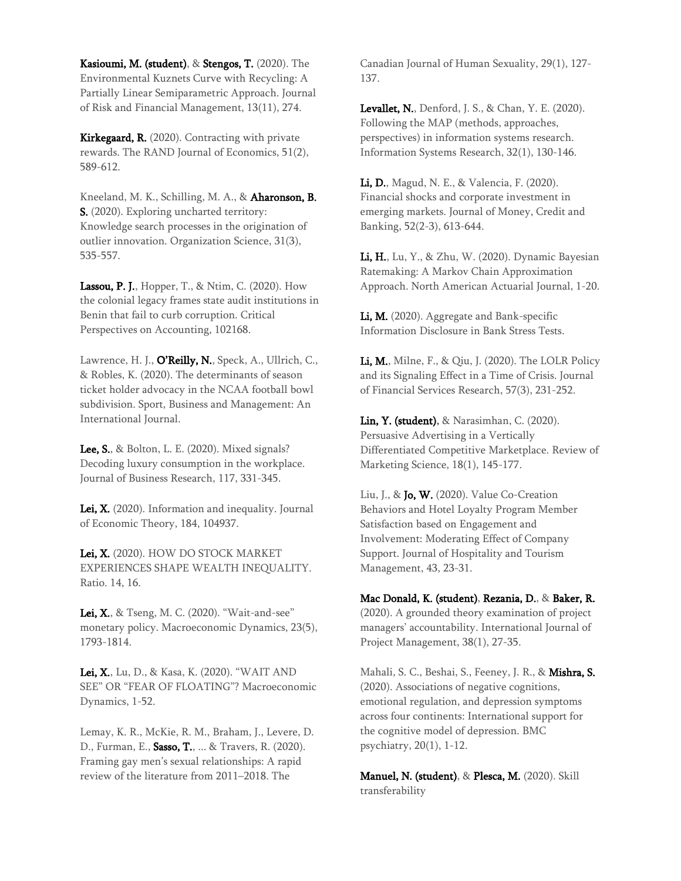**Kasioumi, M. (student)**, & **Stengos, T.** (2020). The Environmental Kuznets Curve with Recycling: A Partially Linear Semiparametric Approach. Journal of Risk and Financial Management, 13(11), 274.

**Kirkegaard, R.** (2020). Contracting with private rewards. The RAND Journal of Economics, 51(2), 589-612.

Kneeland, M. K., Schilling, M. A., & **Aharonson, B. S.** (2020). Exploring uncharted territory: Knowledge search processes in the origination of outlier innovation. Organization Science, 31(3), 535-557.

**Lassou, P. J.**, Hopper, T., & Ntim, C. (2020). How the colonial legacy frames state audit institutions in Benin that fail to curb corruption. Critical Perspectives on Accounting, 102168.

Lawrence, H. J., **O'Reilly, N.**, Speck, A., Ullrich, C., & Robles, K. (2020). The determinants of season ticket holder advocacy in the NCAA football bowl subdivision. Sport, Business and Management: An International Journal.

**Lee, S.**, & Bolton, L. E. (2020). Mixed signals? Decoding luxury consumption in the workplace. Journal of Business Research, 117, 331-345.

**Lei, X.** (2020). Information and inequality. Journal of Economic Theory, 184, 104937.

**Lei, X.** (2020). HOW DO STOCK MARKET EXPERIENCES SHAPE WEALTH INEQUALITY. Ratio. 14, 16.

**Lei, X.**, & Tseng, M. C. (2020). "Wait-and-see" monetary policy. Macroeconomic Dynamics, 23(5), 1793-1814.

**Lei, X.**, Lu, D., & Kasa, K. (2020). "WAIT AND SEE" OR "FEAR OF FLOATING"? Macroeconomic Dynamics, 1-52.

Lemay, K. R., McKie, R. M., Braham, J., Levere, D. D., Furman, E., **Sasso, T.**, ... & Travers, R. (2020). Framing gay men's sexual relationships: A rapid review of the literature from 2011–2018. The Canadian Journal of Human Sexuality, 29(1), 127-137.

**Levallet, N.**, Denford, J. S., & Chan, Y. E. (2020). Following the MAP (methods, approaches, perspectives) in information systems research. Information Systems Research, 32(1), 130-146.

**Li, D.**, Magud, N. E., & Valencia, F. (2020). Financial shocks and corporate investment in emerging markets. Journal of Money, Credit and Banking, 52(2-3), 613-644.

**Li, H.**, Lu, Y., & Zhu, W. (2020). Dynamic Bayesian Ratemaking: A Markov Chain Approximation Approach. North American Actuarial Journal, 1-20.

**Li, M.** (2020). Aggregate and Bank-specific Information Disclosure in Bank Stress Tests.

**Li, M.**, Milne, F., & Qiu, J. (2020). The LOLR Policy and its Signaling Effect in a Time of Crisis. Journal of Financial Services Research, 57(3), 231-252.

**Lin, Y. (student)**, & Narasimhan, C. (2020). Persuasive Advertising in a Vertically Differentiated Competitive Marketplace. Review of Marketing Science, 18(1), 145-177.

Liu, J., & **Jo, W.** (2020). Value Co-Creation Behaviors and Hotel Loyalty Program Member Satisfaction based on Engagement and Involvement: Moderating Effect of Company Support. Journal of Hospitality and Tourism Management, 43, 23-31.

**Mac Donald, K. (student)**, **Rezania, D.**, & **Baker, R.** (2020). A grounded theory examination of project managers' accountability. International Journal of Project Management, 38(1), 27-35.

Mahali, S. C., Beshai, S., Feeney, J. R., & **Mishra, S.** (2020). Associations of negative cognitions, emotional regulation, and depression symptoms across four continents: International support for the cognitive model of depression. BMC psychiatry, 20(1), 1-12.

**Manuel, N. (student)**, & **Plesca, M.** (2020). Skill transferability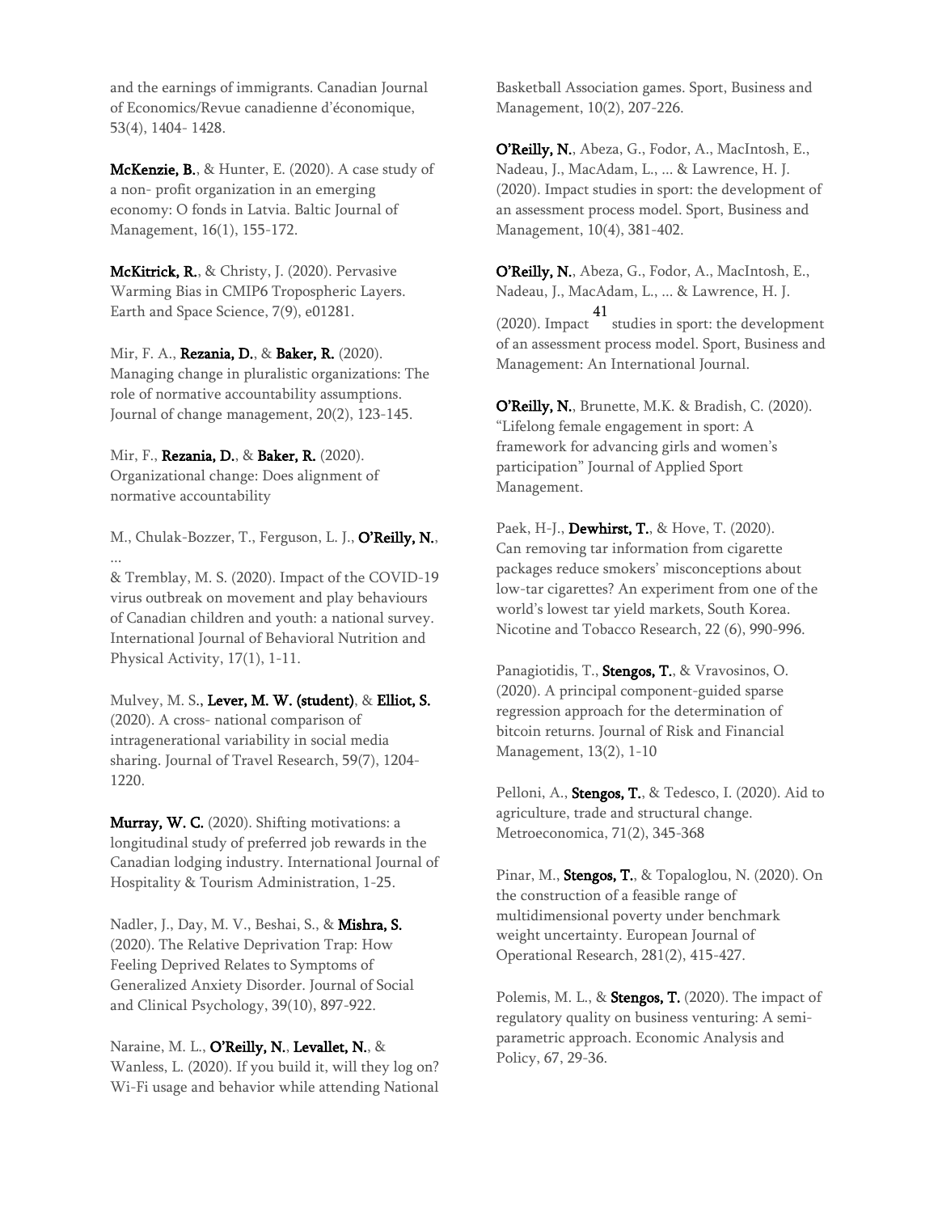and the earnings of immigrants. Canadian Journal of Economics/Revue canadienne d'économique, 53(4), 1404- 1428.

**McKenzie, B.**, & Hunter, E. (2020). A case study of a non- profit organization in an emerging economy: O fonds in Latvia. Baltic Journal of Management, 16(1), 155-172.

**McKitrick, R.**, & Christy, J. (2020). Pervasive Warming Bias in CMIP6 Tropospheric Layers. Earth and Space Science, 7(9), e01281.

Mir, F. A., **Rezania, D.**, & **Baker, R.** (2020). Managing change in pluralistic organizations: The role of normative accountability assumptions. Journal of change management, 20(2), 123-145.

Mir, F., **Rezania, D.**, & **Baker, R.** (2020). Organizational change: Does alignment of normative accountability

M., Chulak-Bozzer, T., Ferguson, L. J., **O'Reilly, N.**, ...
& Tremblay, M. S. (2020). Impact of the COVID-19 virus outbreak on movement and play behaviours of Canadian children and youth: a national survey. International Journal of Behavioral Nutrition and Physical Activity, 17(1), 1-11.

Mulvey, M. S., **Lever, M. W. (student)**, & **Elliot, S.** (2020). A cross- national comparison of intragenerational variability in social media sharing. Journal of Travel Research, 59(7), 1204-1220.

**Murray, W. C.** (2020). Shifting motivations: a longitudinal study of preferred job rewards in the Canadian lodging industry. International Journal of Hospitality & Tourism Administration, 1-25.

Nadler, J., Day, M. V., Beshai, S., & **Mishra, S.** (2020). The Relative Deprivation Trap: How Feeling Deprived Relates to Symptoms of Generalized Anxiety Disorder. Journal of Social and Clinical Psychology, 39(10), 897-922.

Naraine, M. L., **O'Reilly, N.**, **Levallet, N.**, & Wanless, L. (2020). If you build it, will they log on? Wi-Fi usage and behavior while attending National Basketball Association games. Sport, Business and Management, 10(2), 207-226.

**O'Reilly, N.**, Abeza, G., Fodor, A., MacIntosh, E., Nadeau, J., MacAdam, L., ... & Lawrence, H. J. (2020). Impact studies in sport: the development of an assessment process model. Sport, Business and Management, 10(4), 381-402.

**O'Reilly, N.**, Abeza, G., Fodor, A., MacIntosh, E., Nadeau, J., MacAdam, L., ... & Lawrence, H. J. (2020). Impact studies in sport: the development of an assessment process model. Sport, Business and Management: An International Journal.

**O'Reilly, N.**, Brunette, M.K. & Bradish, C. (2020). "Lifelong female engagement in sport: A framework for advancing girls and women's participation" Journal of Applied Sport Management.

Paek, H-J., **Dewhirst, T.**, & Hove, T. (2020). Can removing tar information from cigarette packages reduce smokers' misconceptions about low-tar cigarettes? An experiment from one of the world's lowest tar yield markets, South Korea. Nicotine and Tobacco Research, 22 (6), 990-996.

Panagiotidis, T., **Stengos, T.**, & Vravosinos, O. (2020). A principal component-guided sparse regression approach for the determination of bitcoin returns. Journal of Risk and Financial Management, 13(2), 1-10

Pelloni, A., **Stengos, T.**, & Tedesco, I. (2020). Aid to agriculture, trade and structural change. Metroeconomica, 71(2), 345-368

Pinar, M., **Stengos, T.**, & Topaloglou, N. (2020). On the construction of a feasible range of multidimensional poverty under benchmark weight uncertainty. European Journal of Operational Research, 281(2), 415-427.

Polemis, M. L., & **Stengos, T.** (2020). The impact of regulatory quality on business venturing: A semi-parametric approach. Economic Analysis and Policy, 67, 29-36.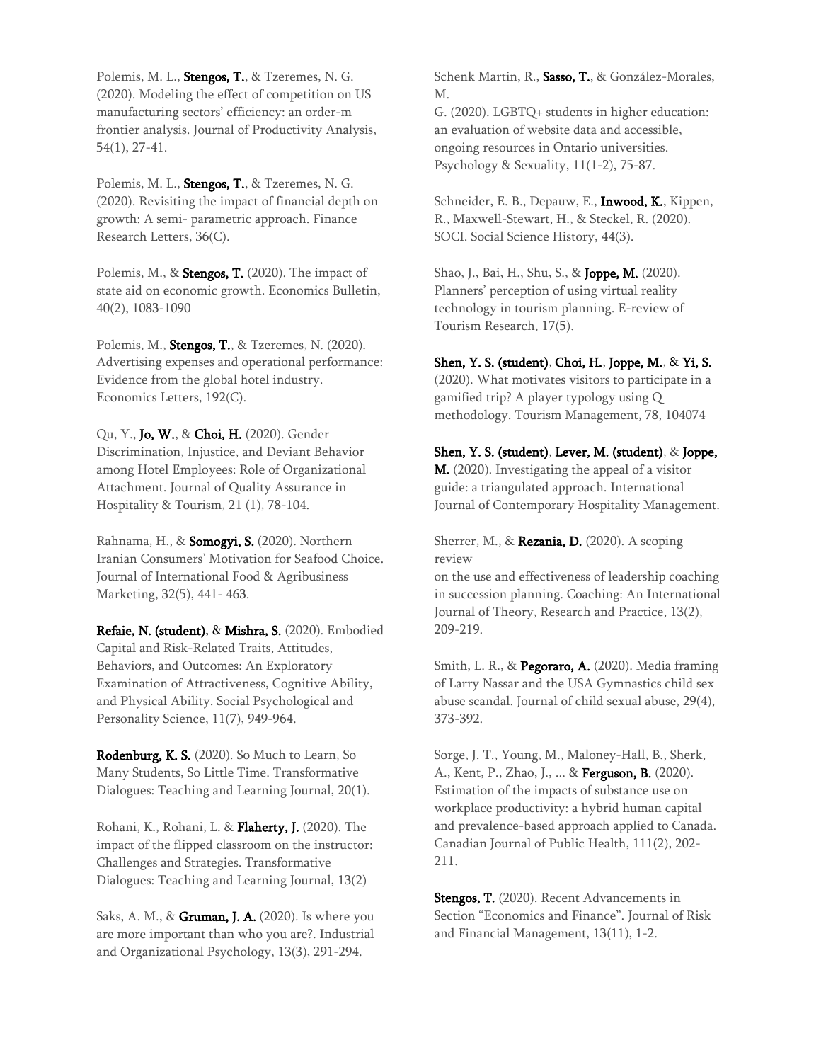Polemis, M. L., **Stengos, T.**, & Tzeremes, N. G. (2020). Modeling the effect of competition on US manufacturing sectors' efficiency: an order-m frontier analysis. Journal of Productivity Analysis, 54(1), 27-41.

Polemis, M. L., **Stengos, T.**, & Tzeremes, N. G. (2020). Revisiting the impact of financial depth on growth: A semi- parametric approach. Finance Research Letters, 36(C).

Polemis, M., & **Stengos, T.** (2020). The impact of state aid on economic growth. Economics Bulletin, 40(2), 1083-1090

Polemis, M., **Stengos, T.**, & Tzeremes, N. (2020). Advertising expenses and operational performance: Evidence from the global hotel industry. Economics Letters, 192(C).

Qu, Y., **Jo, W.**, & **Choi, H.** (2020). Gender Discrimination, Injustice, and Deviant Behavior among Hotel Employees: Role of Organizational Attachment. Journal of Quality Assurance in Hospitality & Tourism, 21 (1), 78-104.

Rahnama, H., & **Somogyi, S.** (2020). Northern Iranian Consumers' Motivation for Seafood Choice. Journal of International Food & Agribusiness Marketing, 32(5), 441- 463.

**Refaie, N. (student)**, & **Mishra, S.** (2020). Embodied Capital and Risk-Related Traits, Attitudes, Behaviors, and Outcomes: An Exploratory Examination of Attractiveness, Cognitive Ability, and Physical Ability. Social Psychological and Personality Science, 11(7), 949-964.

**Rodenburg, K. S.** (2020). So Much to Learn, So Many Students, So Little Time. Transformative Dialogues: Teaching and Learning Journal, 20(1).

Rohani, K., Rohani, L. & **Flaherty, J.** (2020). The impact of the flipped classroom on the instructor: Challenges and Strategies. Transformative Dialogues: Teaching and Learning Journal, 13(2)

Saks, A. M., & **Gruman, J. A.** (2020). Is where you are more important than who you are?. Industrial and Organizational Psychology, 13(3), 291-294.

Schenk Martin, R., **Sasso, T.**, & González-Morales, M.
G. (2020). LGBTQ+ students in higher education: an evaluation of website data and accessible, ongoing resources in Ontario universities. Psychology & Sexuality, 11(1-2), 75-87.

Schneider, E. B., Depauw, E., **Inwood, K.**, Kippen, R., Maxwell-Stewart, H., & Steckel, R. (2020). SOCI. Social Science History, 44(3).

Shao, J., Bai, H., Shu, S., & **Joppe, M.** (2020). Planners' perception of using virtual reality technology in tourism planning. E-review of Tourism Research, 17(5).

**Shen, Y. S. (student)**, **Choi, H.**, **Joppe, M.**, & **Yi, S.** (2020). What motivates visitors to participate in a gamified trip? A player typology using Q methodology. Tourism Management, 78, 104074

**Shen, Y. S. (student)**, **Lever, M. (student)**, & **Joppe, M.** (2020). Investigating the appeal of a visitor guide: a triangulated approach. International Journal of Contemporary Hospitality Management.

Sherrer, M., & **Rezania, D.** (2020). A scoping review
on the use and effectiveness of leadership coaching in succession planning. Coaching: An International Journal of Theory, Research and Practice, 13(2), 209-219.

Smith, L. R., & **Pegoraro, A.** (2020). Media framing of Larry Nassar and the USA Gymnastics child sex abuse scandal. Journal of child sexual abuse, 29(4), 373-392.

Sorge, J. T., Young, M., Maloney-Hall, B., Sherk, A., Kent, P., Zhao, J., ... & **Ferguson, B.** (2020). Estimation of the impacts of substance use on workplace productivity: a hybrid human capital and prevalence-based approach applied to Canada. Canadian Journal of Public Health, 111(2), 202-211.

**Stengos, T.** (2020). Recent Advancements in Section "Economics and Finance". Journal of Risk and Financial Management, 13(11), 1-2.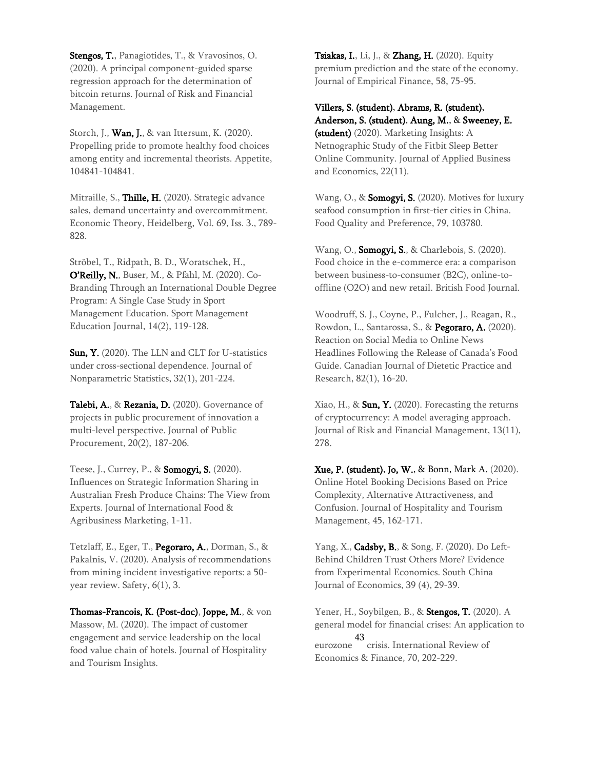**Stengos, T.**, Panagiōtidēs, T., & Vravosinos, O. (2020). A principal component-guided sparse regression approach for the determination of bitcoin returns. Journal of Risk and Financial Management.

Storch, J., **Wan, J.**, & van Ittersum, K. (2020). Propelling pride to promote healthy food choices among entity and incremental theorists. Appetite, 104841-104841.

Mitraille, S., **Thille, H.** (2020). Strategic advance sales, demand uncertainty and overcommitment. Economic Theory, Heidelberg, Vol. 69, Iss. 3., 789-828.

Ströbel, T., Ridpath, B. D., Woratschek, H., **O'Reilly, N.**, Buser, M., & Pfahl, M. (2020). Co-Branding Through an International Double Degree Program: A Single Case Study in Sport Management Education. Sport Management Education Journal, 14(2), 119-128.

**Sun, Y.** (2020). The LLN and CLT for U-statistics under cross-sectional dependence. Journal of Nonparametric Statistics, 32(1), 201-224.

**Talebi, A.**, & **Rezania, D.** (2020). Governance of projects in public procurement of innovation a multi-level perspective. Journal of Public Procurement, 20(2), 187-206.

Teese, J., Currey, P., & **Somogyi, S.** (2020). Influences on Strategic Information Sharing in Australian Fresh Produce Chains: The View from Experts. Journal of International Food & Agribusiness Marketing, 1-11.

Tetzlaff, E., Eger, T., **Pegoraro, A.**, Dorman, S., & Pakalnis, V. (2020). Analysis of recommendations from mining incident investigative reports: a 50-year review. Safety, 6(1), 3.

**Thomas-Francois, K. (Post-doc)**, **Joppe, M.**, & von Massow, M. (2020). The impact of customer engagement and service leadership on the local food value chain of hotels. Journal of Hospitality and Tourism Insights.

**Tsiakas, I.**, Li, J., & **Zhang, H.** (2020). Equity premium prediction and the state of the economy. Journal of Empirical Finance, 58, 75-95.

**Villers, S. (student)**, **Abrams, R. (student)**, **Anderson, S. (student)**, **Aung, M.**, & **Sweeney, E. (student)** (2020). Marketing Insights: A Netnographic Study of the Fitbit Sleep Better Online Community. Journal of Applied Business and Economics, 22(11).

Wang, O., & **Somogyi, S.** (2020). Motives for luxury seafood consumption in first-tier cities in China. Food Quality and Preference, 79, 103780.

Wang, O., **Somogyi, S.**, & Charlebois, S. (2020). Food choice in the e-commerce era: a comparison between business-to-consumer (B2C), online-to-offline (O2O) and new retail. British Food Journal.

Woodruff, S. J., Coyne, P., Fulcher, J., Reagan, R., Rowdon, L., Santarossa, S., & **Pegoraro, A.** (2020). Reaction on Social Media to Online News Headlines Following the Release of Canada's Food Guide. Canadian Journal of Dietetic Practice and Research, 82(1), 16-20.

Xiao, H., & **Sun, Y.** (2020). Forecasting the returns of cryptocurrency: A model averaging approach. Journal of Risk and Financial Management, 13(11), 278.

**Xue, P. (student)**, **Jo, W.**, & Bonn, Mark A. (2020). Online Hotel Booking Decisions Based on Price Complexity, Alternative Attractiveness, and Confusion. Journal of Hospitality and Tourism Management, 45, 162-171.

Yang, X., **Cadsby, B.**, & Song, F. (2020). Do Left-Behind Children Trust Others More? Evidence from Experimental Economics. South China Journal of Economics, 39 (4), 29-39.

Yener, H., Soybilgen, B., & **Stengos, T.** (2020). A general model for financial crises: An application to eurozone crisis. International Review of Economics & Finance, 70, 202-229.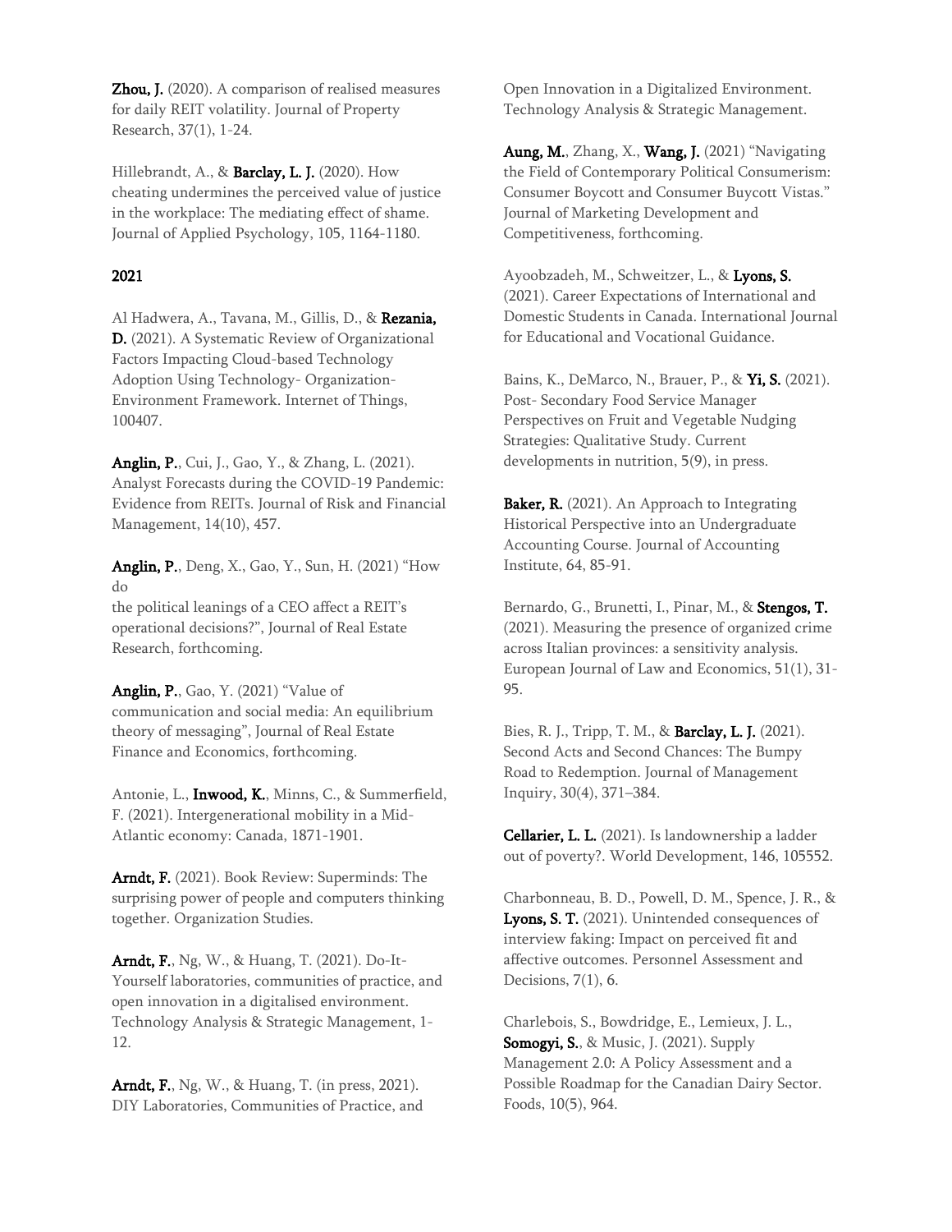**Zhou, J.** (2020). A comparison of realised measures for daily REIT volatility. Journal of Property Research, 37(1), 1-24.

Hillebrandt, A., & **Barclay, L. J.** (2020). How cheating undermines the perceived value of justice in the workplace: The mediating effect of shame. Journal of Applied Psychology, 105, 1164-1180.

## 2021

Al Hadwera, A., Tavana, M., Gillis, D., & **Rezania, D.** (2021). A Systematic Review of Organizational Factors Impacting Cloud-based Technology Adoption Using Technology- Organization-Environment Framework. Internet of Things, 100407.

**Anglin, P.**, Cui, J., Gao, Y., & Zhang, L. (2021). Analyst Forecasts during the COVID-19 Pandemic: Evidence from REITs. Journal of Risk and Financial Management, 14(10), 457.

**Anglin, P.**, Deng, X., Gao, Y., Sun, H. (2021) "How do the political leanings of a CEO affect a REIT's operational decisions?", Journal of Real Estate Research, forthcoming.

**Anglin, P.**, Gao, Y. (2021) "Value of communication and social media: An equilibrium theory of messaging", Journal of Real Estate Finance and Economics, forthcoming.

Antonie, L., **Inwood, K.**, Minns, C., & Summerfield, F. (2021). Intergenerational mobility in a Mid-Atlantic economy: Canada, 1871-1901.

**Arndt, F.** (2021). Book Review: Superminds: The surprising power of people and computers thinking together. Organization Studies.

**Arndt, F.**, Ng, W., & Huang, T. (2021). Do-It-Yourself laboratories, communities of practice, and open innovation in a digitalised environment. Technology Analysis & Strategic Management, 1-12.

**Arndt, F.**, Ng, W., & Huang, T. (in press, 2021). DIY Laboratories, Communities of Practice, and Open Innovation in a Digitalized Environment. Technology Analysis & Strategic Management.

**Aung, M.**, Zhang, X., **Wang, J.** (2021) "Navigating the Field of Contemporary Political Consumerism: Consumer Boycott and Consumer Buycott Vistas." Journal of Marketing Development and Competitiveness, forthcoming.

Ayoobzadeh, M., Schweitzer, L., & **Lyons, S.** (2021). Career Expectations of International and Domestic Students in Canada. International Journal for Educational and Vocational Guidance.

Bains, K., DeMarco, N., Brauer, P., & **Yi, S.** (2021). Post- Secondary Food Service Manager Perspectives on Fruit and Vegetable Nudging Strategies: Qualitative Study. Current developments in nutrition, 5(9), in press.

**Baker, R.** (2021). An Approach to Integrating Historical Perspective into an Undergraduate Accounting Course. Journal of Accounting Institute, 64, 85-91.

Bernardo, G., Brunetti, I., Pinar, M., & **Stengos, T.** (2021). Measuring the presence of organized crime across Italian provinces: a sensitivity analysis. European Journal of Law and Economics, 51(1), 31-95.

Bies, R. J., Tripp, T. M., & **Barclay, L. J.** (2021). Second Acts and Second Chances: The Bumpy Road to Redemption. Journal of Management Inquiry, 30(4), 371–384.

**Cellarier, L. L.** (2021). Is landownership a ladder out of poverty?. World Development, 146, 105552.

Charbonneau, B. D., Powell, D. M., Spence, J. R., & **Lyons, S. T.** (2021). Unintended consequences of interview faking: Impact on perceived fit and affective outcomes. Personnel Assessment and Decisions, 7(1), 6.

Charlebois, S., Bowdridge, E., Lemieux, J. L., **Somogyi, S.**, & Music, J. (2021). Supply Management 2.0: A Policy Assessment and a Possible Roadmap for the Canadian Dairy Sector. Foods, 10(5), 964.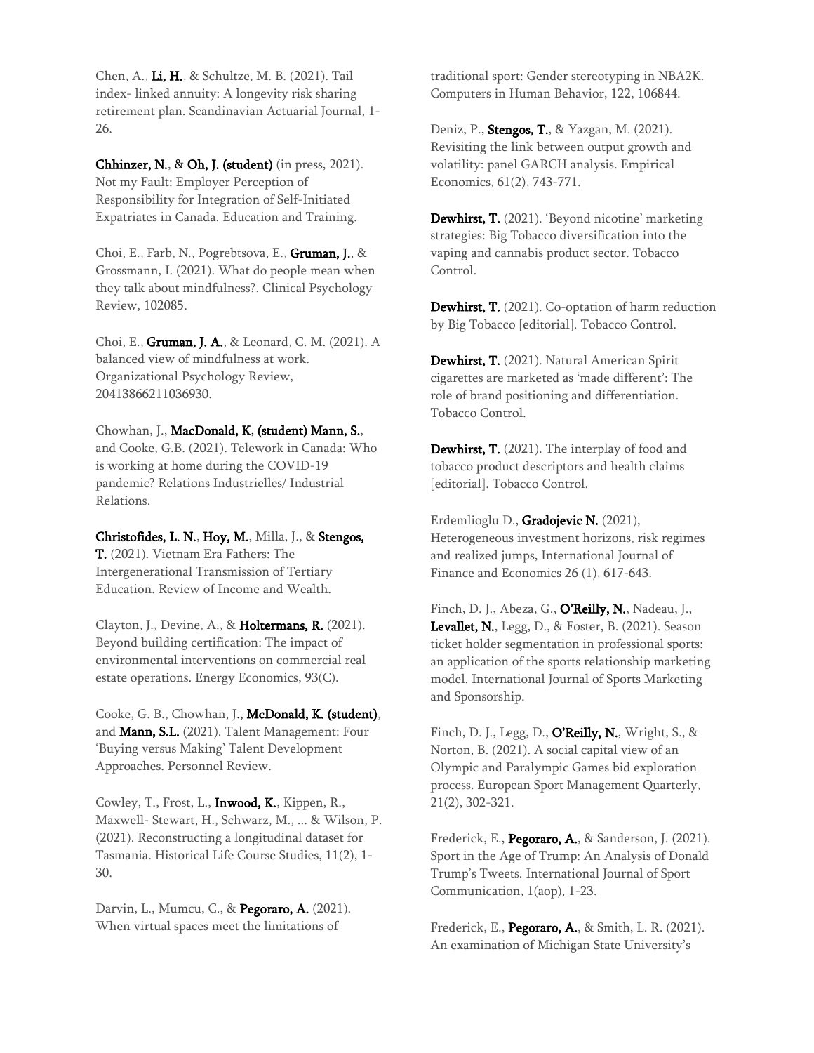Chen, A., **Li, H.**, & Schultze, M. B. (2021). Tail index- linked annuity: A longevity risk sharing retirement plan. Scandinavian Actuarial Journal, 1-26.

**Chhinzer, N.**, & **Oh, J. (student)** (in press, 2021). Not my Fault: Employer Perception of Responsibility for Integration of Self-Initiated Expatriates in Canada. Education and Training.

Choi, E., Farb, N., Pogrebtsova, E., **Gruman, J.**, & Grossmann, I. (2021). What do people mean when they talk about mindfulness?. Clinical Psychology Review, 102085.

Choi, E., **Gruman, J. A.**, & Leonard, C. M. (2021). A balanced view of mindfulness at work. Organizational Psychology Review, 20413866211036930.

Chowhan, J., **MacDonald, K**, **(student) Mann, S.**, and Cooke, G.B. (2021). Telework in Canada: Who is working at home during the COVID-19 pandemic? Relations Industrielles/ Industrial Relations.

**Christofides, L. N.**, **Hoy, M.**, Milla, J., & **Stengos, T.** (2021). Vietnam Era Fathers: The Intergenerational Transmission of Tertiary Education. Review of Income and Wealth.

Clayton, J., Devine, A., & **Holtermans, R.** (2021). Beyond building certification: The impact of environmental interventions on commercial real estate operations. Energy Economics, 93(C).

Cooke, G. B., Chowhan, J., **McDonald, K. (student)**, and **Mann, S.L.** (2021). Talent Management: Four 'Buying versus Making' Talent Development Approaches. Personnel Review.

Cowley, T., Frost, L., **Inwood, K.**, Kippen, R., Maxwell- Stewart, H., Schwarz, M., ... & Wilson, P. (2021). Reconstructing a longitudinal dataset for Tasmania. Historical Life Course Studies, 11(2), 1-30.

Darvin, L., Mumcu, C., & **Pegoraro, A.** (2021). When virtual spaces meet the limitations of traditional sport: Gender stereotyping in NBA2K. Computers in Human Behavior, 122, 106844.

Deniz, P., **Stengos, T.**, & Yazgan, M. (2021). Revisiting the link between output growth and volatility: panel GARCH analysis. Empirical Economics, 61(2), 743-771.

**Dewhirst, T.** (2021). 'Beyond nicotine' marketing strategies: Big Tobacco diversification into the vaping and cannabis product sector. Tobacco Control.

**Dewhirst, T.** (2021). Co-optation of harm reduction by Big Tobacco [editorial]. Tobacco Control.

**Dewhirst, T.** (2021). Natural American Spirit cigarettes are marketed as 'made different': The role of brand positioning and differentiation. Tobacco Control.

**Dewhirst, T.** (2021). The interplay of food and tobacco product descriptors and health claims [editorial]. Tobacco Control.

Erdemlioglu D., **Gradojevic N.** (2021), Heterogeneous investment horizons, risk regimes and realized jumps, International Journal of Finance and Economics 26 (1), 617-643.

Finch, D. J., Abeza, G., **O'Reilly, N.**, Nadeau, J., **Levallet, N.**, Legg, D., & Foster, B. (2021). Season ticket holder segmentation in professional sports: an application of the sports relationship marketing model. International Journal of Sports Marketing and Sponsorship.

Finch, D. J., Legg, D., **O'Reilly, N.**, Wright, S., & Norton, B. (2021). A social capital view of an Olympic and Paralympic Games bid exploration process. European Sport Management Quarterly, 21(2), 302-321.

Frederick, E., **Pegoraro, A.**, & Sanderson, J. (2021). Sport in the Age of Trump: An Analysis of Donald Trump's Tweets. International Journal of Sport Communication, 1(aop), 1-23.

Frederick, E., **Pegoraro, A.**, & Smith, L. R. (2021). An examination of Michigan State University's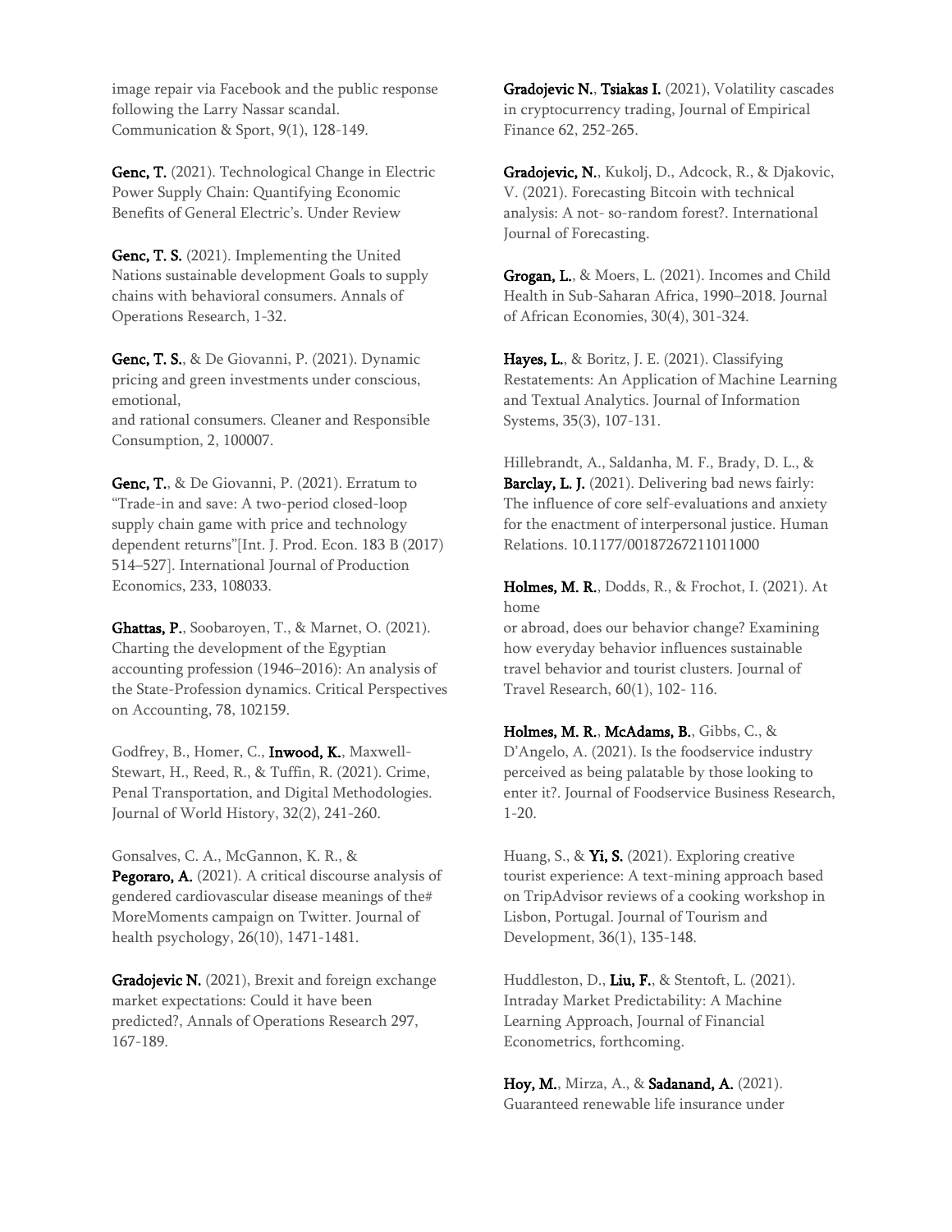image repair via Facebook and the public response following the Larry Nassar scandal. Communication & Sport, 9(1), 128-149.

**Genc, T.** (2021). Technological Change in Electric Power Supply Chain: Quantifying Economic Benefits of General Electric's. Under Review

**Genc, T. S.** (2021). Implementing the United Nations sustainable development Goals to supply chains with behavioral consumers. Annals of Operations Research, 1-32.

**Genc, T. S.**, & De Giovanni, P. (2021). Dynamic pricing and green investments under conscious, emotional, and rational consumers. Cleaner and Responsible Consumption, 2, 100007.

**Genc, T.**, & De Giovanni, P. (2021). Erratum to "Trade-in and save: A two-period closed-loop supply chain game with price and technology dependent returns"[Int. J. Prod. Econ. 183 B (2017) 514–527]. International Journal of Production Economics, 233, 108033.

**Ghattas, P.**, Soobaroyen, T., & Marnet, O. (2021). Charting the development of the Egyptian accounting profession (1946–2016): An analysis of the State-Profession dynamics. Critical Perspectives on Accounting, 78, 102159.

Godfrey, B., Homer, C., **Inwood, K.**, Maxwell-Stewart, H., Reed, R., & Tuffin, R. (2021). Crime, Penal Transportation, and Digital Methodologies. Journal of World History, 32(2), 241-260.

Gonsalves, C. A., McGannon, K. R., & **Pegoraro, A.** (2021). A critical discourse analysis of gendered cardiovascular disease meanings of the# MoreMoments campaign on Twitter. Journal of health psychology, 26(10), 1471-1481.

**Gradojevic N.** (2021), Brexit and foreign exchange market expectations: Could it have been predicted?, Annals of Operations Research 297, 167-189.

**Gradojevic N.**, **Tsiakas I.** (2021), Volatility cascades in cryptocurrency trading, Journal of Empirical Finance 62, 252-265.

**Gradojevic, N.**, Kukolj, D., Adcock, R., & Djakovic, V. (2021). Forecasting Bitcoin with technical analysis: A not- so-random forest?. International Journal of Forecasting.

**Grogan, L.**, & Moers, L. (2021). Incomes and Child Health in Sub-Saharan Africa, 1990–2018. Journal of African Economies, 30(4), 301-324.

**Hayes, L.**, & Boritz, J. E. (2021). Classifying Restatements: An Application of Machine Learning and Textual Analytics. Journal of Information Systems, 35(3), 107-131.

Hillebrandt, A., Saldanha, M. F., Brady, D. L., & **Barclay, L. J.** (2021). Delivering bad news fairly: The influence of core self-evaluations and anxiety for the enactment of interpersonal justice. Human Relations. 10.1177/00187267211011000

**Holmes, M. R.**, Dodds, R., & Frochot, I. (2021). At home or abroad, does our behavior change? Examining how everyday behavior influences sustainable travel behavior and tourist clusters. Journal of Travel Research, 60(1), 102- 116.

**Holmes, M. R.**, **McAdams, B.**, Gibbs, C., & D'Angelo, A. (2021). Is the foodservice industry perceived as being palatable by those looking to enter it?. Journal of Foodservice Business Research, 1-20.

Huang, S., & **Yi, S.** (2021). Exploring creative tourist experience: A text-mining approach based on TripAdvisor reviews of a cooking workshop in Lisbon, Portugal. Journal of Tourism and Development, 36(1), 135-148.

Huddleston, D., **Liu, F.**, & Stentoft, L. (2021). Intraday Market Predictability: A Machine Learning Approach, Journal of Financial Econometrics, forthcoming.

**Hoy, M.**, Mirza, A., & **Sadanand, A.** (2021). Guaranteed renewable life insurance under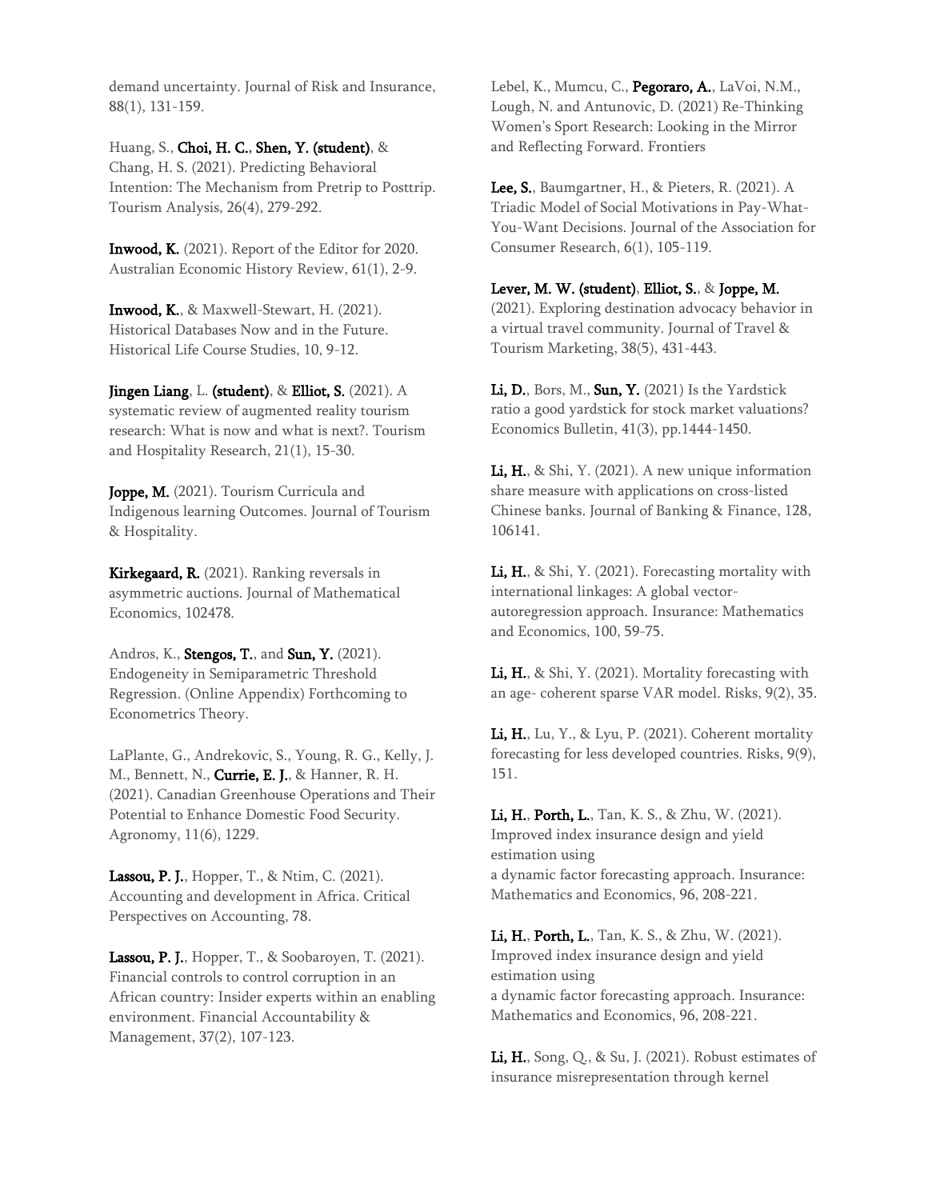demand uncertainty. Journal of Risk and Insurance, 88(1), 131-159.

Huang, S., **Choi, H. C.**, **Shen, Y. (student)**, & Chang, H. S. (2021). Predicting Behavioral Intention: The Mechanism from Pretrip to Posttrip. Tourism Analysis, 26(4), 279-292.

**Inwood, K.** (2021). Report of the Editor for 2020. Australian Economic History Review, 61(1), 2-9.

**Inwood, K.**, & Maxwell-Stewart, H. (2021). Historical Databases Now and in the Future. Historical Life Course Studies, 10, 9-12.

**Jingen Liang**, L. **(student)**, & **Elliot, S.** (2021). A systematic review of augmented reality tourism research: What is now and what is next?. Tourism and Hospitality Research, 21(1), 15-30.

**Joppe, M.** (2021). Tourism Curricula and Indigenous learning Outcomes. Journal of Tourism & Hospitality.

**Kirkegaard, R.** (2021). Ranking reversals in asymmetric auctions. Journal of Mathematical Economics, 102478.

Andros, K., **Stengos, T.**, and **Sun, Y.** (2021). Endogeneity in Semiparametric Threshold Regression. (Online Appendix) Forthcoming to Econometrics Theory.

LaPlante, G., Andrekovic, S., Young, R. G., Kelly, J. M., Bennett, N., **Currie, E. J.**, & Hanner, R. H. (2021). Canadian Greenhouse Operations and Their Potential to Enhance Domestic Food Security. Agronomy, 11(6), 1229.

**Lassou, P. J.**, Hopper, T., & Ntim, C. (2021). Accounting and development in Africa. Critical Perspectives on Accounting, 78.

**Lassou, P. J.**, Hopper, T., & Soobaroyen, T. (2021). Financial controls to control corruption in an African country: Insider experts within an enabling environment. Financial Accountability & Management, 37(2), 107-123.

Lebel, K., Mumcu, C., **Pegoraro, A.**, LaVoi, N.M., Lough, N. and Antunovic, D. (2021) Re-Thinking Women's Sport Research: Looking in the Mirror and Reflecting Forward. Frontiers

**Lee, S.**, Baumgartner, H., & Pieters, R. (2021). A Triadic Model of Social Motivations in Pay-What-You-Want Decisions. Journal of the Association for Consumer Research, 6(1), 105-119.

**Lever, M. W. (student)**, **Elliot, S.**, & **Joppe, M.** (2021). Exploring destination advocacy behavior in a virtual travel community. Journal of Travel & Tourism Marketing, 38(5), 431-443.

**Li, D.**, Bors, M., **Sun, Y.** (2021) Is the Yardstick ratio a good yardstick for stock market valuations? Economics Bulletin, 41(3), pp.1444-1450.

**Li, H.**, & Shi, Y. (2021). A new unique information share measure with applications on cross-listed Chinese banks. Journal of Banking & Finance, 128, 106141.

**Li, H.**, & Shi, Y. (2021). Forecasting mortality with international linkages: A global vector-autoregression approach. Insurance: Mathematics and Economics, 100, 59-75.

**Li, H.**, & Shi, Y. (2021). Mortality forecasting with an age- coherent sparse VAR model. Risks, 9(2), 35.

**Li, H.**, Lu, Y., & Lyu, P. (2021). Coherent mortality forecasting for less developed countries. Risks, 9(9), 151.

**Li, H.**, **Porth, L.**, Tan, K. S., & Zhu, W. (2021). Improved index insurance design and yield estimation using
a dynamic factor forecasting approach. Insurance: Mathematics and Economics, 96, 208-221.

**Li, H.**, **Porth, L.**, Tan, K. S., & Zhu, W. (2021). Improved index insurance design and yield estimation using
a dynamic factor forecasting approach. Insurance: Mathematics and Economics, 96, 208-221.

**Li, H.**, Song, Q., & Su, J. (2021). Robust estimates of insurance misrepresentation through kernel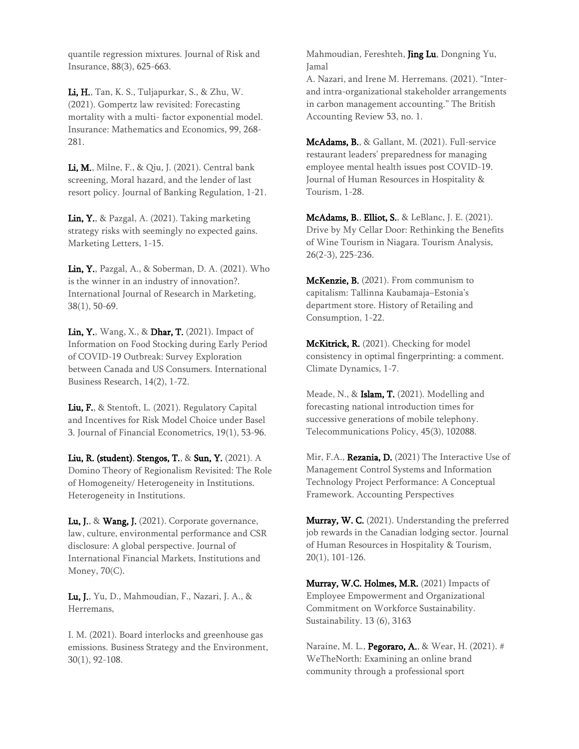quantile regression mixtures. Journal of Risk and Insurance, 88(3), 625-663.

**Li, H.**, Tan, K. S., Tuljapurkar, S., & Zhu, W. (2021). Gompertz law revisited: Forecasting mortality with a multi- factor exponential model. Insurance: Mathematics and Economics, 99, 268-281.

**Li, M.**, Milne, F., & Qiu, J. (2021). Central bank screening, Moral hazard, and the lender of last resort policy. Journal of Banking Regulation, 1-21.

**Lin, Y.**, & Pazgal, A. (2021). Taking marketing strategy risks with seemingly no expected gains. Marketing Letters, 1-15.

**Lin, Y.**, Pazgal, A., & Soberman, D. A. (2021). Who is the winner in an industry of innovation?. International Journal of Research in Marketing, 38(1), 50-69.

**Lin, Y.**, Wang, X., & **Dhar, T.** (2021). Impact of Information on Food Stocking during Early Period of COVID-19 Outbreak: Survey Exploration between Canada and US Consumers. International Business Research, 14(2), 1-72.

**Liu, F.**, & Stentoft, L. (2021). Regulatory Capital and Incentives for Risk Model Choice under Basel 3. Journal of Financial Econometrics, 19(1), 53-96.

**Liu, R. (student)**, **Stengos, T.**, & **Sun, Y.** (2021). A Domino Theory of Regionalism Revisited: The Role of Homogeneity/ Heterogeneity in Institutions. Heterogeneity in Institutions.

**Lu, J.**, & **Wang, J.** (2021). Corporate governance, law, culture, environmental performance and CSR disclosure: A global perspective. Journal of International Financial Markets, Institutions and Money, 70(C).

**Lu, J.**, Yu, D., Mahmoudian, F., Nazari, J. A., & Herremans,

I. M. (2021). Board interlocks and greenhouse gas emissions. Business Strategy and the Environment, 30(1), 92-108.

Mahmoudian, Fereshteh, **Jing Lu**, Dongning Yu, Jamal

A. Nazari, and Irene M. Herremans. (2021). "Inter- and intra-organizational stakeholder arrangements in carbon management accounting." The British Accounting Review 53, no. 1.

**McAdams, B.**, & Gallant, M. (2021). Full-service restaurant leaders' preparedness for managing employee mental health issues post COVID-19. Journal of Human Resources in Hospitality & Tourism, 1-28.

**McAdams, B.**, **Elliot, S.**, & LeBlanc, J. E. (2021). Drive by My Cellar Door: Rethinking the Benefits of Wine Tourism in Niagara. Tourism Analysis, 26(2-3), 225-236.

**McKenzie, B.** (2021). From communism to capitalism: Tallinna Kaubamaja–Estonia's department store. History of Retailing and Consumption, 1-22.

**McKitrick, R.** (2021). Checking for model consistency in optimal fingerprinting: a comment. Climate Dynamics, 1-7.

Meade, N., & **Islam, T.** (2021). Modelling and forecasting national introduction times for successive generations of mobile telephony. Telecommunications Policy, 45(3), 102088.

Mir, F.A., **Rezania, D.** (2021) The Interactive Use of Management Control Systems and Information Technology Project Performance: A Conceptual Framework. Accounting Perspectives

**Murray, W. C.** (2021). Understanding the preferred job rewards in the Canadian lodging sector. Journal of Human Resources in Hospitality & Tourism, 20(1), 101-126.

**Murray, W.C. Holmes, M.R.** (2021) Impacts of Employee Empowerment and Organizational Commitment on Workforce Sustainability. Sustainability. 13 (6), 3163

Naraine, M. L., **Pegoraro, A.**, & Wear, H. (2021). # WeTheNorth: Examining an online brand community through a professional sport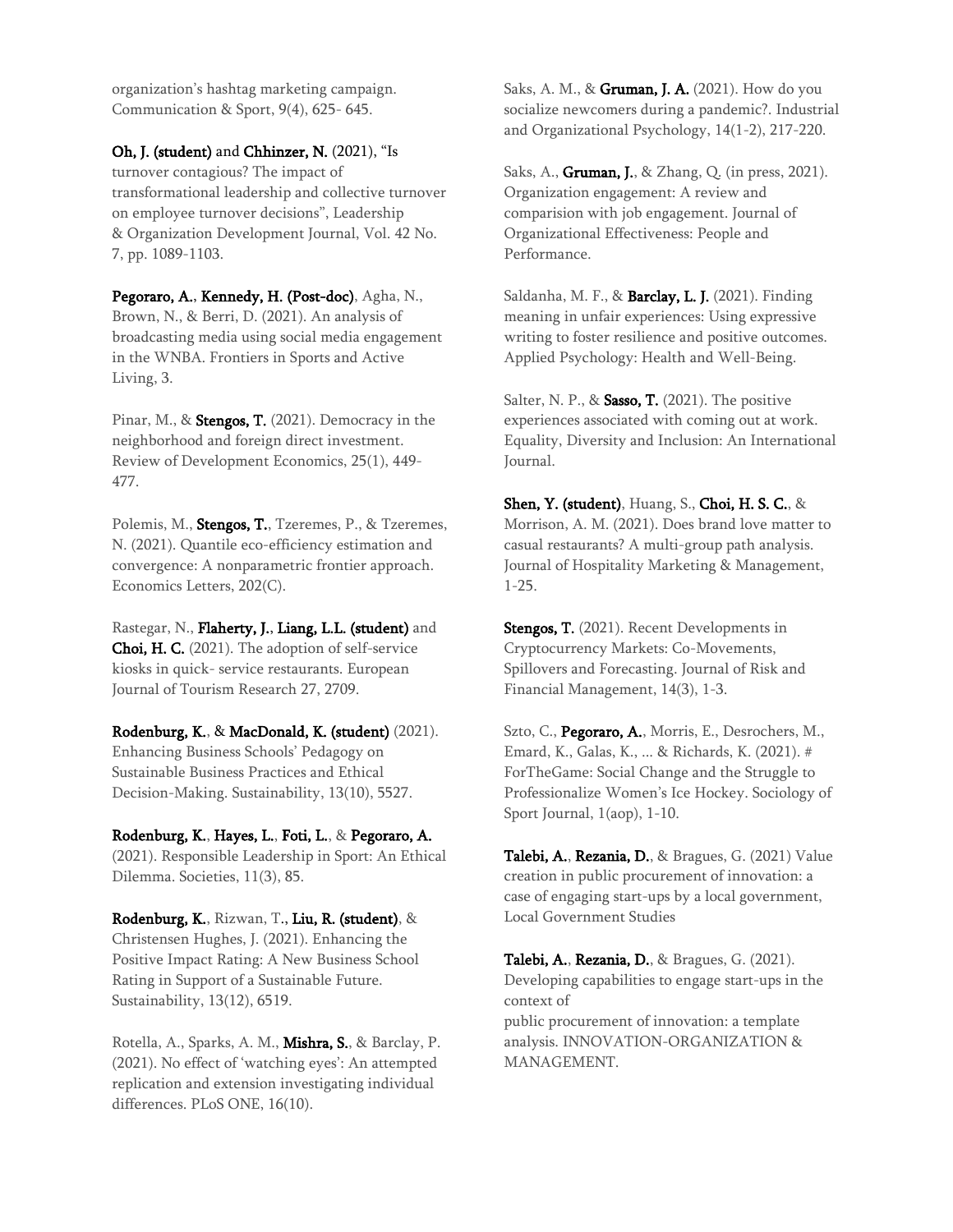organization's hashtag marketing campaign. Communication & Sport, 9(4), 625- 645.

**Oh, J. (student)** and **Chhinzer, N.** (2021), "Is turnover contagious? The impact of transformational leadership and collective turnover on employee turnover decisions", Leadership & Organization Development Journal, Vol. 42 No. 7, pp. 1089-1103.

**Pegoraro, A.**, **Kennedy, H. (Post-doc)**, Agha, N., Brown, N., & Berri, D. (2021). An analysis of broadcasting media using social media engagement in the WNBA. Frontiers in Sports and Active Living, 3.

Pinar, M., & **Stengos, T.** (2021). Democracy in the neighborhood and foreign direct investment. Review of Development Economics, 25(1), 449-477.

Polemis, M., **Stengos, T.**, Tzeremes, P., & Tzeremes, N. (2021). Quantile eco-efficiency estimation and convergence: A nonparametric frontier approach. Economics Letters, 202(C).

Rastegar, N., **Flaherty, J.**, **Liang, L.L. (student)** and **Choi, H. C.** (2021). The adoption of self-service kiosks in quick- service restaurants. European Journal of Tourism Research 27, 2709.

**Rodenburg, K.**, & **MacDonald, K. (student)** (2021). Enhancing Business Schools' Pedagogy on Sustainable Business Practices and Ethical Decision-Making. Sustainability, 13(10), 5527.

**Rodenburg, K.**, **Hayes, L.**, **Foti, L.**, & **Pegoraro, A.** (2021). Responsible Leadership in Sport: An Ethical Dilemma. Societies, 11(3), 85.

**Rodenburg, K.**, Rizwan, T., **Liu, R. (student)**, & Christensen Hughes, J. (2021). Enhancing the Positive Impact Rating: A New Business School Rating in Support of a Sustainable Future. Sustainability, 13(12), 6519.

Rotella, A., Sparks, A. M., **Mishra, S.**, & Barclay, P. (2021). No effect of 'watching eyes': An attempted replication and extension investigating individual differences. PLoS ONE, 16(10).

Saks, A. M., & **Gruman, J. A.** (2021). How do you socialize newcomers during a pandemic?. Industrial and Organizational Psychology, 14(1-2), 217-220.

Saks, A., **Gruman, J.**, & Zhang, Q. (in press, 2021). Organization engagement: A review and comparision with job engagement. Journal of Organizational Effectiveness: People and Performance.

Saldanha, M. F., & **Barclay, L. J.** (2021). Finding meaning in unfair experiences: Using expressive writing to foster resilience and positive outcomes. Applied Psychology: Health and Well-Being.

Salter, N. P., & **Sasso, T.** (2021). The positive experiences associated with coming out at work. Equality, Diversity and Inclusion: An International Journal.

**Shen, Y. (student)**, Huang, S., **Choi, H. S. C.**, & Morrison, A. M. (2021). Does brand love matter to casual restaurants? A multi-group path analysis. Journal of Hospitality Marketing & Management, 1-25.

**Stengos, T.** (2021). Recent Developments in Cryptocurrency Markets: Co-Movements, Spillovers and Forecasting. Journal of Risk and Financial Management, 14(3), 1-3.

Szto, C., **Pegoraro, A.**, Morris, E., Desrochers, M., Emard, K., Galas, K., ... & Richards, K. (2021). # ForTheGame: Social Change and the Struggle to Professionalize Women's Ice Hockey. Sociology of Sport Journal, 1(aop), 1-10.

**Talebi, A.**, **Rezania, D.**, & Bragues, G. (2021) Value creation in public procurement of innovation: a case of engaging start-ups by a local government, Local Government Studies

**Talebi, A.**, **Rezania, D.**, & Bragues, G. (2021). Developing capabilities to engage start-ups in the context of
public procurement of innovation: a template analysis. INNOVATION-ORGANIZATION & MANAGEMENT.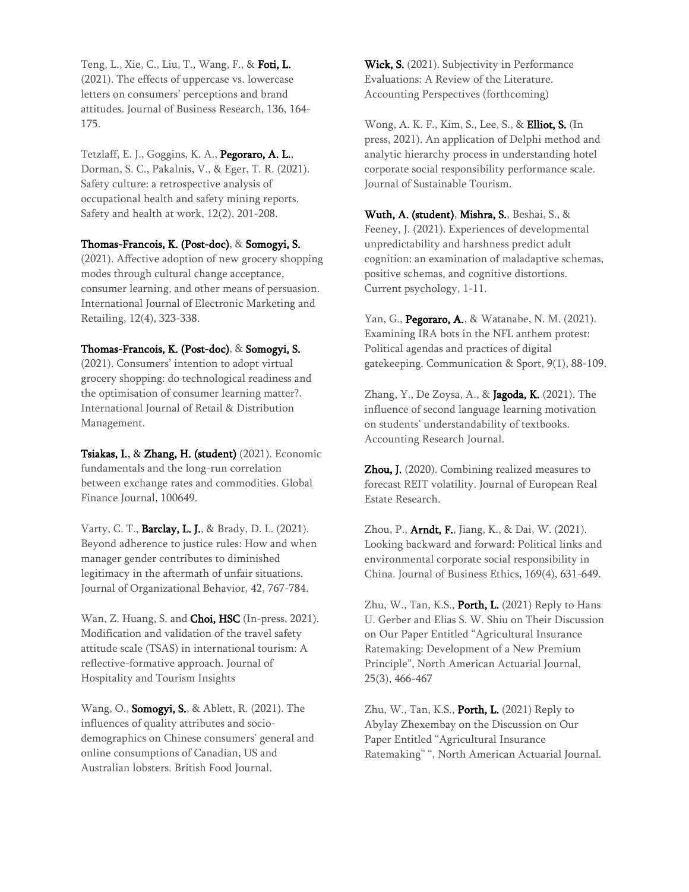Teng, L., Xie, C., Liu, T., Wang, F., & **Foti, L.** (2021). The effects of uppercase vs. lowercase letters on consumers' perceptions and brand attitudes. Journal of Business Research, 136, 164-175.

Tetzlaff, E. J., Goggins, K. A., **Pegoraro, A. L.**, Dorman, S. C., Pakalnis, V., & Eger, T. R. (2021). Safety culture: a retrospective analysis of occupational health and safety mining reports. Safety and health at work, 12(2), 201-208.

**Thomas-Francois, K. (Post-doc)**, & **Somogyi, S.** (2021). Affective adoption of new grocery shopping modes through cultural change acceptance, consumer learning, and other means of persuasion. International Journal of Electronic Marketing and Retailing, 12(4), 323-338.

**Thomas-Francois, K. (Post-doc)**, & **Somogyi, S.** (2021). Consumers' intention to adopt virtual grocery shopping: do technological readiness and the optimisation of consumer learning matter?. International Journal of Retail & Distribution Management.

**Tsiakas, I.**, & **Zhang, H. (student)** (2021). Economic fundamentals and the long-run correlation between exchange rates and commodities. Global Finance Journal, 100649.

Varty, C. T., **Barclay, L. J.**, & Brady, D. L. (2021). Beyond adherence to justice rules: How and when manager gender contributes to diminished legitimacy in the aftermath of unfair situations. Journal of Organizational Behavior, 42, 767-784.

Wan, Z. Huang, S. and **Choi, HSC** (In-press, 2021). Modification and validation of the travel safety attitude scale (TSAS) in international tourism: A reflective-formative approach. Journal of Hospitality and Tourism Insights

Wang, O., **Somogyi, S.**, & Ablett, R. (2021). The influences of quality attributes and socio-demographics on Chinese consumers' general and online consumptions of Canadian, US and Australian lobsters. British Food Journal.

**Wick, S.** (2021). Subjectivity in Performance Evaluations: A Review of the Literature. Accounting Perspectives (forthcoming)

Wong, A. K. F., Kim, S., Lee, S., & **Elliot, S.** (In press, 2021). An application of Delphi method and analytic hierarchy process in understanding hotel corporate social responsibility performance scale. Journal of Sustainable Tourism.

**Wuth, A. (student)**, **Mishra, S.**, Beshai, S., & Feeney, J. (2021). Experiences of developmental unpredictability and harshness predict adult cognition: an examination of maladaptive schemas, positive schemas, and cognitive distortions. Current psychology, 1-11.

Yan, G., **Pegoraro, A.**, & Watanabe, N. M. (2021). Examining IRA bots in the NFL anthem protest: Political agendas and practices of digital gatekeeping. Communication & Sport, 9(1), 88-109.

Zhang, Y., De Zoysa, A., & **Jagoda, K.** (2021). The influence of second language learning motivation on students' understandability of textbooks. Accounting Research Journal.

**Zhou, J.** (2020). Combining realized measures to forecast REIT volatility. Journal of European Real Estate Research.

Zhou, P., **Arndt, F.**, Jiang, K., & Dai, W. (2021). Looking backward and forward: Political links and environmental corporate social responsibility in China. Journal of Business Ethics, 169(4), 631-649.

Zhu, W., Tan, K.S., **Porth, L.** (2021) Reply to Hans U. Gerber and Elias S. W. Shiu on Their Discussion on Our Paper Entitled "Agricultural Insurance Ratemaking: Development of a New Premium Principle", North American Actuarial Journal, 25(3), 466-467

Zhu, W., Tan, K.S., **Porth, L.** (2021) Reply to Abylay Zhexembay on the Discussion on Our Paper Entitled "Agricultural Insurance Ratemaking" ", North American Actuarial Journal.